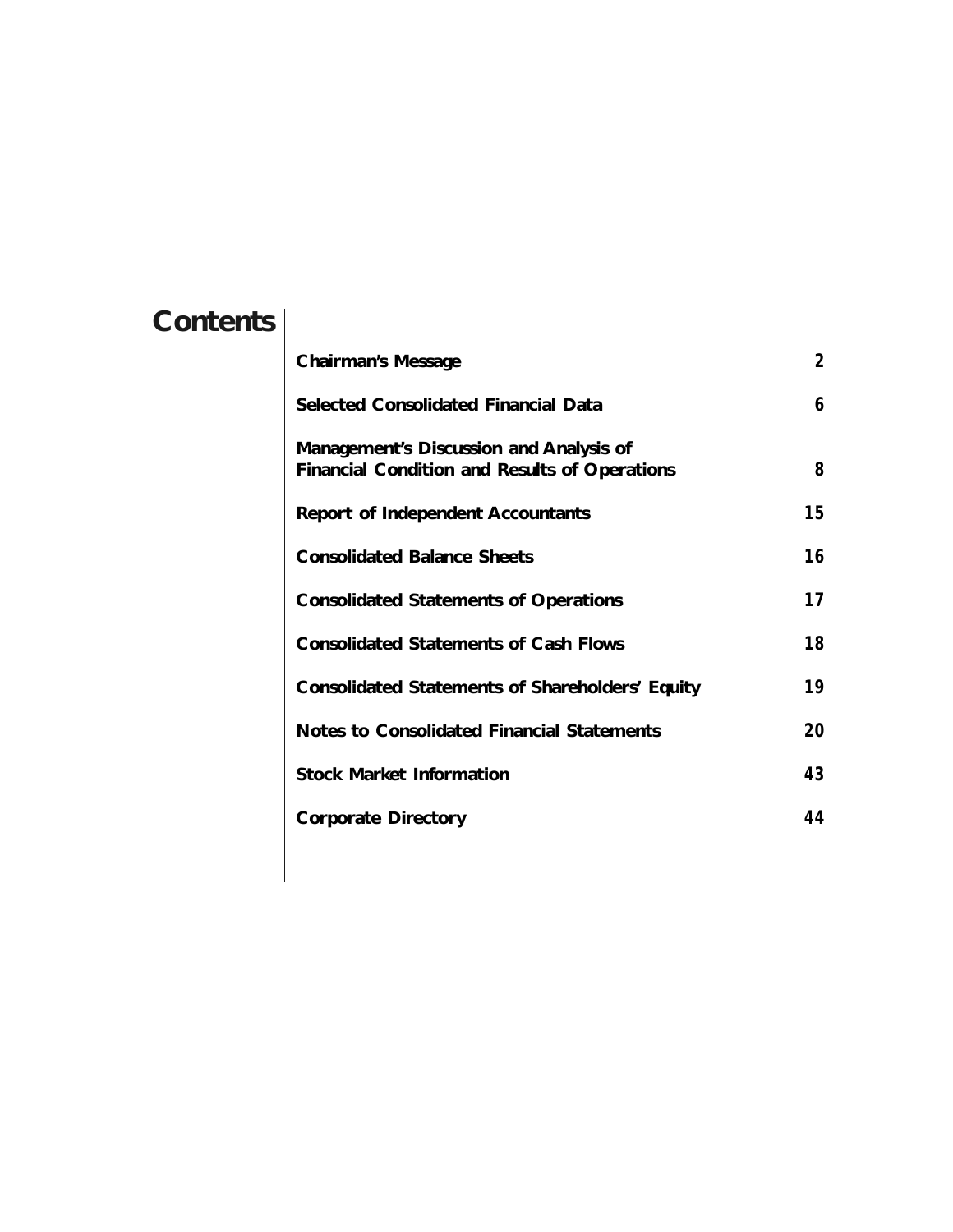# Contents

| | |
|---|---|
| **Chairman's Message** | **2** |
| **Selected Consolidated Financial Data** | **6** |
| **Management's Discussion and Analysis of Financial Condition and Results of Operations** | **8** |
| **Report of Independent Accountants** | **15** |
| **Consolidated Balance Sheets** | **16** |
| **Consolidated Statements of Operations** | **17** |
| **Consolidated Statements of Cash Flows** | **18** |
| **Consolidated Statements of Shareholders' Equity** | **19** |
| **Notes to Consolidated Financial Statements** | **20** |
| **Stock Market Information** | **43** |
| **Corporate Directory** | **44** |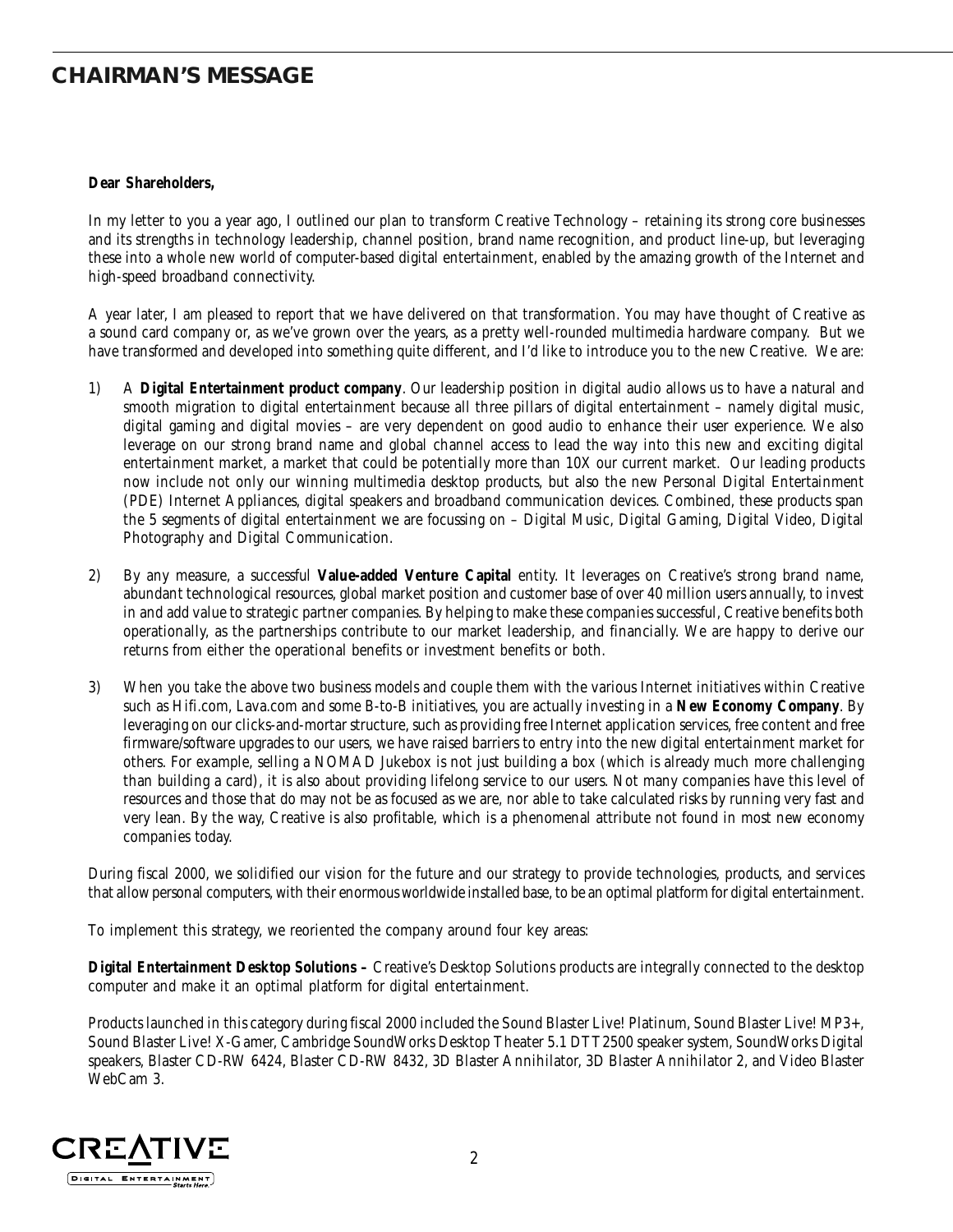# CHAIRMAN'S MESSAGE

**Dear Shareholders,**

In my letter to you a year ago, I outlined our plan to transform Creative Technology – retaining its strong core businesses and its strengths in technology leadership, channel position, brand name recognition, and product line-up, but leveraging these into a whole new world of computer-based digital entertainment, enabled by the amazing growth of the Internet and high-speed broadband connectivity.

A year later, I am pleased to report that we have delivered on that transformation. You may have thought of Creative as a sound card company or, as we've grown over the years, as a pretty well-rounded multimedia hardware company. But we have transformed and developed into something quite different, and I'd like to introduce you to the new Creative. We are:

1) A **Digital Entertainment product company**. Our leadership position in digital audio allows us to have a natural and smooth migration to digital entertainment because all three pillars of digital entertainment – namely digital music, digital gaming and digital movies – are very dependent on good audio to enhance their user experience. We also leverage on our strong brand name and global channel access to lead the way into this new and exciting digital entertainment market, a market that could be potentially more than 10X our current market. Our leading products now include not only our winning multimedia desktop products, but also the new Personal Digital Entertainment (PDE) Internet Appliances, digital speakers and broadband communication devices. Combined, these products span the 5 segments of digital entertainment we are focussing on – Digital Music, Digital Gaming, Digital Video, Digital Photography and Digital Communication.

2) By any measure, a successful **Value-added Venture Capital** entity. It leverages on Creative's strong brand name, abundant technological resources, global market position and customer base of over 40 million users annually, to invest in and add value to strategic partner companies. By helping to make these companies successful, Creative benefits both operationally, as the partnerships contribute to our market leadership, and financially. We are happy to derive our returns from either the operational benefits or investment benefits or both.

3) When you take the above two business models and couple them with the various Internet initiatives within Creative such as Hifi.com, Lava.com and some B-to-B initiatives, you are actually investing in a **New Economy Company**. By leveraging on our clicks-and-mortar structure, such as providing free Internet application services, free content and free firmware/software upgrades to our users, we have raised barriers to entry into the new digital entertainment market for others. For example, selling a NOMAD Jukebox is not just building a box (which is already much more challenging than building a card), it is also about providing lifelong service to our users. Not many companies have this level of resources and those that do may not be as focused as we are, nor able to take calculated risks by running very fast and very lean. By the way, Creative is also profitable, which is a phenomenal attribute not found in most new economy companies today.

During fiscal 2000, we solidified our vision for the future and our strategy to provide technologies, products, and services that allow personal computers, with their enormous worldwide installed base, to be an optimal platform for digital entertainment.

To implement this strategy, we reoriented the company around four key areas:

**Digital Entertainment Desktop Solutions –** Creative's Desktop Solutions products are integrally connected to the desktop computer and make it an optimal platform for digital entertainment.

Products launched in this category during fiscal 2000 included the Sound Blaster Live! Platinum, Sound Blaster Live! MP3+, Sound Blaster Live! X-Gamer, Cambridge SoundWorks Desktop Theater 5.1 DTT2500 speaker system, SoundWorks Digital speakers, Blaster CD-RW 6424, Blaster CD-RW 8432, 3D Blaster Annihilator, 3D Blaster Annihilator 2, and Video Blaster WebCam 3.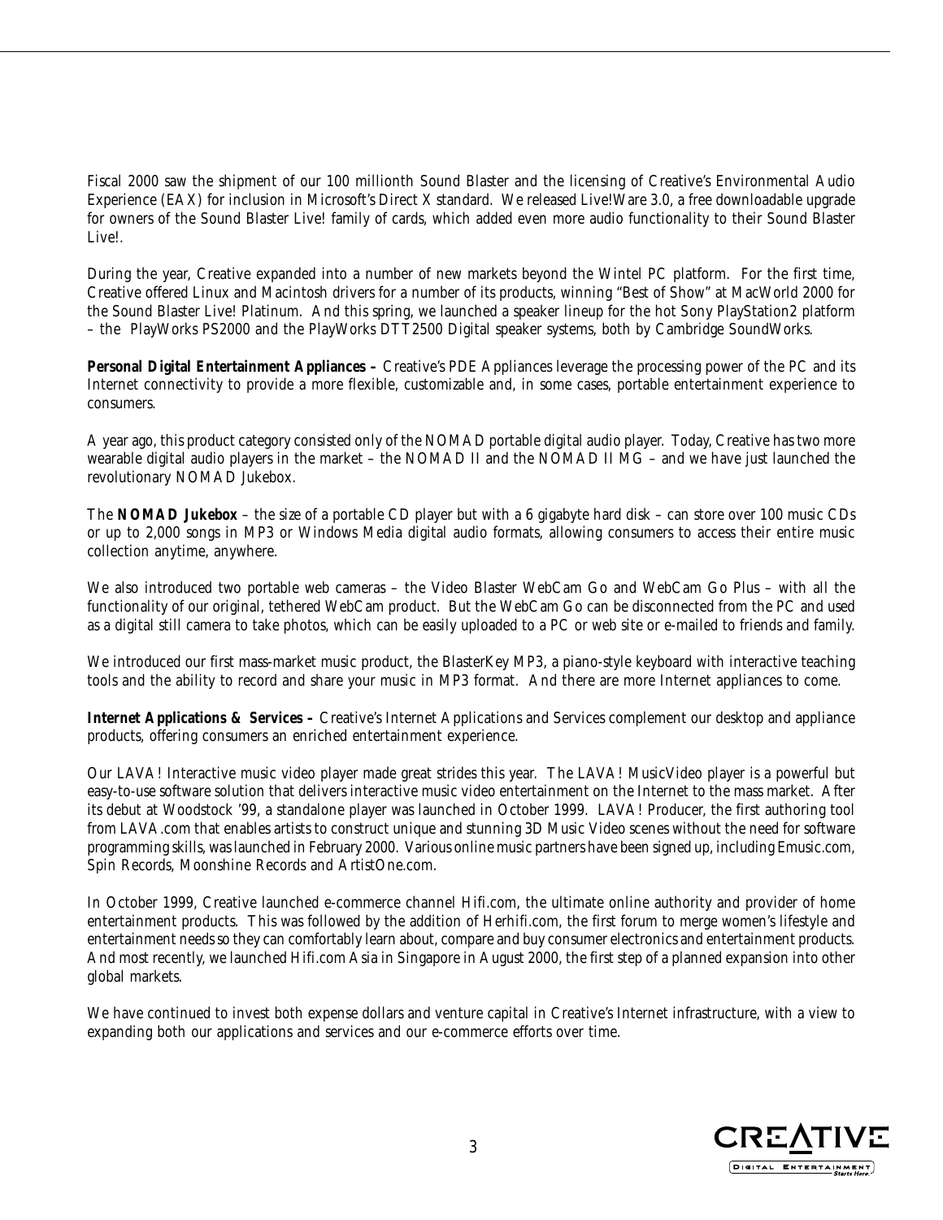Fiscal 2000 saw the shipment of our 100 millionth Sound Blaster and the licensing of Creative's Environmental Audio Experience (EAX) for inclusion in Microsoft's Direct X standard. We released Live!Ware 3.0, a free downloadable upgrade for owners of the Sound Blaster Live! family of cards, which added even more audio functionality to their Sound Blaster Live!.

During the year, Creative expanded into a number of new markets beyond the Wintel PC platform. For the first time, Creative offered Linux and Macintosh drivers for a number of its products, winning "Best of Show" at MacWorld 2000 for the Sound Blaster Live! Platinum. And this spring, we launched a speaker lineup for the hot Sony PlayStation2 platform – the PlayWorks PS2000 and the PlayWorks DTT2500 Digital speaker systems, both by Cambridge SoundWorks.

**Personal Digital Entertainment Appliances –** Creative's PDE Appliances leverage the processing power of the PC and its Internet connectivity to provide a more flexible, customizable and, in some cases, portable entertainment experience to consumers.

A year ago, this product category consisted only of the NOMAD portable digital audio player. Today, Creative has two more wearable digital audio players in the market – the NOMAD II and the NOMAD II MG – and we have just launched the revolutionary NOMAD Jukebox.

The **NOMAD Jukebox** – the size of a portable CD player but with a 6 gigabyte hard disk – can store over 100 music CDs or up to 2,000 songs in MP3 or Windows Media digital audio formats, allowing consumers to access their entire music collection anytime, anywhere.

We also introduced two portable web cameras – the Video Blaster WebCam Go and WebCam Go Plus – with all the functionality of our original, tethered WebCam product. But the WebCam Go can be disconnected from the PC and used as a digital still camera to take photos, which can be easily uploaded to a PC or web site or e-mailed to friends and family.

We introduced our first mass-market music product, the BlasterKey MP3, a piano-style keyboard with interactive teaching tools and the ability to record and share your music in MP3 format. And there are more Internet appliances to come.

**Internet Applications & Services –** Creative's Internet Applications and Services complement our desktop and appliance products, offering consumers an enriched entertainment experience.

Our LAVA! Interactive music video player made great strides this year. The LAVA! MusicVideo player is a powerful but easy-to-use software solution that delivers interactive music video entertainment on the Internet to the mass market. After its debut at Woodstock '99, a standalone player was launched in October 1999. LAVA! Producer, the first authoring tool from LAVA.com that enables artists to construct unique and stunning 3D Music Video scenes without the need for software programming skills, was launched in February 2000. Various online music partners have been signed up, including Emusic.com, Spin Records, Moonshine Records and ArtistOne.com.

In October 1999, Creative launched e-commerce channel Hifi.com, the ultimate online authority and provider of home entertainment products. This was followed by the addition of Herhifi.com, the first forum to merge women's lifestyle and entertainment needs so they can comfortably learn about, compare and buy consumer electronics and entertainment products. And most recently, we launched Hifi.com Asia in Singapore in August 2000, the first step of a planned expansion into other global markets.

We have continued to invest both expense dollars and venture capital in Creative's Internet infrastructure, with a view to expanding both our applications and services and our e-commerce efforts over time.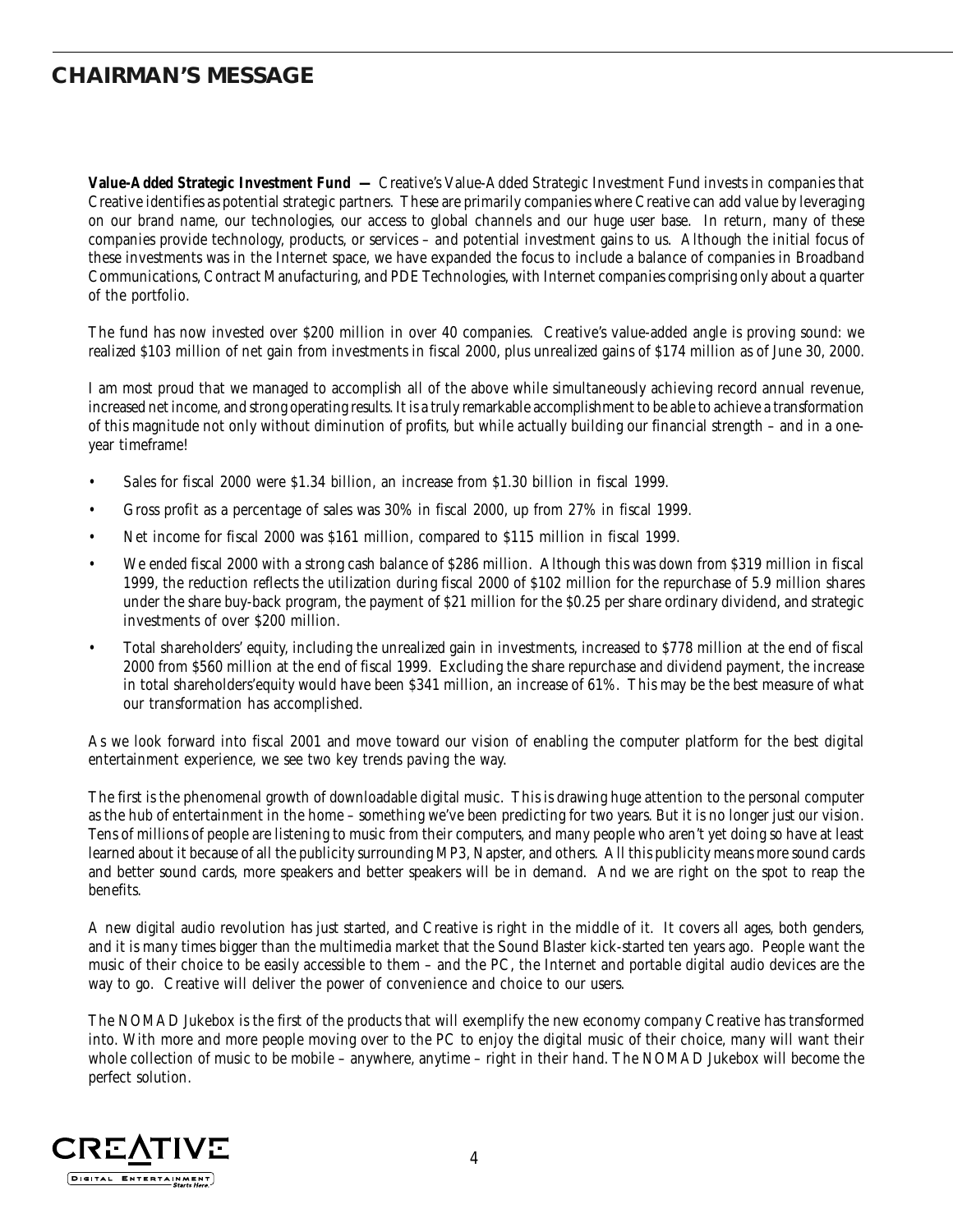## CHAIRMAN'S MESSAGE

**Value-Added Strategic Investment Fund —** Creative's Value-Added Strategic Investment Fund invests in companies that Creative identifies as potential strategic partners. These are primarily companies where Creative can add value by leveraging on our brand name, our technologies, our access to global channels and our huge user base. In return, many of these companies provide technology, products, or services – and potential investment gains to us. Although the initial focus of these investments was in the Internet space, we have expanded the focus to include a balance of companies in Broadband Communications, Contract Manufacturing, and PDE Technologies, with Internet companies comprising only about a quarter of the portfolio.

The fund has now invested over $200 million in over 40 companies. Creative's value-added angle is proving sound: we realized $103 million of net gain from investments in fiscal 2000, plus unrealized gains of $174 million as of June 30, 2000.

I am most proud that we managed to accomplish all of the above while simultaneously achieving record annual revenue, increased net income, and strong operating results. It is a truly remarkable accomplishment to be able to achieve a transformation of this magnitude not only without diminution of profits, but while actually building our financial strength – and in a one-year timeframe!

- Sales for fiscal 2000 were $1.34 billion, an increase from $1.30 billion in fiscal 1999.
- Gross profit as a percentage of sales was 30% in fiscal 2000, up from 27% in fiscal 1999.
- Net income for fiscal 2000 was $161 million, compared to $115 million in fiscal 1999.
- We ended fiscal 2000 with a strong cash balance of $286 million. Although this was down from $319 million in fiscal 1999, the reduction reflects the utilization during fiscal 2000 of $102 million for the repurchase of 5.9 million shares under the share buy-back program, the payment of $21 million for the $0.25 per share ordinary dividend, and strategic investments of over $200 million.
- Total shareholders' equity, including the unrealized gain in investments, increased to $778 million at the end of fiscal 2000 from $560 million at the end of fiscal 1999. Excluding the share repurchase and dividend payment, the increase in total shareholders'equity would have been $341 million, an increase of 61%. This may be the best measure of what our transformation has accomplished.

As we look forward into fiscal 2001 and move toward our vision of enabling the computer platform for the best digital entertainment experience, we see two key trends paving the way.

The first is the phenomenal growth of downloadable digital music. This is drawing huge attention to the personal computer as the hub of entertainment in the home – something we've been predicting for two years. But it is no longer just *our* vision. Tens of millions of people are listening to music from their computers, and many people who aren't yet doing so have at least learned about it because of all the publicity surrounding MP3, Napster, and others. All this publicity means more sound cards and better sound cards, more speakers and better speakers will be in demand. And we are right on the spot to reap the benefits.

A new digital audio revolution has just started, and Creative is right in the middle of it. It covers all ages, both genders, and it is many times bigger than the multimedia market that the Sound Blaster kick-started ten years ago. People want the music of their choice to be easily accessible to them – and the PC, the Internet and portable digital audio devices are the way to go. Creative will deliver the power of convenience and choice to our users.

The NOMAD Jukebox is the first of the products that will exemplify the new economy company Creative has transformed into. With more and more people moving over to the PC to enjoy the digital music of their choice, many will want their whole collection of music to be mobile – anywhere, anytime – right in their hand. The NOMAD Jukebox will become the perfect solution.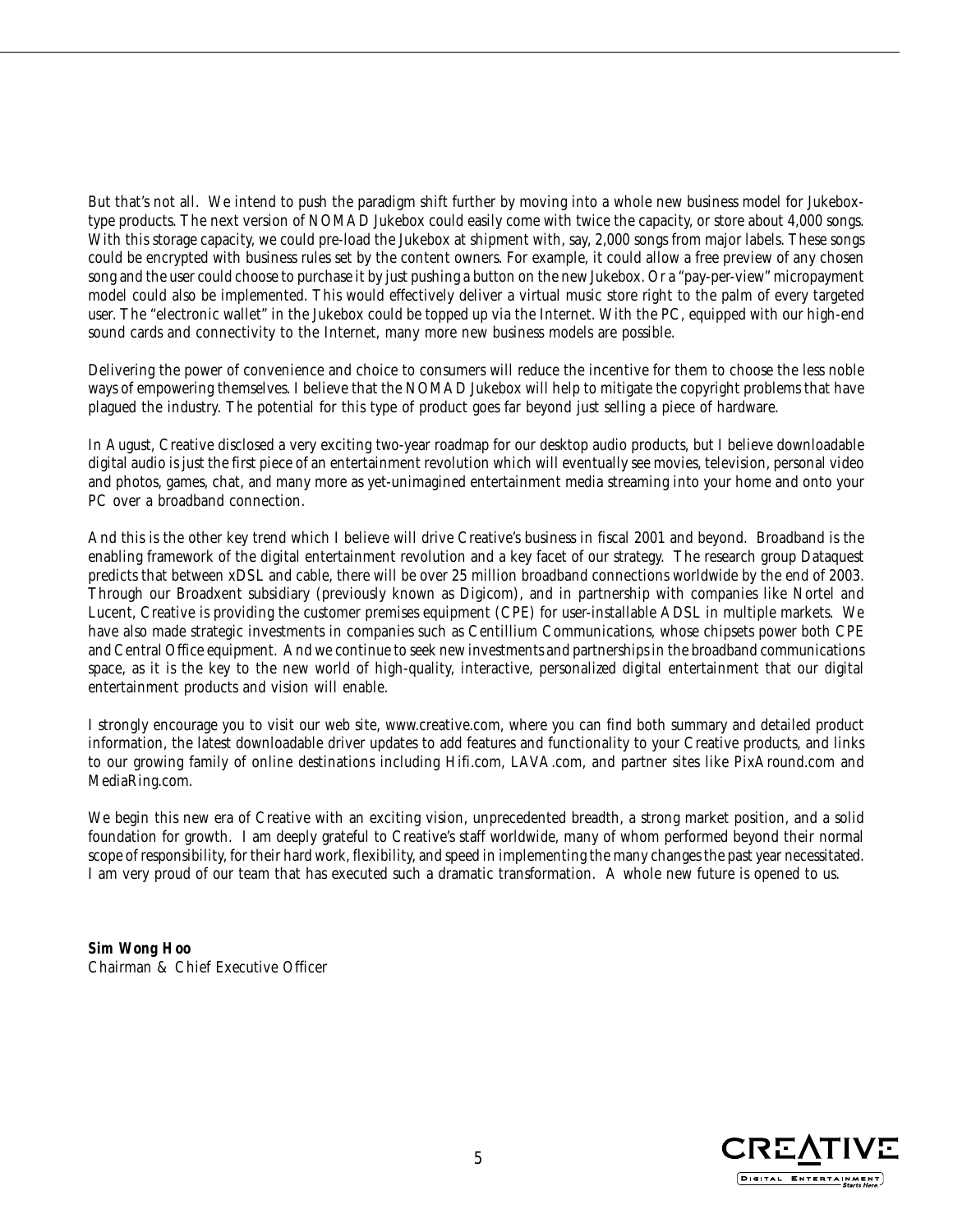But that's not all. We intend to push the paradigm shift further by moving into a whole new business model for Jukebox-type products. The next version of NOMAD Jukebox could easily come with twice the capacity, or store about 4,000 songs. With this storage capacity, we could pre-load the Jukebox at shipment with, say, 2,000 songs from major labels. These songs could be encrypted with business rules set by the content owners. For example, it could allow a free preview of any chosen song and the user could choose to purchase it by just pushing a button on the new Jukebox. Or a "pay-per-view" micropayment model could also be implemented. This would effectively deliver a virtual music store right to the palm of every targeted user. The "electronic wallet" in the Jukebox could be topped up via the Internet. With the PC, equipped with our high-end sound cards and connectivity to the Internet, many more new business models are possible.

Delivering the power of convenience and choice to consumers will reduce the incentive for them to choose the less noble ways of empowering themselves. I believe that the NOMAD Jukebox will help to mitigate the copyright problems that have plagued the industry. The potential for this type of product goes far beyond just selling a piece of hardware.

In August, Creative disclosed a very exciting two-year roadmap for our desktop audio products, but I believe downloadable digital audio is just the first piece of an entertainment revolution which will eventually see movies, television, personal video and photos, games, chat, and many more as yet-unimagined entertainment media streaming into your home and onto your PC over a broadband connection.

And this is the other key trend which I believe will drive Creative's business in fiscal 2001 and beyond. Broadband is the enabling framework of the digital entertainment revolution and a key facet of our strategy. The research group Dataquest predicts that between xDSL and cable, there will be over 25 million broadband connections worldwide by the end of 2003. Through our Broadxent subsidiary (previously known as Digicom), and in partnership with companies like Nortel and Lucent, Creative is providing the customer premises equipment (CPE) for user-installable ADSL in multiple markets. We have also made strategic investments in companies such as Centillium Communications, whose chipsets power both CPE and Central Office equipment. And we continue to seek new investments and partnerships in the broadband communications space, as it is the key to the new world of high-quality, interactive, personalized digital entertainment that our digital entertainment products and vision will enable.

I strongly encourage you to visit our web site, www.creative.com, where you can find both summary and detailed product information, the latest downloadable driver updates to add features and functionality to your Creative products, and links to our growing family of online destinations including Hifi.com, LAVA.com, and partner sites like PixAround.com and MediaRing.com.

We begin this new era of Creative with an exciting vision, unprecedented breadth, a strong market position, and a solid foundation for growth. I am deeply grateful to Creative's staff worldwide, many of whom performed beyond their normal scope of responsibility, for their hard work, flexibility, and speed in implementing the many changes the past year necessitated. I am very proud of our team that has executed such a dramatic transformation. A whole new future is opened to us.

**Sim Wong Hoo**
Chairman & Chief Executive Officer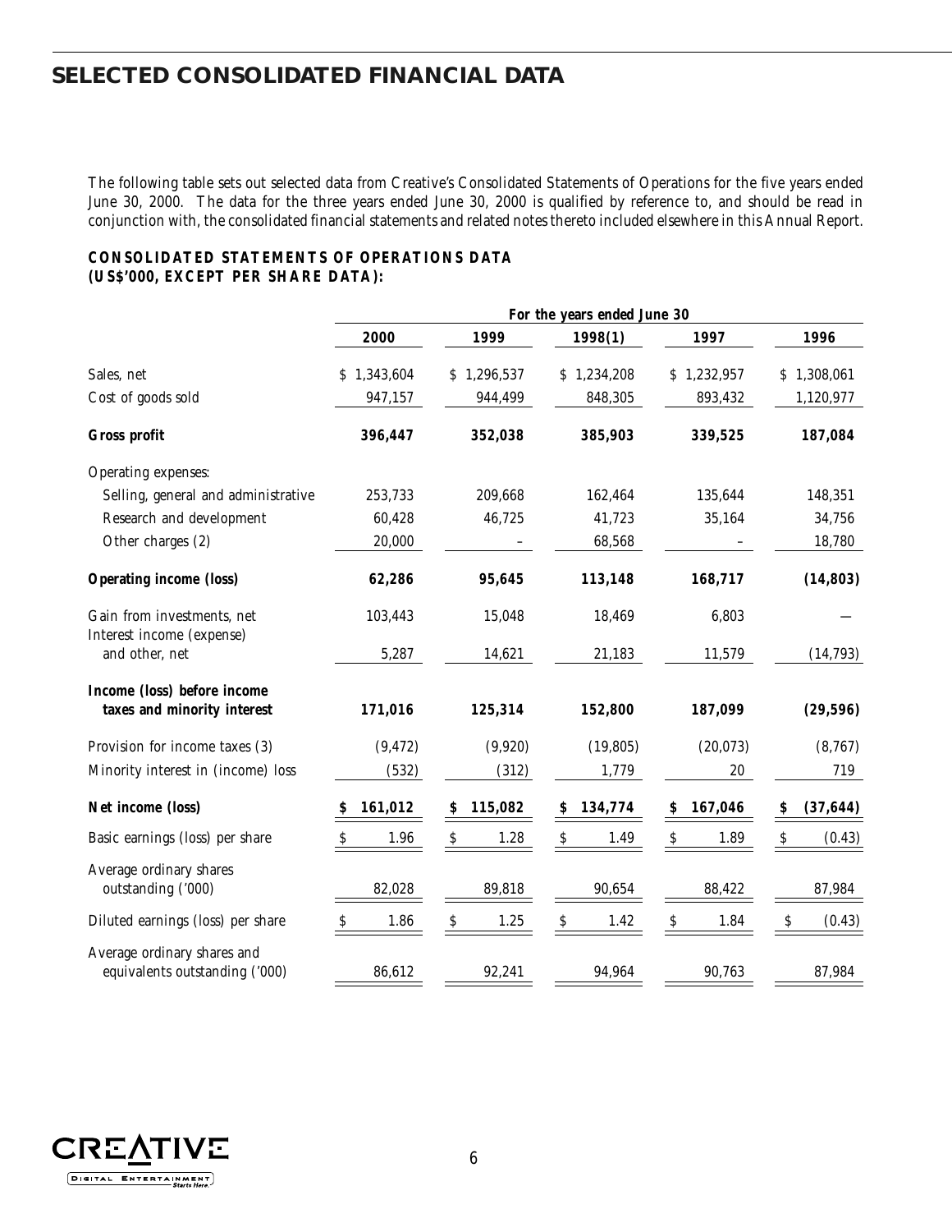## SELECTED CONSOLIDATED FINANCIAL DATA

The following table sets out selected data from Creative's Consolidated Statements of Operations for the five years ended June 30, 2000. The data for the three years ended June 30, 2000 is qualified by reference to, and should be read in conjunction with, the consolidated financial statements and related notes thereto included elsewhere in this Annual Report.

**CONSOLIDATED STATEMENTS OF OPERATIONS DATA (US$'000, EXCEPT PER SHARE DATA):**

| | For the years ended June 30 | | | | |
|---|---|---|---|---|---|
| | **2000** | **1999** | **1998(1)** | **1997** | **1996** |
| Sales, net | $ 1,343,604 | $ 1,296,537 | $ 1,234,208 | $ 1,232,957 | $ 1,308,061 |
| Cost of goods sold | 947,157 | 944,499 | 848,305 | 893,432 | 1,120,977 |
| **Gross profit** | **396,447** | **352,038** | **385,903** | **339,525** | **187,084** |
| Operating expenses: | | | | | |
| Selling, general and administrative | 253,733 | 209,668 | 162,464 | 135,644 | 148,351 |
| Research and development | 60,428 | 46,725 | 41,723 | 35,164 | 34,756 |
| Other charges (2) | 20,000 | – | 68,568 | – | 18,780 |
| **Operating income (loss)** | **62,286** | **95,645** | **113,148** | **168,717** | **(14,803)** |
| Gain from investments, net | 103,443 | 15,048 | 18,469 | 6,803 | — |
| Interest income (expense) and other, net | 5,287 | 14,621 | 21,183 | 11,579 | (14,793) |
| **Income (loss) before income taxes and minority interest** | **171,016** | **125,314** | **152,800** | **187,099** | **(29,596)** |
| Provision for income taxes (3) | (9,472) | (9,920) | (19,805) | (20,073) | (8,767) |
| Minority interest in (income) loss | (532) | (312) | 1,779 | 20 | 719 |
| **Net income (loss)** | **$ 161,012** | **$ 115,082** | **$ 134,774** | **$ 167,046** | **$ (37,644)** |
| Basic earnings (loss) per share | $ 1.96 | $ 1.28 | $ 1.49 | $ 1.89 | $ (0.43) |
| Average ordinary shares outstanding ('000) | 82,028 | 89,818 | 90,654 | 88,422 | 87,984 |
| Diluted earnings (loss) per share | $ 1.86 | $ 1.25 | $ 1.42 | $ 1.84 | $ (0.43) |
| Average ordinary shares and equivalents outstanding ('000) | 86,612 | 92,241 | 94,964 | 90,763 | 87,984 |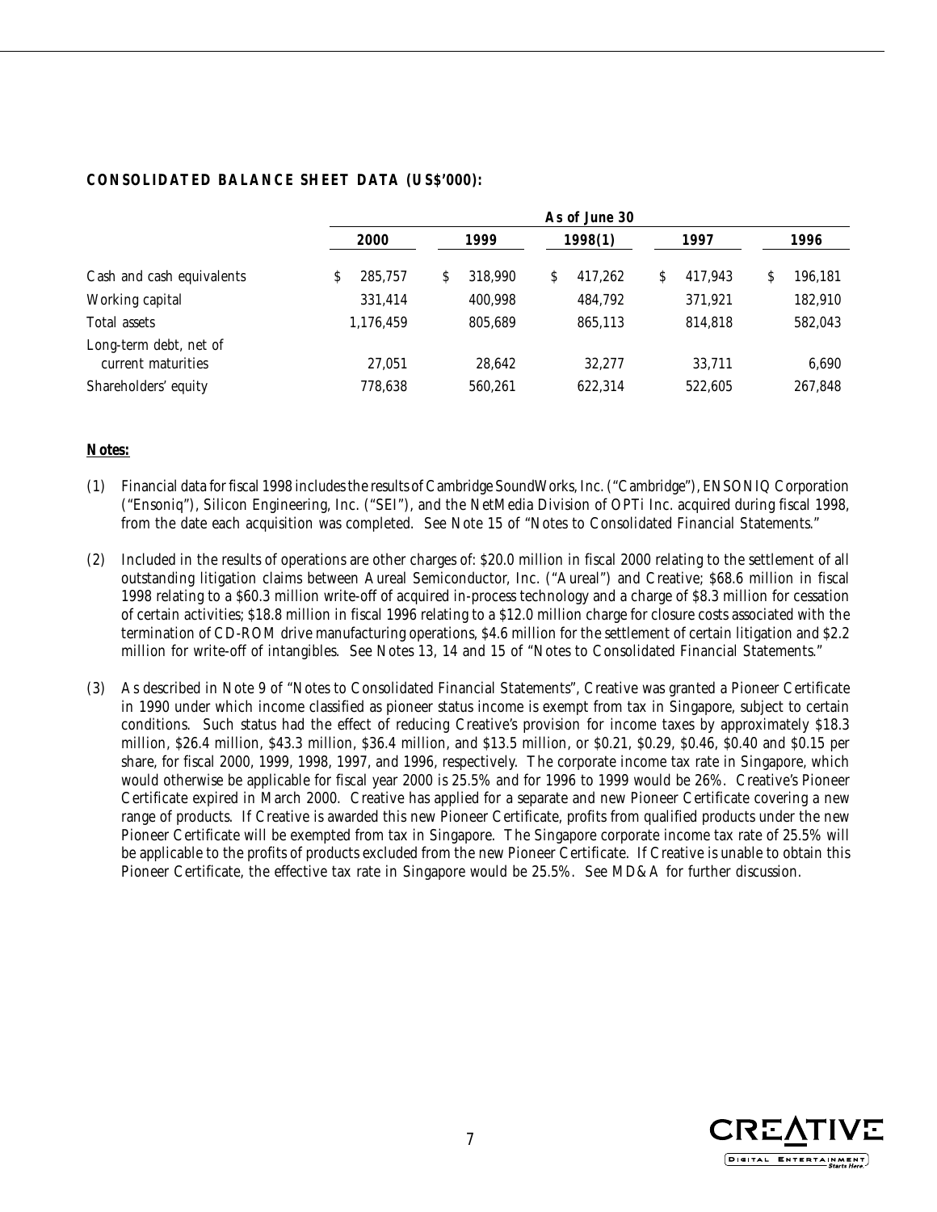**CONSOLIDATED BALANCE SHEET DATA (US$'000):**

| | As of June 30 | | | | |
|---|---|---|---|---|---|
| | 2000 | 1999 | 1998(1) | 1997 | 1996 |
| Cash and cash equivalents | $ 285,757 | $ 318,990 | $ 417,262 | $ 417,943 | $ 196,181 |
| Working capital | 331,414 | 400,998 | 484,792 | 371,921 | 182,910 |
| Total assets | 1,176,459 | 805,689 | 865,113 | 814,818 | 582,043 |
| Long-term debt, net of current maturities | 27,051 | 28,642 | 32,277 | 33,711 | 6,690 |
| Shareholders' equity | 778,638 | 560,261 | 622,314 | 522,605 | 267,848 |

**Notes:**

(1) Financial data for fiscal 1998 includes the results of Cambridge SoundWorks, Inc. ("Cambridge"), ENSONIQ Corporation ("Ensoniq"), Silicon Engineering, Inc. ("SEI"), and the NetMedia Division of OPTi Inc. acquired during fiscal 1998, from the date each acquisition was completed. See Note 15 of "Notes to Consolidated Financial Statements."

(2) Included in the results of operations are other charges of: $20.0 million in fiscal 2000 relating to the settlement of all outstanding litigation claims between Aureal Semiconductor, Inc. ("Aureal") and Creative; $68.6 million in fiscal 1998 relating to a $60.3 million write-off of acquired in-process technology and a charge of $8.3 million for cessation of certain activities; $18.8 million in fiscal 1996 relating to a $12.0 million charge for closure costs associated with the termination of CD-ROM drive manufacturing operations, $4.6 million for the settlement of certain litigation and $2.2 million for write-off of intangibles. See Notes 13, 14 and 15 of "Notes to Consolidated Financial Statements."

(3) As described in Note 9 of "Notes to Consolidated Financial Statements", Creative was granted a Pioneer Certificate in 1990 under which income classified as pioneer status income is exempt from tax in Singapore, subject to certain conditions. Such status had the effect of reducing Creative's provision for income taxes by approximately $18.3 million, $26.4 million, $43.3 million, $36.4 million, and $13.5 million, or $0.21, $0.29, $0.46, $0.40 and $0.15 per share, for fiscal 2000, 1999, 1998, 1997, and 1996, respectively. The corporate income tax rate in Singapore, which would otherwise be applicable for fiscal year 2000 is 25.5% and for 1996 to 1999 would be 26%. Creative's Pioneer Certificate expired in March 2000. Creative has applied for a separate and new Pioneer Certificate covering a new range of products. If Creative is awarded this new Pioneer Certificate, profits from qualified products under the new Pioneer Certificate will be exempted from tax in Singapore. The Singapore corporate income tax rate of 25.5% will be applicable to the profits of products excluded from the new Pioneer Certificate. If Creative is unable to obtain this Pioneer Certificate, the effective tax rate in Singapore would be 25.5%. See MD&A for further discussion.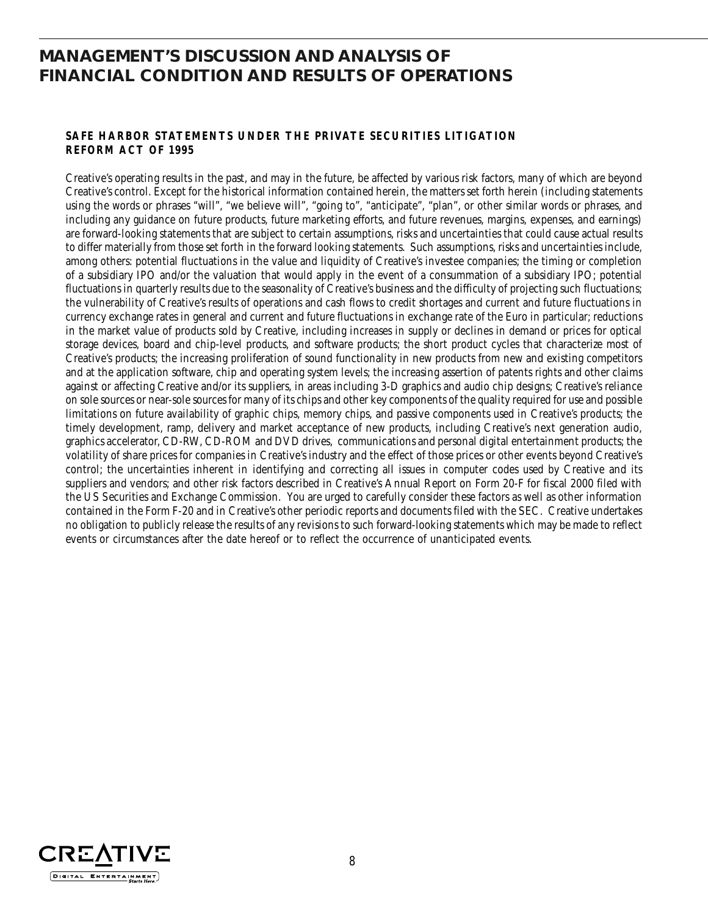# MANAGEMENT'S DISCUSSION AND ANALYSIS OF FINANCIAL CONDITION AND RESULTS OF OPERATIONS

### SAFE HARBOR STATEMENTS UNDER THE PRIVATE SECURITIES LITIGATION REFORM ACT OF 1995

Creative's operating results in the past, and may in the future, be affected by various risk factors, many of which are beyond Creative's control. Except for the historical information contained herein, the matters set forth herein (including statements using the words or phrases "will", "we believe will", "going to", "anticipate", "plan", or other similar words or phrases, and including any guidance on future products, future marketing efforts, and future revenues, margins, expenses, and earnings) are forward-looking statements that are subject to certain assumptions, risks and uncertainties that could cause actual results to differ materially from those set forth in the forward looking statements. Such assumptions, risks and uncertainties include, among others: potential fluctuations in the value and liquidity of Creative's investee companies; the timing or completion of a subsidiary IPO and/or the valuation that would apply in the event of a consummation of a subsidiary IPO; potential fluctuations in quarterly results due to the seasonality of Creative's business and the difficulty of projecting such fluctuations; the vulnerability of Creative's results of operations and cash flows to credit shortages and current and future fluctuations in currency exchange rates in general and current and future fluctuations in exchange rate of the Euro in particular; reductions in the market value of products sold by Creative, including increases in supply or declines in demand or prices for optical storage devices, board and chip-level products, and software products; the short product cycles that characterize most of Creative's products; the increasing proliferation of sound functionality in new products from new and existing competitors and at the application software, chip and operating system levels; the increasing assertion of patents rights and other claims against or affecting Creative and/or its suppliers, in areas including 3-D graphics and audio chip designs; Creative's reliance on sole sources or near-sole sources for many of its chips and other key components of the quality required for use and possible limitations on future availability of graphic chips, memory chips, and passive components used in Creative's products; the timely development, ramp, delivery and market acceptance of new products, including Creative's next generation audio, graphics accelerator, CD-RW, CD-ROM and DVD drives, communications and personal digital entertainment products; the volatility of share prices for companies in Creative's industry and the effect of those prices or other events beyond Creative's control; the uncertainties inherent in identifying and correcting all issues in computer codes used by Creative and its suppliers and vendors; and other risk factors described in Creative's Annual Report on Form 20-F for fiscal 2000 filed with the US Securities and Exchange Commission. You are urged to carefully consider these factors as well as other information contained in the Form F-20 and in Creative's other periodic reports and documents filed with the SEC. Creative undertakes no obligation to publicly release the results of any revisions to such forward-looking statements which may be made to reflect events or circumstances after the date hereof or to reflect the occurrence of unanticipated events.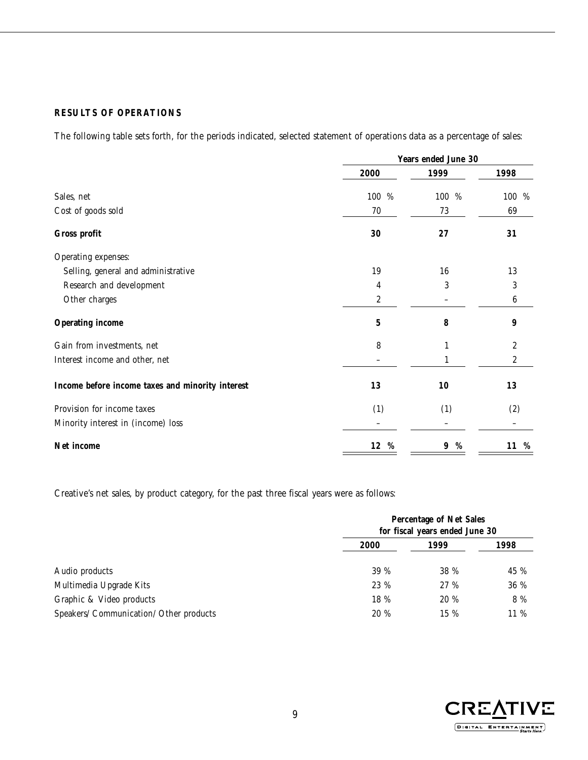### RESULTS OF OPERATIONS

The following table sets forth, for the periods indicated, selected statement of operations data as a percentage of sales:

| | Years ended June 30 | | |
|---|---|---|---|
| | 2000 | 1999 | 1998 |
| Sales, net | 100 % | 100 % | 100 % |
| Cost of goods sold | 70 | 73 | 69 |
| **Gross profit** | **30** | **27** | **31** |
| Operating expenses: | | | |
| Selling, general and administrative | 19 | 16 | 13 |
| Research and development | 4 | 3 | 3 |
| Other charges | 2 | – | 6 |
| **Operating income** | **5** | **8** | **9** |
| Gain from investments, net | 8 | 1 | 2 |
| Interest income and other, net | – | 1 | 2 |
| **Income before income taxes and minority interest** | **13** | **10** | **13** |
| Provision for income taxes | (1) | (1) | (2) |
| Minority interest in (income) loss | – | – | – |
| **Net income** | **12 %** | **9 %** | **11 %** |

Creative's net sales, by product category, for the past three fiscal years were as follows:

| | Percentage of Net Sales for fiscal years ended June 30 | | |
|---|---|---|---|
| | 2000 | 1999 | 1998 |
| Audio products | 39 % | 38 % | 45 % |
| Multimedia Upgrade Kits | 23 % | 27 % | 36 % |
| Graphic & Video products | 18 % | 20 % | 8 % |
| Speakers/ Communication/ Other products | 20 % | 15 % | 11 % |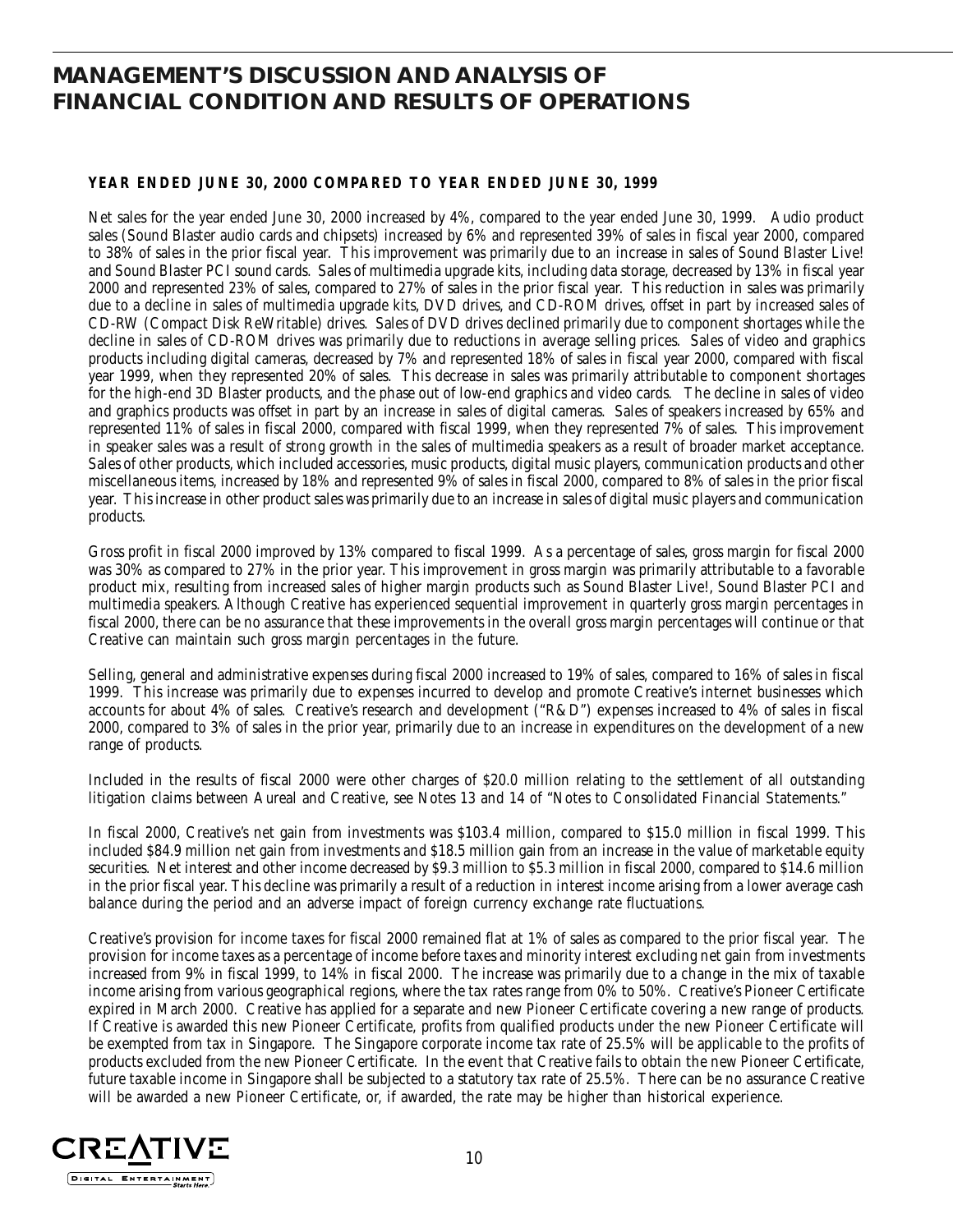# MANAGEMENT'S DISCUSSION AND ANALYSIS OF FINANCIAL CONDITION AND RESULTS OF OPERATIONS

### YEAR ENDED JUNE 30, 2000 COMPARED TO YEAR ENDED JUNE 30, 1999

Net sales for the year ended June 30, 2000 increased by 4%, compared to the year ended June 30, 1999. Audio product sales (Sound Blaster audio cards and chipsets) increased by 6% and represented 39% of sales in fiscal year 2000, compared to 38% of sales in the prior fiscal year. This improvement was primarily due to an increase in sales of Sound Blaster Live! and Sound Blaster PCI sound cards. Sales of multimedia upgrade kits, including data storage, decreased by 13% in fiscal year 2000 and represented 23% of sales, compared to 27% of sales in the prior fiscal year. This reduction in sales was primarily due to a decline in sales of multimedia upgrade kits, DVD drives, and CD-ROM drives, offset in part by increased sales of CD-RW (Compact Disk ReWritable) drives. Sales of DVD drives declined primarily due to component shortages while the decline in sales of CD-ROM drives was primarily due to reductions in average selling prices. Sales of video and graphics products including digital cameras, decreased by 7% and represented 18% of sales in fiscal year 2000, compared with fiscal year 1999, when they represented 20% of sales. This decrease in sales was primarily attributable to component shortages for the high-end 3D Blaster products, and the phase out of low-end graphics and video cards. The decline in sales of video and graphics products was offset in part by an increase in sales of digital cameras. Sales of speakers increased by 65% and represented 11% of sales in fiscal 2000, compared with fiscal 1999, when they represented 7% of sales. This improvement in speaker sales was a result of strong growth in the sales of multimedia speakers as a result of broader market acceptance. Sales of other products, which included accessories, music products, digital music players, communication products and other miscellaneous items, increased by 18% and represented 9% of sales in fiscal 2000, compared to 8% of sales in the prior fiscal year. This increase in other product sales was primarily due to an increase in sales of digital music players and communication products.

Gross profit in fiscal 2000 improved by 13% compared to fiscal 1999. As a percentage of sales, gross margin for fiscal 2000 was 30% as compared to 27% in the prior year. This improvement in gross margin was primarily attributable to a favorable product mix, resulting from increased sales of higher margin products such as Sound Blaster Live!, Sound Blaster PCI and multimedia speakers. Although Creative has experienced sequential improvement in quarterly gross margin percentages in fiscal 2000, there can be no assurance that these improvements in the overall gross margin percentages will continue or that Creative can maintain such gross margin percentages in the future.

Selling, general and administrative expenses during fiscal 2000 increased to 19% of sales, compared to 16% of sales in fiscal 1999. This increase was primarily due to expenses incurred to develop and promote Creative's internet businesses which accounts for about 4% of sales. Creative's research and development ("R&D") expenses increased to 4% of sales in fiscal 2000, compared to 3% of sales in the prior year, primarily due to an increase in expenditures on the development of a new range of products.

Included in the results of fiscal 2000 were other charges of $20.0 million relating to the settlement of all outstanding litigation claims between Aureal and Creative, see Notes 13 and 14 of "Notes to Consolidated Financial Statements."

In fiscal 2000, Creative's net gain from investments was $103.4 million, compared to $15.0 million in fiscal 1999. This included $84.9 million net gain from investments and $18.5 million gain from an increase in the value of marketable equity securities. Net interest and other income decreased by $9.3 million to $5.3 million in fiscal 2000, compared to $14.6 million in the prior fiscal year. This decline was primarily a result of a reduction in interest income arising from a lower average cash balance during the period and an adverse impact of foreign currency exchange rate fluctuations.

Creative's provision for income taxes for fiscal 2000 remained flat at 1% of sales as compared to the prior fiscal year. The provision for income taxes as a percentage of income before taxes and minority interest excluding net gain from investments increased from 9% in fiscal 1999, to 14% in fiscal 2000. The increase was primarily due to a change in the mix of taxable income arising from various geographical regions, where the tax rates range from 0% to 50%. Creative's Pioneer Certificate expired in March 2000. Creative has applied for a separate and new Pioneer Certificate covering a new range of products. If Creative is awarded this new Pioneer Certificate, profits from qualified products under the new Pioneer Certificate will be exempted from tax in Singapore. The Singapore corporate income tax rate of 25.5% will be applicable to the profits of products excluded from the new Pioneer Certificate. In the event that Creative fails to obtain the new Pioneer Certificate, future taxable income in Singapore shall be subjected to a statutory tax rate of 25.5%. There can be no assurance Creative will be awarded a new Pioneer Certificate, or, if awarded, the rate may be higher than historical experience.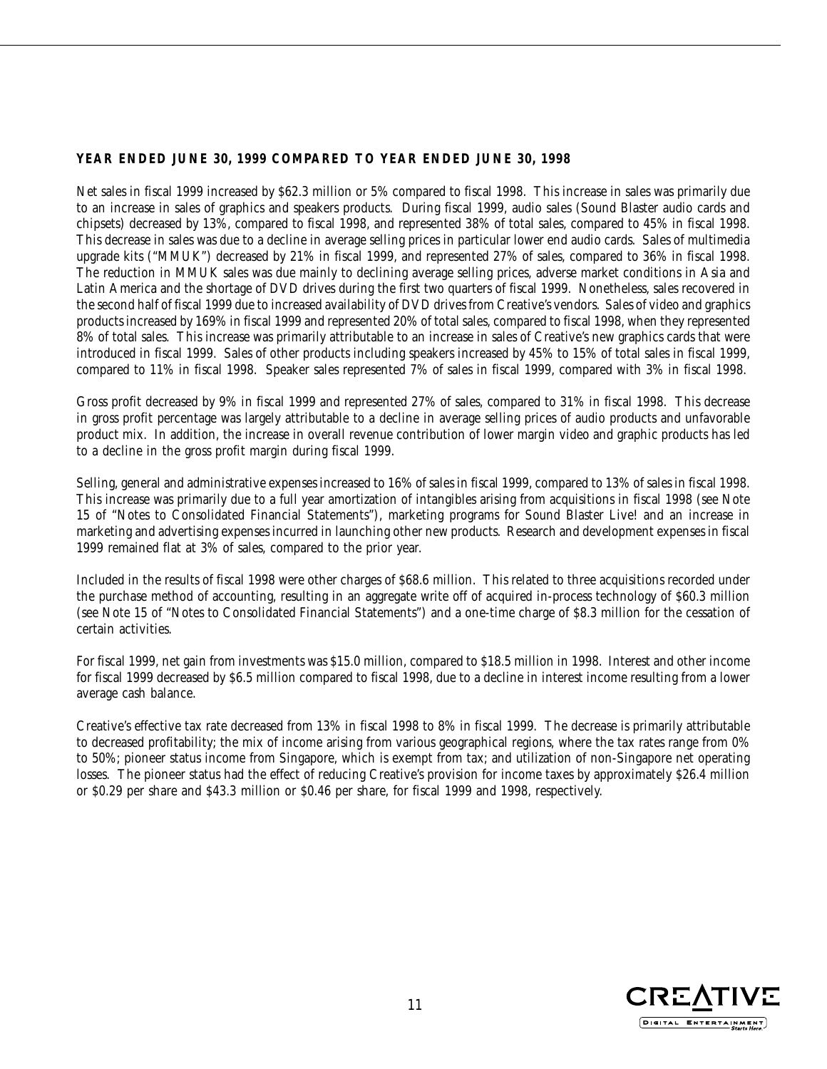### YEAR ENDED JUNE 30, 1999 COMPARED TO YEAR ENDED JUNE 30, 1998

Net sales in fiscal 1999 increased by $62.3 million or 5% compared to fiscal 1998. This increase in sales was primarily due to an increase in sales of graphics and speakers products. During fiscal 1999, audio sales (Sound Blaster audio cards and chipsets) decreased by 13%, compared to fiscal 1998, and represented 38% of total sales, compared to 45% in fiscal 1998. This decrease in sales was due to a decline in average selling prices in particular lower end audio cards. Sales of multimedia upgrade kits ("MMUK") decreased by 21% in fiscal 1999, and represented 27% of sales, compared to 36% in fiscal 1998. The reduction in MMUK sales was due mainly to declining average selling prices, adverse market conditions in Asia and Latin America and the shortage of DVD drives during the first two quarters of fiscal 1999. Nonetheless, sales recovered in the second half of fiscal 1999 due to increased availability of DVD drives from Creative's vendors. Sales of video and graphics products increased by 169% in fiscal 1999 and represented 20% of total sales, compared to fiscal 1998, when they represented 8% of total sales. This increase was primarily attributable to an increase in sales of Creative's new graphics cards that were introduced in fiscal 1999. Sales of other products including speakers increased by 45% to 15% of total sales in fiscal 1999, compared to 11% in fiscal 1998. Speaker sales represented 7% of sales in fiscal 1999, compared with 3% in fiscal 1998.

Gross profit decreased by 9% in fiscal 1999 and represented 27% of sales, compared to 31% in fiscal 1998. This decrease in gross profit percentage was largely attributable to a decline in average selling prices of audio products and unfavorable product mix. In addition, the increase in overall revenue contribution of lower margin video and graphic products has led to a decline in the gross profit margin during fiscal 1999.

Selling, general and administrative expenses increased to 16% of sales in fiscal 1999, compared to 13% of sales in fiscal 1998. This increase was primarily due to a full year amortization of intangibles arising from acquisitions in fiscal 1998 (see Note 15 of "Notes to Consolidated Financial Statements"), marketing programs for Sound Blaster Live! and an increase in marketing and advertising expenses incurred in launching other new products. Research and development expenses in fiscal 1999 remained flat at 3% of sales, compared to the prior year.

Included in the results of fiscal 1998 were other charges of $68.6 million. This related to three acquisitions recorded under the purchase method of accounting, resulting in an aggregate write off of acquired in-process technology of $60.3 million (see Note 15 of "Notes to Consolidated Financial Statements") and a one-time charge of $8.3 million for the cessation of certain activities.

For fiscal 1999, net gain from investments was $15.0 million, compared to $18.5 million in 1998. Interest and other income for fiscal 1999 decreased by $6.5 million compared to fiscal 1998, due to a decline in interest income resulting from a lower average cash balance.

Creative's effective tax rate decreased from 13% in fiscal 1998 to 8% in fiscal 1999. The decrease is primarily attributable to decreased profitability; the mix of income arising from various geographical regions, where the tax rates range from 0% to 50%; pioneer status income from Singapore, which is exempt from tax; and utilization of non-Singapore net operating losses. The pioneer status had the effect of reducing Creative's provision for income taxes by approximately $26.4 million or $0.29 per share and $43.3 million or $0.46 per share, for fiscal 1999 and 1998, respectively.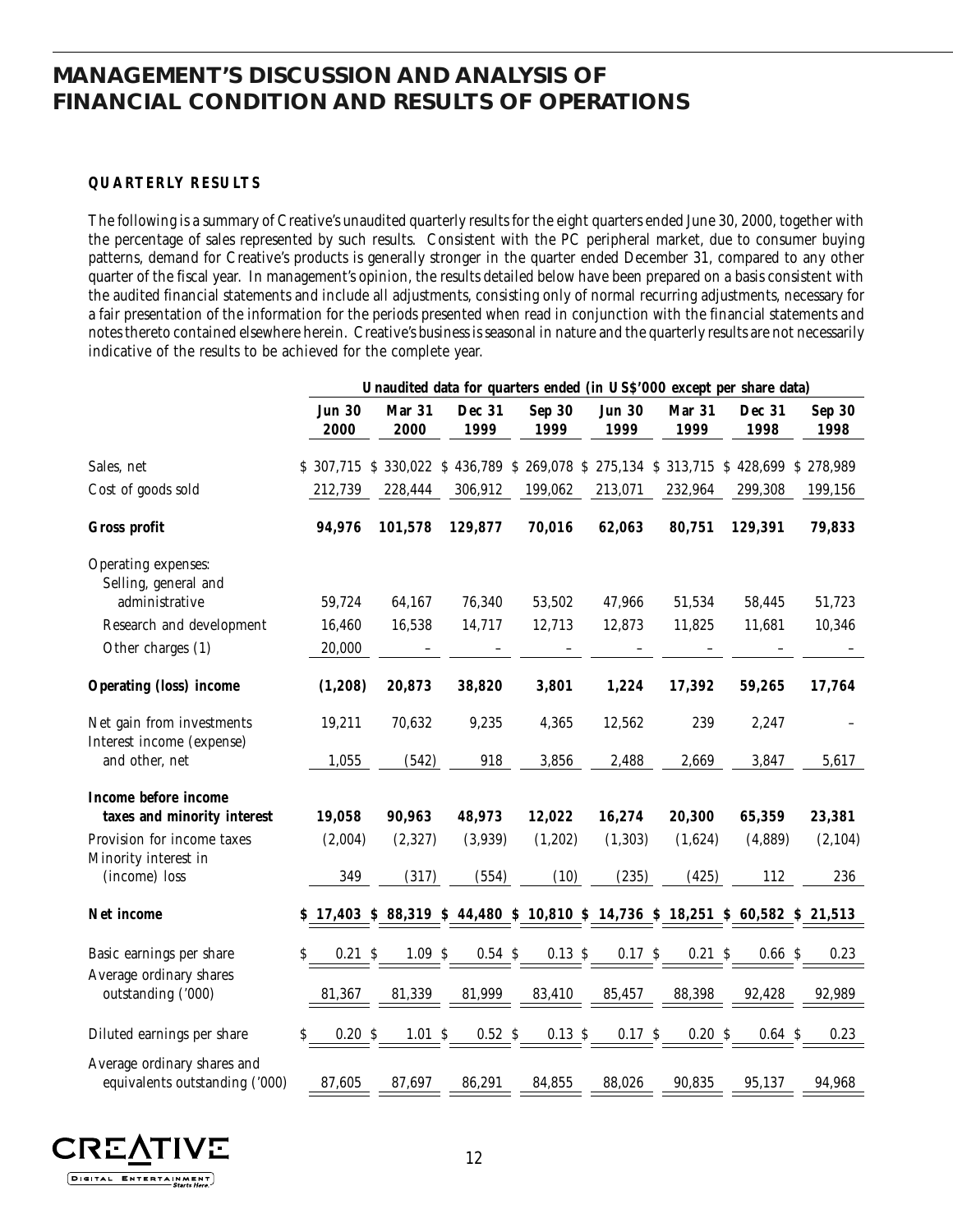# MANAGEMENT'S DISCUSSION AND ANALYSIS OF FINANCIAL CONDITION AND RESULTS OF OPERATIONS

**QUARTERLY RESULTS**

The following is a summary of Creative's unaudited quarterly results for the eight quarters ended June 30, 2000, together with the percentage of sales represented by such results. Consistent with the PC peripheral market, due to consumer buying patterns, demand for Creative's products is generally stronger in the quarter ended December 31, compared to any other quarter of the fiscal year. In management's opinion, the results detailed below have been prepared on a basis consistent with the audited financial statements and include all adjustments, consisting only of normal recurring adjustments, necessary for a fair presentation of the information for the periods presented when read in conjunction with the financial statements and notes thereto contained elsewhere herein. Creative's business is seasonal in nature and the quarterly results are not necessarily indicative of the results to be achieved for the complete year.

| | Unaudited data for quarters ended (in US$'000 except per share data) | | | | | | | |
|---|---|---|---|---|---|---|---|---|
| | **Jun 30 2000** | **Mar 31 2000** | **Dec 31 1999** | **Sep 30 1999** | **Jun 30 1999** | **Mar 31 1999** | **Dec 31 1998** | **Sep 30 1998** |
| Sales, net | $ 307,715 | $ 330,022 | $ 436,789 | $ 269,078 | $ 275,134 | $ 313,715 | $ 428,699 | $ 278,989 |
| Cost of goods sold | 212,739 | 228,444 | 306,912 | 199,062 | 213,071 | 232,964 | 299,308 | 199,156 |
| **Gross profit** | **94,976** | **101,578** | **129,877** | **70,016** | **62,063** | **80,751** | **129,391** | **79,833** |
| Operating expenses: | | | | | | | | |
| Selling, general and administrative | 59,724 | 64,167 | 76,340 | 53,502 | 47,966 | 51,534 | 58,445 | 51,723 |
| Research and development | 16,460 | 16,538 | 14,717 | 12,713 | 12,873 | 11,825 | 11,681 | 10,346 |
| Other charges (1) | 20,000 | – | – | – | – | – | – | – |
| **Operating (loss) income** | **(1,208)** | **20,873** | **38,820** | **3,801** | **1,224** | **17,392** | **59,265** | **17,764** |
| Net gain from investments | 19,211 | 70,632 | 9,235 | 4,365 | 12,562 | 239 | 2,247 | – |
| Interest income (expense) and other, net | 1,055 | (542) | 918 | 3,856 | 2,488 | 2,669 | 3,847 | 5,617 |
| **Income before income taxes and minority interest** | **19,058** | **90,963** | **48,973** | **12,022** | **16,274** | **20,300** | **65,359** | **23,381** |
| Provision for income taxes | (2,004) | (2,327) | (3,939) | (1,202) | (1,303) | (1,624) | (4,889) | (2,104) |
| Minority interest in (income) loss | 349 | (317) | (554) | (10) | (235) | (425) | 112 | 236 |
| **Net income** | **$ 17,403** | **$ 88,319** | **$ 44,480** | **$ 10,810** | **$ 14,736** | **$ 18,251** | **$ 60,582** | **$ 21,513** |
| Basic earnings per share | $ 0.21 | $ 1.09 | $ 0.54 | $ 0.13 | $ 0.17 | $ 0.21 | $ 0.66 | $ 0.23 |
| Average ordinary shares outstanding ('000) | 81,367 | 81,339 | 81,999 | 83,410 | 85,457 | 88,398 | 92,428 | 92,989 |
| Diluted earnings per share | $ 0.20 | $ 1.01 | $ 0.52 | $ 0.13 | $ 0.17 | $ 0.20 | $ 0.64 | $ 0.23 |
| Average ordinary shares and equivalents outstanding ('000) | 87,605 | 87,697 | 86,291 | 84,855 | 88,026 | 90,835 | 95,137 | 94,968 |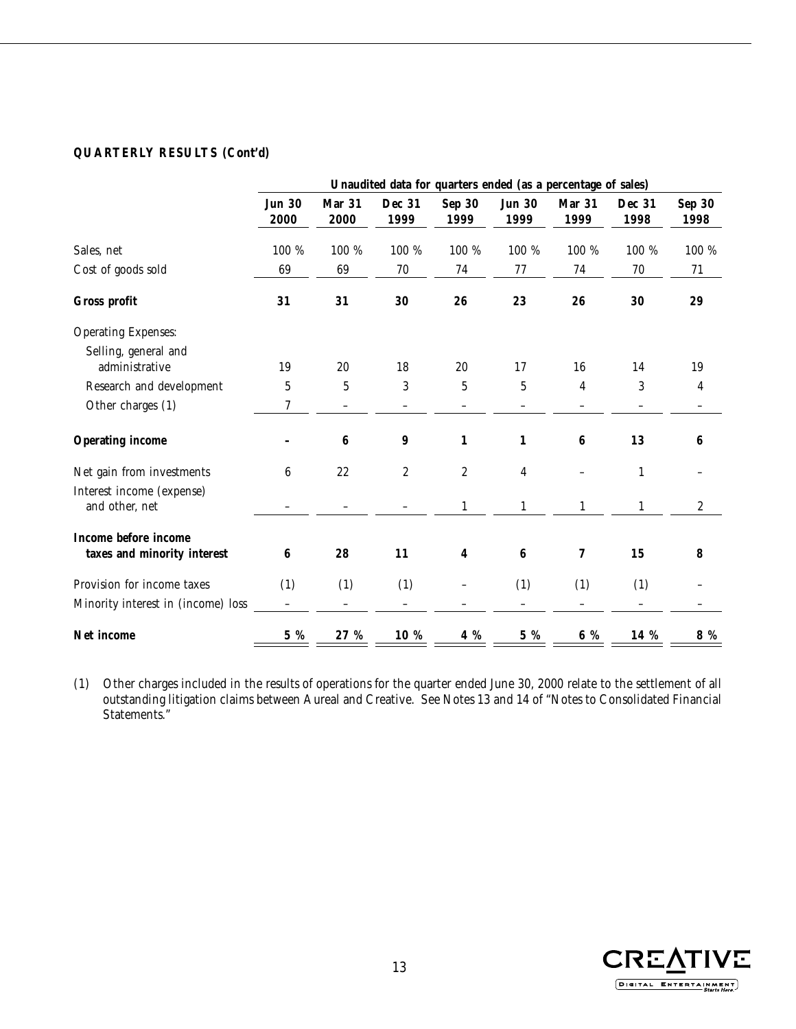**QUARTERLY RESULTS (Cont'd)**

| | Unaudited data for quarters ended (as a percentage of sales) | | | | | | | |
|---|---|---|---|---|---|---|---|---|
| | **Jun 30 2000** | **Mar 31 2000** | **Dec 31 1999** | **Sep 30 1999** | **Jun 30 1999** | **Mar 31 1999** | **Dec 31 1998** | **Sep 30 1998** |
| Sales, net | 100 % | 100 % | 100 % | 100 % | 100 % | 100 % | 100 % | 100 % |
| Cost of goods sold | 69 | 69 | 70 | 74 | 77 | 74 | 70 | 71 |
| **Gross profit** | **31** | **31** | **30** | **26** | **23** | **26** | **30** | **29** |
| Operating Expenses: | | | | | | | | |
| Selling, general and administrative | 19 | 20 | 18 | 20 | 17 | 16 | 14 | 19 |
| Research and development | 5 | 5 | 3 | 5 | 5 | 4 | 3 | 4 |
| Other charges (1) | 7 | – | – | – | – | – | – | – |
| **Operating income** | **–** | **6** | **9** | **1** | **1** | **6** | **13** | **6** |
| Net gain from investments | 6 | 22 | 2 | 2 | 4 | – | 1 | – |
| Interest income (expense) and other, net | – | – | – | 1 | 1 | 1 | 1 | 2 |
| **Income before income taxes and minority interest** | **6** | **28** | **11** | **4** | **6** | **7** | **15** | **8** |
| Provision for income taxes | (1) | (1) | (1) | – | (1) | (1) | (1) | – |
| Minority interest in (income) loss | – | – | – | – | – | – | – | – |
| **Net income** | **5 %** | **27 %** | **10 %** | **4 %** | **5 %** | **6 %** | **14 %** | **8 %** |

(1) Other charges included in the results of operations for the quarter ended June 30, 2000 relate to the settlement of all outstanding litigation claims between Aureal and Creative. See Notes 13 and 14 of "Notes to Consolidated Financial Statements."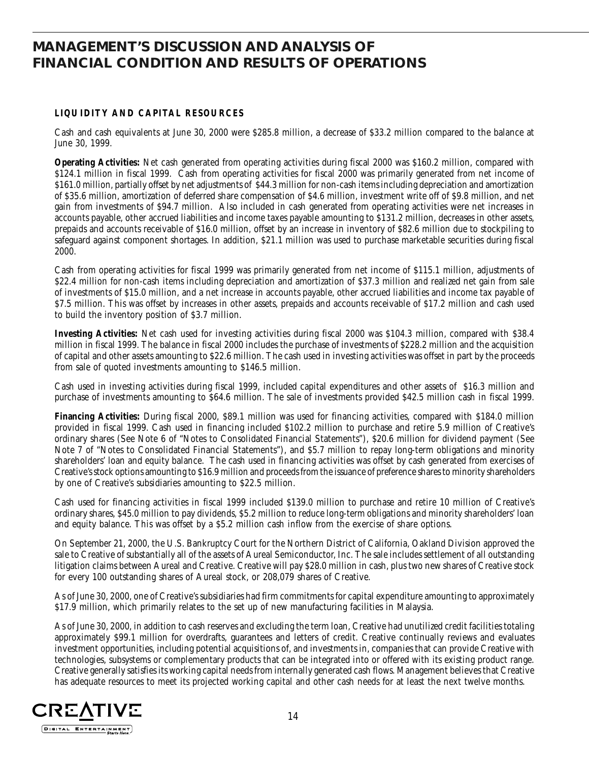# MANAGEMENT'S DISCUSSION AND ANALYSIS OF FINANCIAL CONDITION AND RESULTS OF OPERATIONS

## LIQUIDITY AND CAPITAL RESOURCES

Cash and cash equivalents at June 30, 2000 were $285.8 million, a decrease of $33.2 million compared to the balance at June 30, 1999.

**Operating Activities:** Net cash generated from operating activities during fiscal 2000 was $160.2 million, compared with $124.1 million in fiscal 1999. Cash from operating activities for fiscal 2000 was primarily generated from net income of $161.0 million, partially offset by net adjustments of $44.3 million for non-cash items including depreciation and amortization of $35.6 million, amortization of deferred share compensation of $4.6 million, investment write off of $9.8 million, and net gain from investments of $94.7 million. Also included in cash generated from operating activities were net increases in accounts payable, other accrued liabilities and income taxes payable amounting to $131.2 million, decreases in other assets, prepaids and accounts receivable of $16.0 million, offset by an increase in inventory of $82.6 million due to stockpiling to safeguard against component shortages. In addition, $21.1 million was used to purchase marketable securities during fiscal 2000.

Cash from operating activities for fiscal 1999 was primarily generated from net income of $115.1 million, adjustments of $22.4 million for non-cash items including depreciation and amortization of $37.3 million and realized net gain from sale of investments of $15.0 million, and a net increase in accounts payable, other accrued liabilities and income tax payable of $7.5 million. This was offset by increases in other assets, prepaids and accounts receivable of $17.2 million and cash used to build the inventory position of $3.7 million.

**Investing Activities:** Net cash used for investing activities during fiscal 2000 was $104.3 million, compared with $38.4 million in fiscal 1999. The balance in fiscal 2000 includes the purchase of investments of $228.2 million and the acquisition of capital and other assets amounting to $22.6 million. The cash used in investing activities was offset in part by the proceeds from sale of quoted investments amounting to $146.5 million.

Cash used in investing activities during fiscal 1999, included capital expenditures and other assets of $16.3 million and purchase of investments amounting to $64.6 million. The sale of investments provided $42.5 million cash in fiscal 1999.

**Financing Activities:** During fiscal 2000, $89.1 million was used for financing activities, compared with $184.0 million provided in fiscal 1999. Cash used in financing included $102.2 million to purchase and retire 5.9 million of Creative's ordinary shares (See Note 6 of "Notes to Consolidated Financial Statements"), $20.6 million for dividend payment (See Note 7 of "Notes to Consolidated Financial Statements"), and $5.7 million to repay long-term obligations and minority shareholders' loan and equity balance. The cash used in financing activities was offset by cash generated from exercises of Creative's stock options amounting to $16.9 million and proceeds from the issuance of preference shares to minority shareholders by one of Creative's subsidiaries amounting to $22.5 million.

Cash used for financing activities in fiscal 1999 included $139.0 million to purchase and retire 10 million of Creative's ordinary shares, $45.0 million to pay dividends, $5.2 million to reduce long-term obligations and minority shareholders' loan and equity balance. This was offset by a $5.2 million cash inflow from the exercise of share options.

On September 21, 2000, the U.S. Bankruptcy Court for the Northern District of California, Oakland Division approved the sale to Creative of substantially all of the assets of Aureal Semiconductor, Inc. The sale includes settlement of all outstanding litigation claims between Aureal and Creative. Creative will pay $28.0 million in cash, plus two new shares of Creative stock for every 100 outstanding shares of Aureal stock, or 208,079 shares of Creative.

As of June 30, 2000, one of Creative's subsidiaries had firm commitments for capital expenditure amounting to approximately $17.9 million, which primarily relates to the set up of new manufacturing facilities in Malaysia.

As of June 30, 2000, in addition to cash reserves and excluding the term loan, Creative had unutilized credit facilities totaling approximately $99.1 million for overdrafts, guarantees and letters of credit. Creative continually reviews and evaluates investment opportunities, including potential acquisitions of, and investments in, companies that can provide Creative with technologies, subsystems or complementary products that can be integrated into or offered with its existing product range. Creative generally satisfies its working capital needs from internally generated cash flows. Management believes that Creative has adequate resources to meet its projected working capital and other cash needs for at least the next twelve months.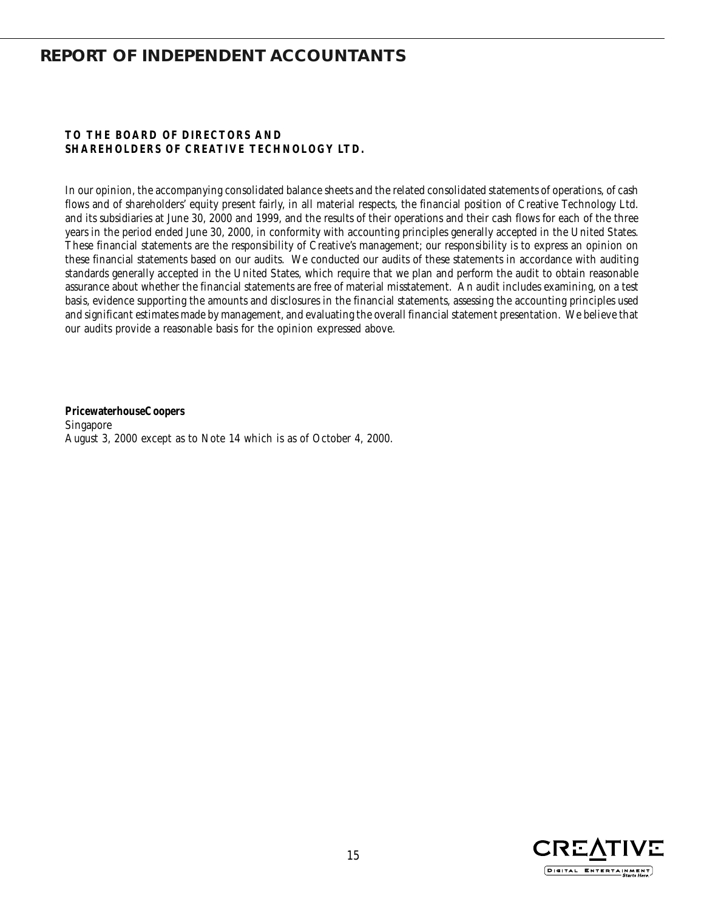# REPORT OF INDEPENDENT ACCOUNTANTS

**TO THE BOARD OF DIRECTORS AND**
**SHAREHOLDERS OF CREATIVE TECHNOLOGY LTD.**

In our opinion, the accompanying consolidated balance sheets and the related consolidated statements of operations, of cash flows and of shareholders' equity present fairly, in all material respects, the financial position of Creative Technology Ltd. and its subsidiaries at June 30, 2000 and 1999, and the results of their operations and their cash flows for each of the three years in the period ended June 30, 2000, in conformity with accounting principles generally accepted in the United States. These financial statements are the responsibility of Creative's management; our responsibility is to express an opinion on these financial statements based on our audits. We conducted our audits of these statements in accordance with auditing standards generally accepted in the United States, which require that we plan and perform the audit to obtain reasonable assurance about whether the financial statements are free of material misstatement. An audit includes examining, on a test basis, evidence supporting the amounts and disclosures in the financial statements, assessing the accounting principles used and significant estimates made by management, and evaluating the overall financial statement presentation. We believe that our audits provide a reasonable basis for the opinion expressed above.

**PricewaterhouseCoopers**
Singapore
August 3, 2000 except as to Note 14 which is as of October 4, 2000.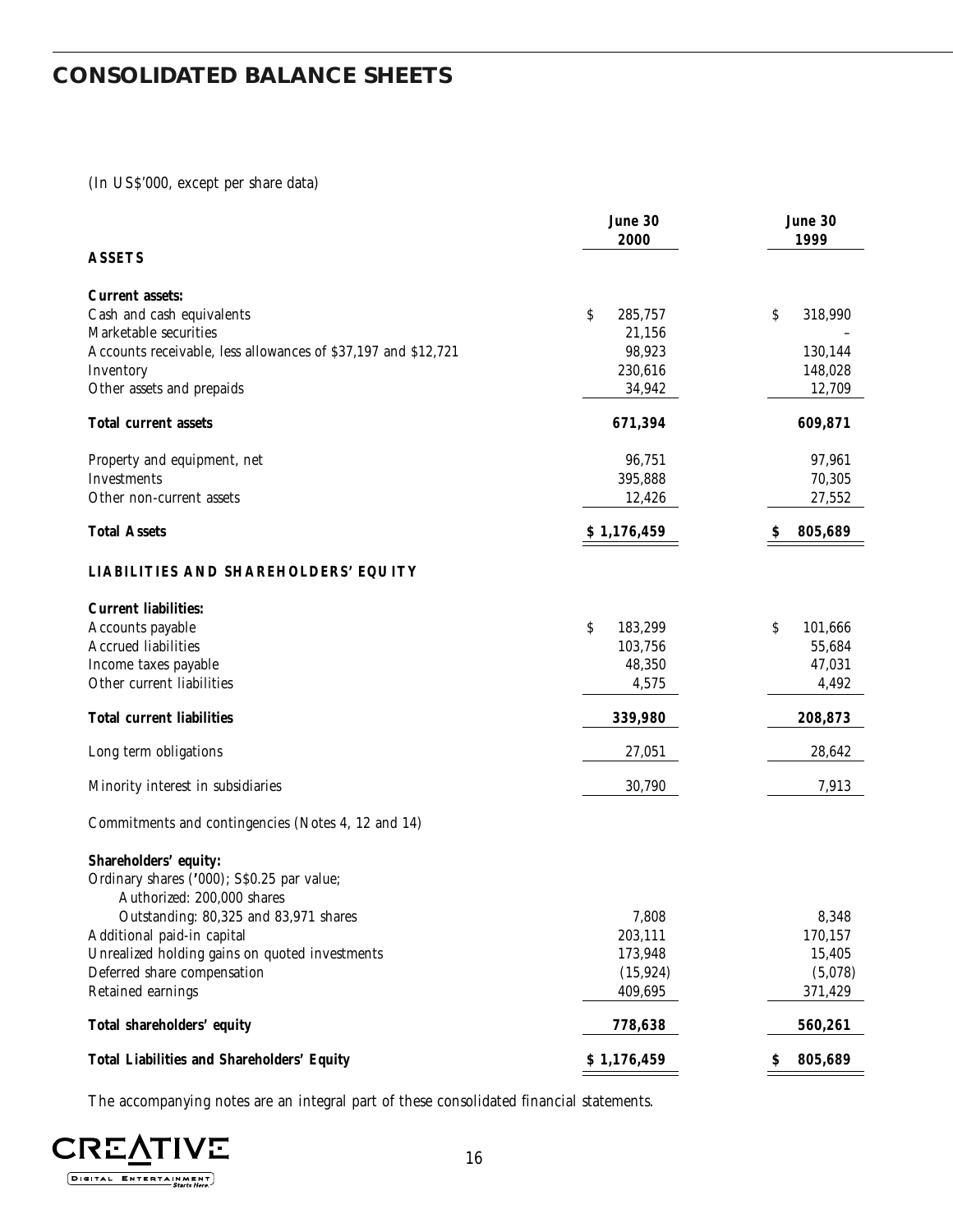# CONSOLIDATED BALANCE SHEETS

*(In US$'000, except per share data)*

| | June 30 2000 | June 30 1999 |
|---|---|---|
| **ASSETS** | | |
| **Current assets:** | | |
| Cash and cash equivalents | $ 285,757 | $ 318,990 |
| Marketable securities | 21,156 | – |
| Accounts receivable, less allowances of $37,197 and $12,721 | 98,923 | 130,144 |
| Inventory | 230,616 | 148,028 |
| Other assets and prepaids | 34,942 | 12,709 |
| **Total current assets** | **671,394** | **609,871** |
| Property and equipment, net | 96,751 | 97,961 |
| Investments | 395,888 | 70,305 |
| Other non-current assets | 12,426 | 27,552 |
| **Total Assets** | **$ 1,176,459** | **$ 805,689** |
| **LIABILITIES AND SHAREHOLDERS' EQUITY** | | |
| **Current liabilities:** | | |
| Accounts payable | $ 183,299 | $ 101,666 |
| Accrued liabilities | 103,756 | 55,684 |
| Income taxes payable | 48,350 | 47,031 |
| Other current liabilities | 4,575 | 4,492 |
| **Total current liabilities** | **339,980** | **208,873** |
| Long term obligations | 27,051 | 28,642 |
| Minority interest in subsidiaries | 30,790 | 7,913 |
| Commitments and contingencies (Notes 4, 12 and 14) | | |
| **Shareholders' equity:** | | |
| Ordinary shares ('000); S$0.25 par value; Authorized: 200,000 shares Outstanding: 80,325 and 83,971 shares | 7,808 | 8,348 |
| Additional paid-in capital | 203,111 | 170,157 |
| Unrealized holding gains on quoted investments | 173,948 | 15,405 |
| Deferred share compensation | (15,924) | (5,078) |
| Retained earnings | 409,695 | 371,429 |
| **Total shareholders' equity** | **778,638** | **560,261** |
| **Total Liabilities and Shareholders' Equity** | **$ 1,176,459** | **$ 805,689** |

The accompanying notes are an integral part of these consolidated financial statements.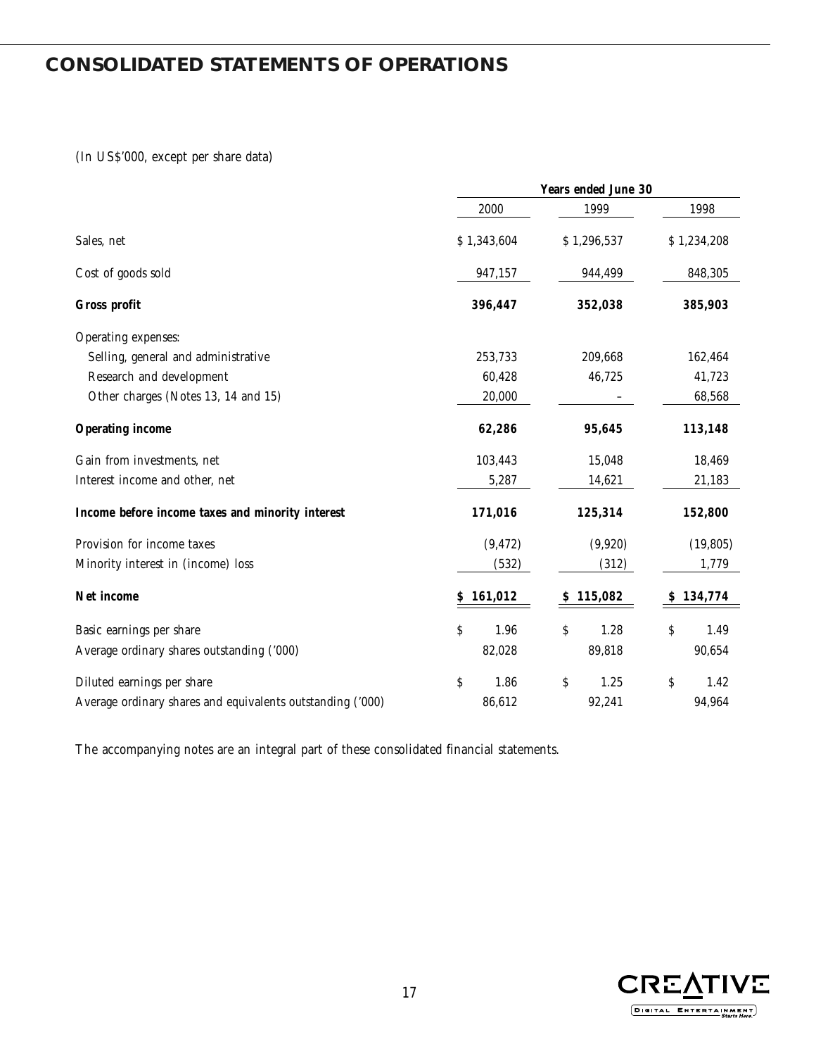# CONSOLIDATED STATEMENTS OF OPERATIONS

(In US$'000, except per share data)

| | Years ended June 30 | | |
|---|---|---|---|
| | 2000 | 1999 | 1998 |
| Sales, net | $ 1,343,604 | $ 1,296,537 | $ 1,234,208 |
| Cost of goods sold | 947,157 | 944,499 | 848,305 |
| **Gross profit** | **396,447** | **352,038** | **385,903** |
| Operating expenses: | | | |
| Selling, general and administrative | 253,733 | 209,668 | 162,464 |
| Research and development | 60,428 | 46,725 | 41,723 |
| Other charges (Notes 13, 14 and 15) | 20,000 | – | 68,568 |
| **Operating income** | **62,286** | **95,645** | **113,148** |
| Gain from investments, net | 103,443 | 15,048 | 18,469 |
| Interest income and other, net | 5,287 | 14,621 | 21,183 |
| **Income before income taxes and minority interest** | **171,016** | **125,314** | **152,800** |
| Provision for income taxes | (9,472) | (9,920) | (19,805) |
| Minority interest in (income) loss | (532) | (312) | 1,779 |
| **Net income** | **$ 161,012** | **$ 115,082** | **$ 134,774** |
| Basic earnings per share | $ 1.96 | $ 1.28 | $ 1.49 |
| Average ordinary shares outstanding ('000) | 82,028 | 89,818 | 90,654 |
| Diluted earnings per share | $ 1.86 | $ 1.25 | $ 1.42 |
| Average ordinary shares and equivalents outstanding ('000) | 86,612 | 92,241 | 94,964 |

The accompanying notes are an integral part of these consolidated financial statements.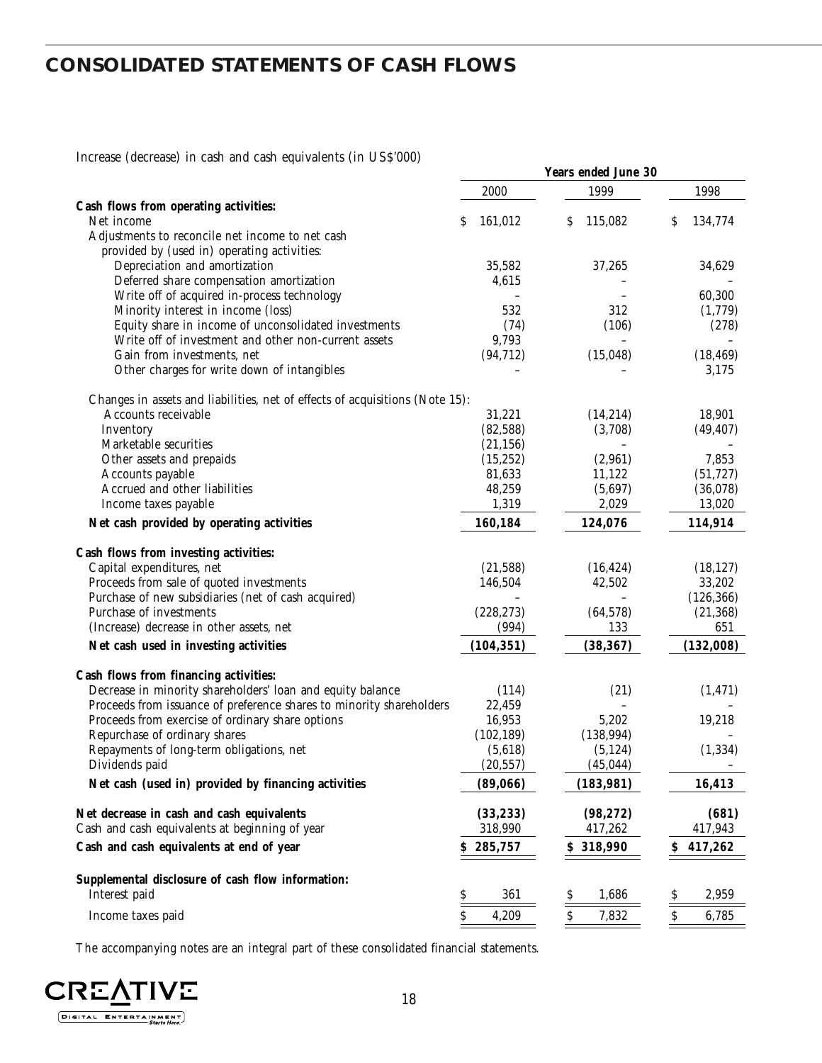# CONSOLIDATED STATEMENTS OF CASH FLOWS

Increase (decrease) in cash and cash equivalents (in US$'000)

| | Years ended June 30 | | |
|---|---|---|---|
| | 2000 | 1999 | 1998 |
| **Cash flows from operating activities:** | | | |
| Net income | $ 161,012 | $ 115,082 | $ 134,774 |
| Adjustments to reconcile net income to net cash provided by (used in) operating activities: | | | |
| Depreciation and amortization | 35,582 | 37,265 | 34,629 |
| Deferred share compensation amortization | 4,615 | – | – |
| Write off of acquired in-process technology | – | – | 60,300 |
| Minority interest in income (loss) | 532 | 312 | (1,779) |
| Equity share in income of unconsolidated investments | (74) | (106) | (278) |
| Write off of investment and other non-current assets | 9,793 | – | – |
| Gain from investments, net | (94,712) | (15,048) | (18,469) |
| Other charges for write down of intangibles | – | – | 3,175 |
| Changes in assets and liabilities, net of effects of acquisitions (Note 15): | | | |
| Accounts receivable | 31,221 | (14,214) | 18,901 |
| Inventory | (82,588) | (3,708) | (49,407) |
| Marketable securities | (21,156) | – | – |
| Other assets and prepaids | (15,252) | (2,961) | 7,853 |
| Accounts payable | 81,633 | 11,122 | (51,727) |
| Accrued and other liabilities | 48,259 | (5,697) | (36,078) |
| Income taxes payable | 1,319 | 2,029 | 13,020 |
| **Net cash provided by operating activities** | **160,184** | **124,076** | **114,914** |
| **Cash flows from investing activities:** | | | |
| Capital expenditures, net | (21,588) | (16,424) | (18,127) |
| Proceeds from sale of quoted investments | 146,504 | 42,502 | 33,202 |
| Purchase of new subsidiaries (net of cash acquired) | – | – | (126,366) |
| Purchase of investments | (228,273) | (64,578) | (21,368) |
| (Increase) decrease in other assets, net | (994) | 133 | 651 |
| **Net cash used in investing activities** | **(104,351)** | **(38,367)** | **(132,008)** |
| **Cash flows from financing activities:** | | | |
| Decrease in minority shareholders' loan and equity balance | (114) | (21) | (1,471) |
| Proceeds from issuance of preference shares to minority shareholders | 22,459 | – | – |
| Proceeds from exercise of ordinary share options | 16,953 | 5,202 | 19,218 |
| Repurchase of ordinary shares | (102,189) | (138,994) | – |
| Repayments of long-term obligations, net | (5,618) | (5,124) | (1,334) |
| Dividends paid | (20,557) | (45,044) | – |
| **Net cash (used in) provided by financing activities** | **(89,066)** | **(183,981)** | **16,413** |
| **Net decrease in cash and cash equivalents** | **(33,233)** | **(98,272)** | **(681)** |
| Cash and cash equivalents at beginning of year | 318,990 | 417,262 | 417,943 |
| **Cash and cash equivalents at end of year** | **$ 285,757** | **$ 318,990** | **$ 417,262** |
| **Supplemental disclosure of cash flow information:** | | | |
| Interest paid | $ 361 | $ 1,686 | $ 2,959 |
| Income taxes paid | $ 4,209 | $ 7,832 | $ 6,785 |

The accompanying notes are an integral part of these consolidated financial statements.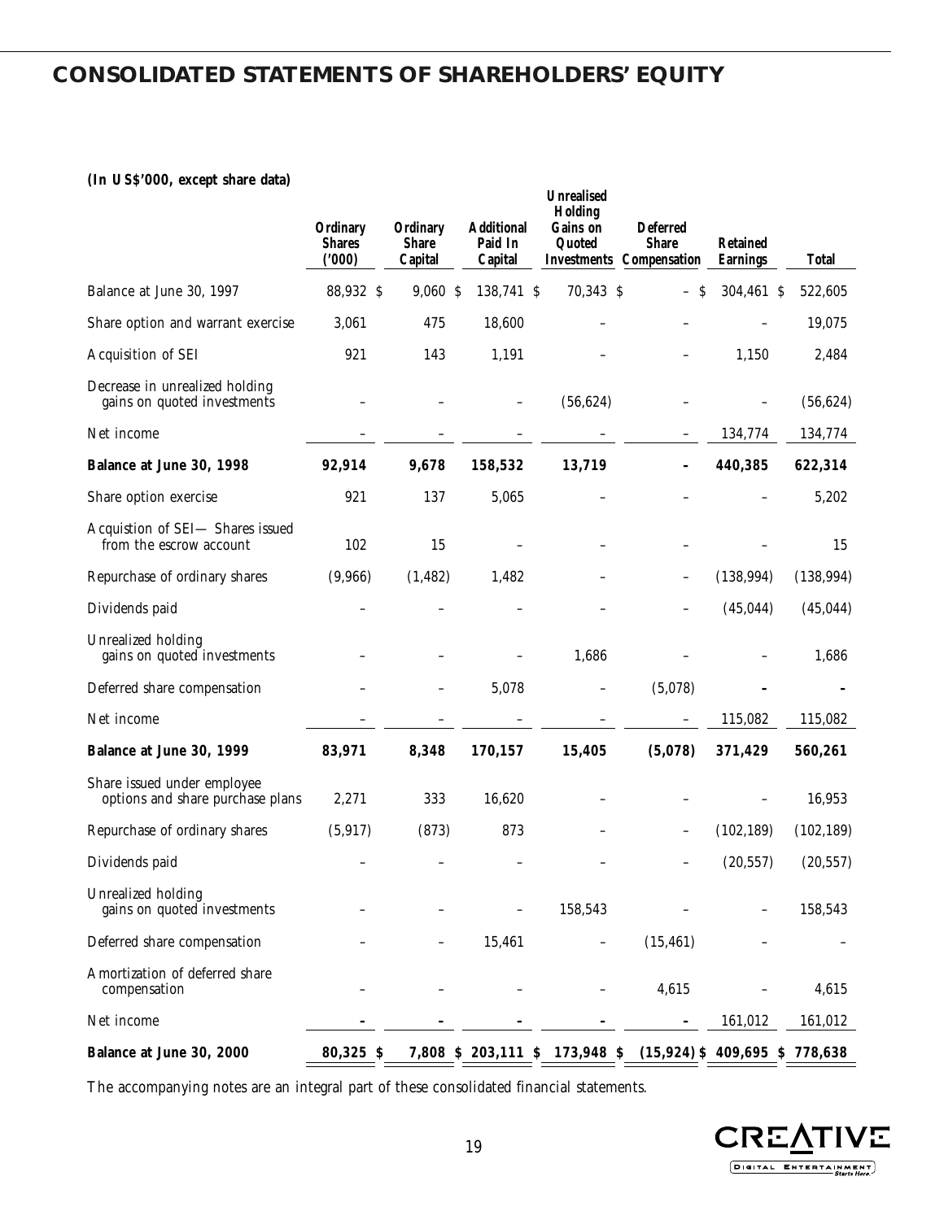# CONSOLIDATED STATEMENTS OF SHAREHOLDERS' EQUITY

**(In US$'000, except share data)**

| | Ordinary Shares ('000) | Ordinary Share Capital | Additional Paid In Capital | Unrealised Holding Gains on Quoted Investments | Deferred Share Compensation | Retained Earnings | Total |
|---|---|---|---|---|---|---|---|
| Balance at June 30, 1997 | 88,932 | $ 9,060 | $ 138,741 | $ 70,343 | $ – | $ 304,461 | $ 522,605 |
| Share option and warrant exercise | 3,061 | 475 | 18,600 | – | – | – | 19,075 |
| Acquisition of SEI | 921 | 143 | 1,191 | – | – | 1,150 | 2,484 |
| Decrease in unrealized holding gains on quoted investments | – | – | – | (56,624) | – | – | (56,624) |
| Net income | – | – | – | – | – | 134,774 | 134,774 |
| **Balance at June 30, 1998** | **92,914** | **9,678** | **158,532** | **13,719** | **–** | **440,385** | **622,314** |
| Share option exercise | 921 | 137 | 5,065 | – | – | – | 5,202 |
| Acquistion of SEI— Shares issued from the escrow account | 102 | 15 | – | – | – | – | 15 |
| Repurchase of ordinary shares | (9,966) | (1,482) | 1,482 | – | – | (138,994) | (138,994) |
| Dividends paid | – | – | – | – | – | (45,044) | (45,044) |
| Unrealized holding gains on quoted investments | – | – | – | 1,686 | – | – | 1,686 |
| Deferred share compensation | – | – | 5,078 | – | (5,078) | – | – |
| Net income | – | – | – | – | – | 115,082 | 115,082 |
| **Balance at June 30, 1999** | **83,971** | **8,348** | **170,157** | **15,405** | **(5,078)** | **371,429** | **560,261** |
| Share issued under employee options and share purchase plans | 2,271 | 333 | 16,620 | – | – | – | 16,953 |
| Repurchase of ordinary shares | (5,917) | (873) | 873 | – | – | (102,189) | (102,189) |
| Dividends paid | – | – | – | – | – | (20,557) | (20,557) |
| Unrealized holding gains on quoted investments | – | – | – | 158,543 | – | – | 158,543 |
| Deferred share compensation | – | – | 15,461 | – | (15,461) | – | – |
| Amortization of deferred share compensation | – | – | – | – | 4,615 | – | 4,615 |
| Net income | – | – | – | – | – | 161,012 | 161,012 |
| **Balance at June 30, 2000** | **80,325** | **$ 7,808** | **$ 203,111** | **$ 173,948** | **$ (15,924)** | **$ 409,695** | **$ 778,638** |

The accompanying notes are an integral part of these consolidated financial statements.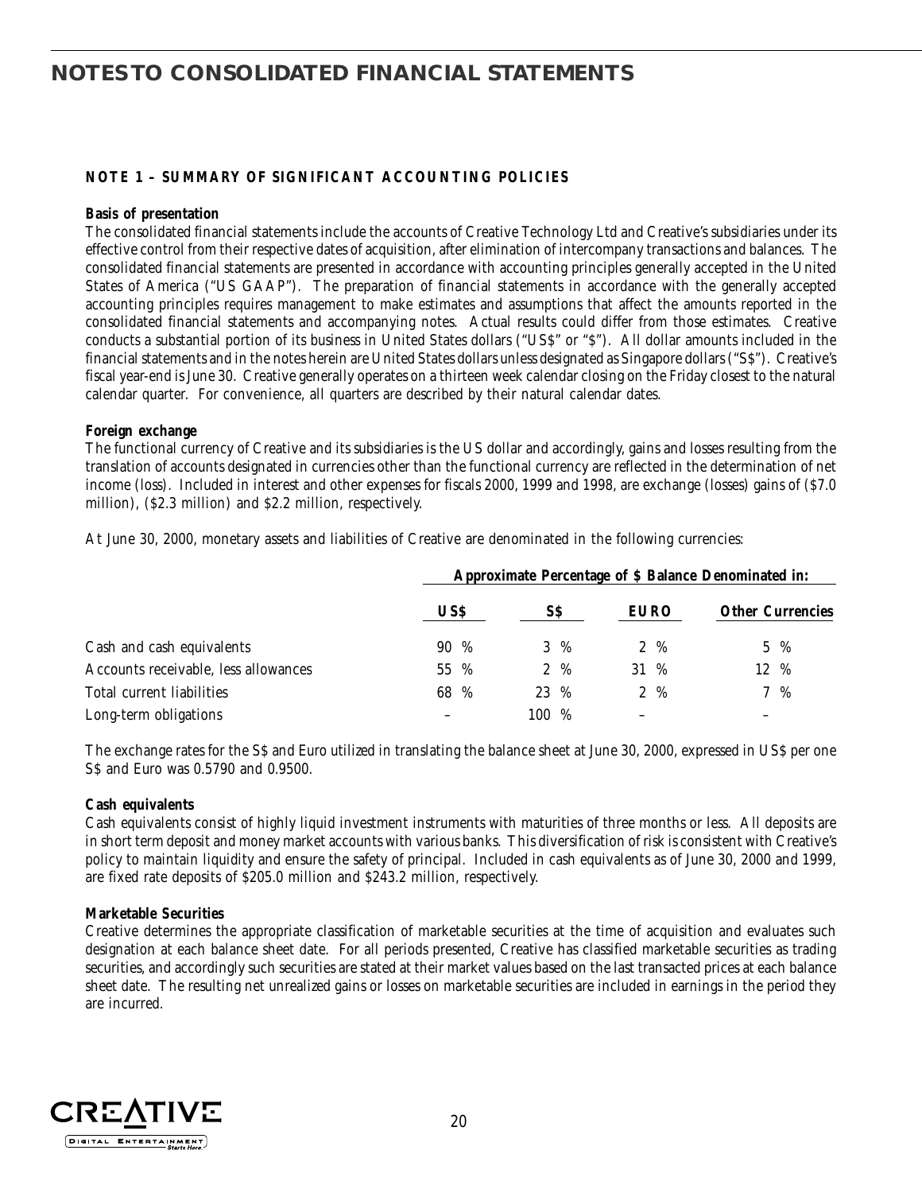# NOTES TO CONSOLIDATED FINANCIAL STATEMENTS

## NOTE 1 – SUMMARY OF SIGNIFICANT ACCOUNTING POLICIES

**Basis of presentation**

The consolidated financial statements include the accounts of Creative Technology Ltd and Creative's subsidiaries under its effective control from their respective dates of acquisition, after elimination of intercompany transactions and balances. The consolidated financial statements are presented in accordance with accounting principles generally accepted in the United States of America ("US GAAP"). The preparation of financial statements in accordance with the generally accepted accounting principles requires management to make estimates and assumptions that affect the amounts reported in the consolidated financial statements and accompanying notes. Actual results could differ from those estimates. Creative conducts a substantial portion of its business in United States dollars ("US$" or "$"). All dollar amounts included in the financial statements and in the notes herein are United States dollars unless designated as Singapore dollars ("S$"). Creative's fiscal year-end is June 30. Creative generally operates on a thirteen week calendar closing on the Friday closest to the natural calendar quarter. For convenience, all quarters are described by their natural calendar dates.

**Foreign exchange**

The functional currency of Creative and its subsidiaries is the US dollar and accordingly, gains and losses resulting from the translation of accounts designated in currencies other than the functional currency are reflected in the determination of net income (loss). Included in interest and other expenses for fiscals 2000, 1999 and 1998, are exchange (losses) gains of ($7.0 million), ($2.3 million) and $2.2 million, respectively.

At June 30, 2000, monetary assets and liabilities of Creative are denominated in the following currencies:

| | Approximate Percentage of $ Balance Denominated in: | | | |
|---|---|---|---|---|
| | **US$** | **S$** | **EURO** | **Other Currencies** |
| Cash and cash equivalents | 90 % | 3 % | 2 % | 5 % |
| Accounts receivable, less allowances | 55 % | 2 % | 31 % | 12 % |
| Total current liabilities | 68 % | 23 % | 2 % | 7 % |
| Long-term obligations | – | 100 % | – | – |

The exchange rates for the S$ and Euro utilized in translating the balance sheet at June 30, 2000, expressed in US$ per one S$ and Euro was 0.5790 and 0.9500.

**Cash equivalents**

Cash equivalents consist of highly liquid investment instruments with maturities of three months or less. All deposits are in short term deposit and money market accounts with various banks. This diversification of risk is consistent with Creative's policy to maintain liquidity and ensure the safety of principal. Included in cash equivalents as of June 30, 2000 and 1999, are fixed rate deposits of $205.0 million and $243.2 million, respectively.

**Marketable Securities**

Creative determines the appropriate classification of marketable securities at the time of acquisition and evaluates such designation at each balance sheet date. For all periods presented, Creative has classified marketable securities as trading securities, and accordingly such securities are stated at their market values based on the last transacted prices at each balance sheet date. The resulting net unrealized gains or losses on marketable securities are included in earnings in the period they are incurred.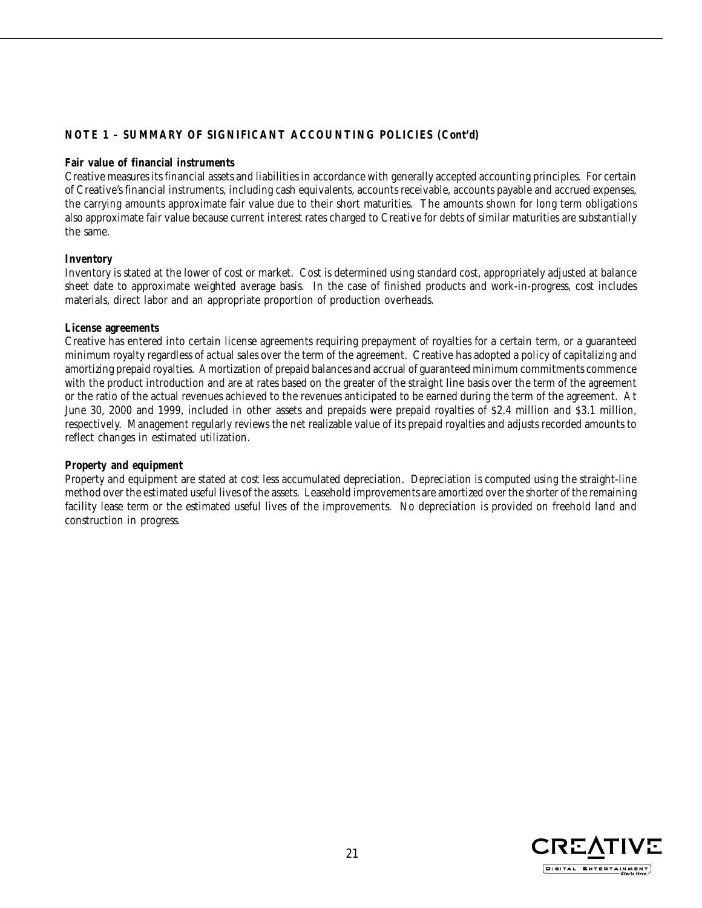## NOTE 1 – SUMMARY OF SIGNIFICANT ACCOUNTING POLICIES (Cont'd)

**Fair value of financial instruments**

Creative measures its financial assets and liabilities in accordance with generally accepted accounting principles. For certain of Creative's financial instruments, including cash equivalents, accounts receivable, accounts payable and accrued expenses, the carrying amounts approximate fair value due to their short maturities. The amounts shown for long term obligations also approximate fair value because current interest rates charged to Creative for debts of similar maturities are substantially the same.

**Inventory**

Inventory is stated at the lower of cost or market. Cost is determined using standard cost, appropriately adjusted at balance sheet date to approximate weighted average basis. In the case of finished products and work-in-progress, cost includes materials, direct labor and an appropriate proportion of production overheads.

**License agreements**

Creative has entered into certain license agreements requiring prepayment of royalties for a certain term, or a guaranteed minimum royalty regardless of actual sales over the term of the agreement. Creative has adopted a policy of capitalizing and amortizing prepaid royalties. Amortization of prepaid balances and accrual of guaranteed minimum commitments commence with the product introduction and are at rates based on the greater of the straight line basis over the term of the agreement or the ratio of the actual revenues achieved to the revenues anticipated to be earned during the term of the agreement. At June 30, 2000 and 1999, included in other assets and prepaids were prepaid royalties of $2.4 million and $3.1 million, respectively. Management regularly reviews the net realizable value of its prepaid royalties and adjusts recorded amounts to reflect changes in estimated utilization.

**Property and equipment**

Property and equipment are stated at cost less accumulated depreciation. Depreciation is computed using the straight-line method over the estimated useful lives of the assets. Leasehold improvements are amortized over the shorter of the remaining facility lease term or the estimated useful lives of the improvements. No depreciation is provided on freehold land and construction in progress.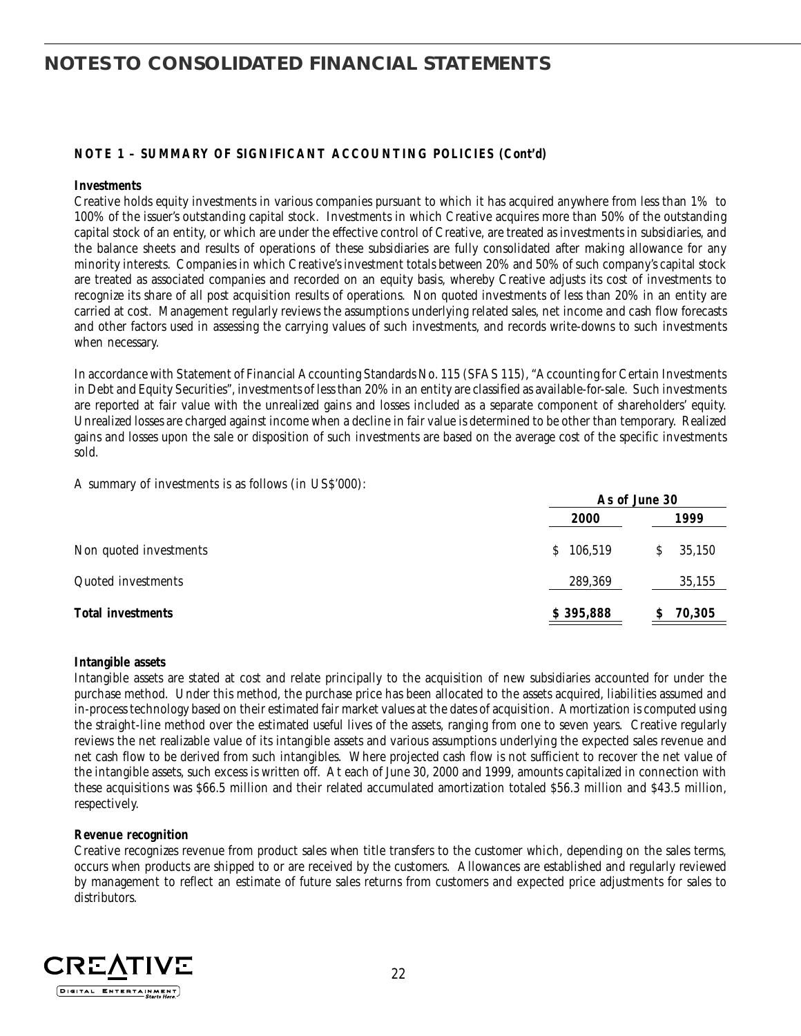# NOTES TO CONSOLIDATED FINANCIAL STATEMENTS

**NOTE 1 – SUMMARY OF SIGNIFICANT ACCOUNTING POLICIES (Cont'd)**

**Investments**

Creative holds equity investments in various companies pursuant to which it has acquired anywhere from less than 1% to 100% of the issuer's outstanding capital stock. Investments in which Creative acquires more than 50% of the outstanding capital stock of an entity, or which are under the effective control of Creative, are treated as investments in subsidiaries, and the balance sheets and results of operations of these subsidiaries are fully consolidated after making allowance for any minority interests. Companies in which Creative's investment totals between 20% and 50% of such company's capital stock are treated as associated companies and recorded on an equity basis, whereby Creative adjusts its cost of investments to recognize its share of all post acquisition results of operations. Non quoted investments of less than 20% in an entity are carried at cost. Management regularly reviews the assumptions underlying related sales, net income and cash flow forecasts and other factors used in assessing the carrying values of such investments, and records write-downs to such investments when necessary.

In accordance with Statement of Financial Accounting Standards No. 115 (SFAS 115), "Accounting for Certain Investments in Debt and Equity Securities", investments of less than 20% in an entity are classified as available-for-sale. Such investments are reported at fair value with the unrealized gains and losses included as a separate component of shareholders' equity. Unrealized losses are charged against income when a decline in fair value is determined to be other than temporary. Realized gains and losses upon the sale or disposition of such investments are based on the average cost of the specific investments sold.

A summary of investments is as follows (in US$'000):

| | As of June 30 | |
|---|---|---|
| | **2000** | **1999** |
| Non quoted investments | $ 106,519 | $ 35,150 |
| Quoted investments | 289,369 | 35,155 |
| **Total investments** | **$ 395,888** | **$ 70,305** |

**Intangible assets**

Intangible assets are stated at cost and relate principally to the acquisition of new subsidiaries accounted for under the purchase method. Under this method, the purchase price has been allocated to the assets acquired, liabilities assumed and in-process technology based on their estimated fair market values at the dates of acquisition. Amortization is computed using the straight-line method over the estimated useful lives of the assets, ranging from one to seven years. Creative regularly reviews the net realizable value of its intangible assets and various assumptions underlying the expected sales revenue and net cash flow to be derived from such intangibles. Where projected cash flow is not sufficient to recover the net value of the intangible assets, such excess is written off. At each of June 30, 2000 and 1999, amounts capitalized in connection with these acquisitions was $66.5 million and their related accumulated amortization totaled $56.3 million and $43.5 million, respectively.

**Revenue recognition**

Creative recognizes revenue from product sales when title transfers to the customer which, depending on the sales terms, occurs when products are shipped to or are received by the customers. Allowances are established and regularly reviewed by management to reflect an estimate of future sales returns from customers and expected price adjustments for sales to distributors.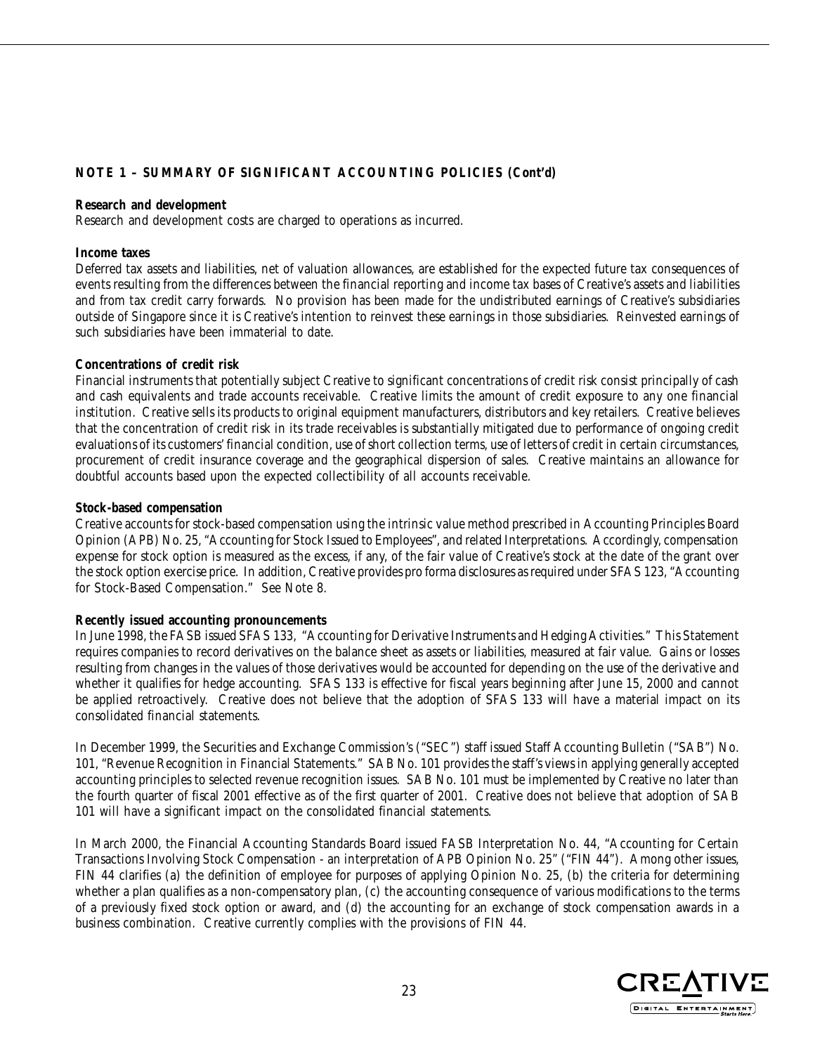**NOTE 1 – SUMMARY OF SIGNIFICANT ACCOUNTING POLICIES (Cont'd)**

**Research and development**

Research and development costs are charged to operations as incurred.

**Income taxes**

Deferred tax assets and liabilities, net of valuation allowances, are established for the expected future tax consequences of events resulting from the differences between the financial reporting and income tax bases of Creative's assets and liabilities and from tax credit carry forwards. No provision has been made for the undistributed earnings of Creative's subsidiaries outside of Singapore since it is Creative's intention to reinvest these earnings in those subsidiaries. Reinvested earnings of such subsidiaries have been immaterial to date.

**Concentrations of credit risk**

Financial instruments that potentially subject Creative to significant concentrations of credit risk consist principally of cash and cash equivalents and trade accounts receivable. Creative limits the amount of credit exposure to any one financial institution. Creative sells its products to original equipment manufacturers, distributors and key retailers. Creative believes that the concentration of credit risk in its trade receivables is substantially mitigated due to performance of ongoing credit evaluations of its customers' financial condition, use of short collection terms, use of letters of credit in certain circumstances, procurement of credit insurance coverage and the geographical dispersion of sales. Creative maintains an allowance for doubtful accounts based upon the expected collectibility of all accounts receivable.

**Stock-based compensation**

Creative accounts for stock-based compensation using the intrinsic value method prescribed in Accounting Principles Board Opinion (APB) No. 25, "Accounting for Stock Issued to Employees", and related Interpretations. Accordingly, compensation expense for stock option is measured as the excess, if any, of the fair value of Creative's stock at the date of the grant over the stock option exercise price. In addition, Creative provides pro forma disclosures as required under SFAS 123, "Accounting for Stock-Based Compensation." See Note 8.

**Recently issued accounting pronouncements**

In June 1998, the FASB issued SFAS 133, "Accounting for Derivative Instruments and Hedging Activities." This Statement requires companies to record derivatives on the balance sheet as assets or liabilities, measured at fair value. Gains or losses resulting from changes in the values of those derivatives would be accounted for depending on the use of the derivative and whether it qualifies for hedge accounting. SFAS 133 is effective for fiscal years beginning after June 15, 2000 and cannot be applied retroactively. Creative does not believe that the adoption of SFAS 133 will have a material impact on its consolidated financial statements.

In December 1999, the Securities and Exchange Commission's ("SEC") staff issued Staff Accounting Bulletin ("SAB") No. 101, "Revenue Recognition in Financial Statements." SAB No. 101 provides the staff's views in applying generally accepted accounting principles to selected revenue recognition issues. SAB No. 101 must be implemented by Creative no later than the fourth quarter of fiscal 2001 effective as of the first quarter of 2001. Creative does not believe that adoption of SAB 101 will have a significant impact on the consolidated financial statements.

In March 2000, the Financial Accounting Standards Board issued FASB Interpretation No. 44, "Accounting for Certain Transactions Involving Stock Compensation - an interpretation of APB Opinion No. 25" ("FIN 44"). Among other issues, FIN 44 clarifies (a) the definition of employee for purposes of applying Opinion No. 25, (b) the criteria for determining whether a plan qualifies as a non-compensatory plan, (c) the accounting consequence of various modifications to the terms of a previously fixed stock option or award, and (d) the accounting for an exchange of stock compensation awards in a business combination. Creative currently complies with the provisions of FIN 44.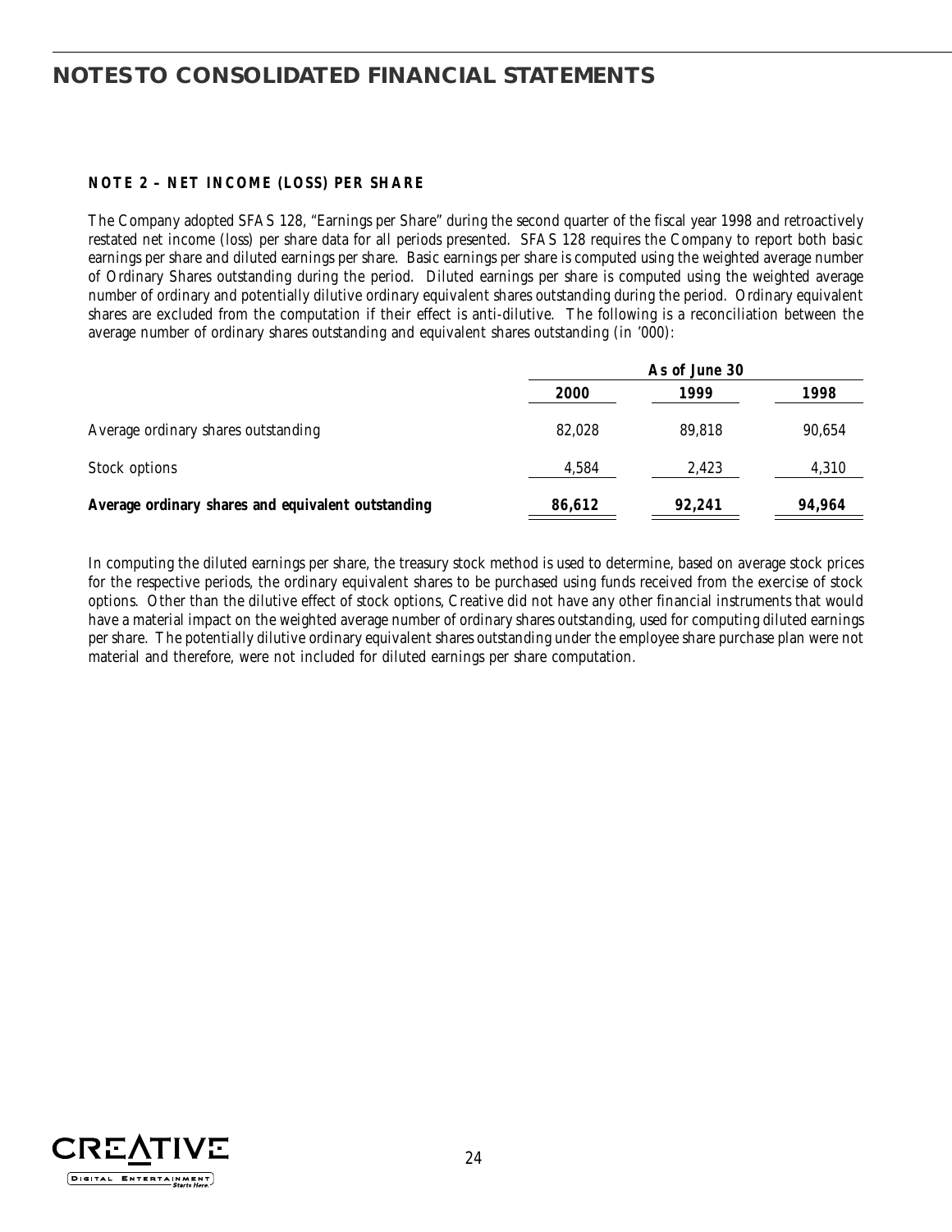# NOTES TO CONSOLIDATED FINANCIAL STATEMENTS

**NOTE 2 – NET INCOME (LOSS) PER SHARE**

The Company adopted SFAS 128, "Earnings per Share" during the second quarter of the fiscal year 1998 and retroactively restated net income (loss) per share data for all periods presented. SFAS 128 requires the Company to report both basic earnings per share and diluted earnings per share. Basic earnings per share is computed using the weighted average number of Ordinary Shares outstanding during the period. Diluted earnings per share is computed using the weighted average number of ordinary and potentially dilutive ordinary equivalent shares outstanding during the period. Ordinary equivalent shares are excluded from the computation if their effect is anti-dilutive. The following is a reconciliation between the average number of ordinary shares outstanding and equivalent shares outstanding (in '000):

| | As of June 30 | | |
|---|---|---|---|
| | **2000** | **1999** | **1998** |
| Average ordinary shares outstanding | 82,028 | 89,818 | 90,654 |
| Stock options | 4,584 | 2,423 | 4,310 |
| **Average ordinary shares and equivalent outstanding** | **86,612** | **92,241** | **94,964** |

In computing the diluted earnings per share, the treasury stock method is used to determine, based on average stock prices for the respective periods, the ordinary equivalent shares to be purchased using funds received from the exercise of stock options. Other than the dilutive effect of stock options, Creative did not have any other financial instruments that would have a material impact on the weighted average number of ordinary shares outstanding, used for computing diluted earnings per share. The potentially dilutive ordinary equivalent shares outstanding under the employee share purchase plan were not material and therefore, were not included for diluted earnings per share computation.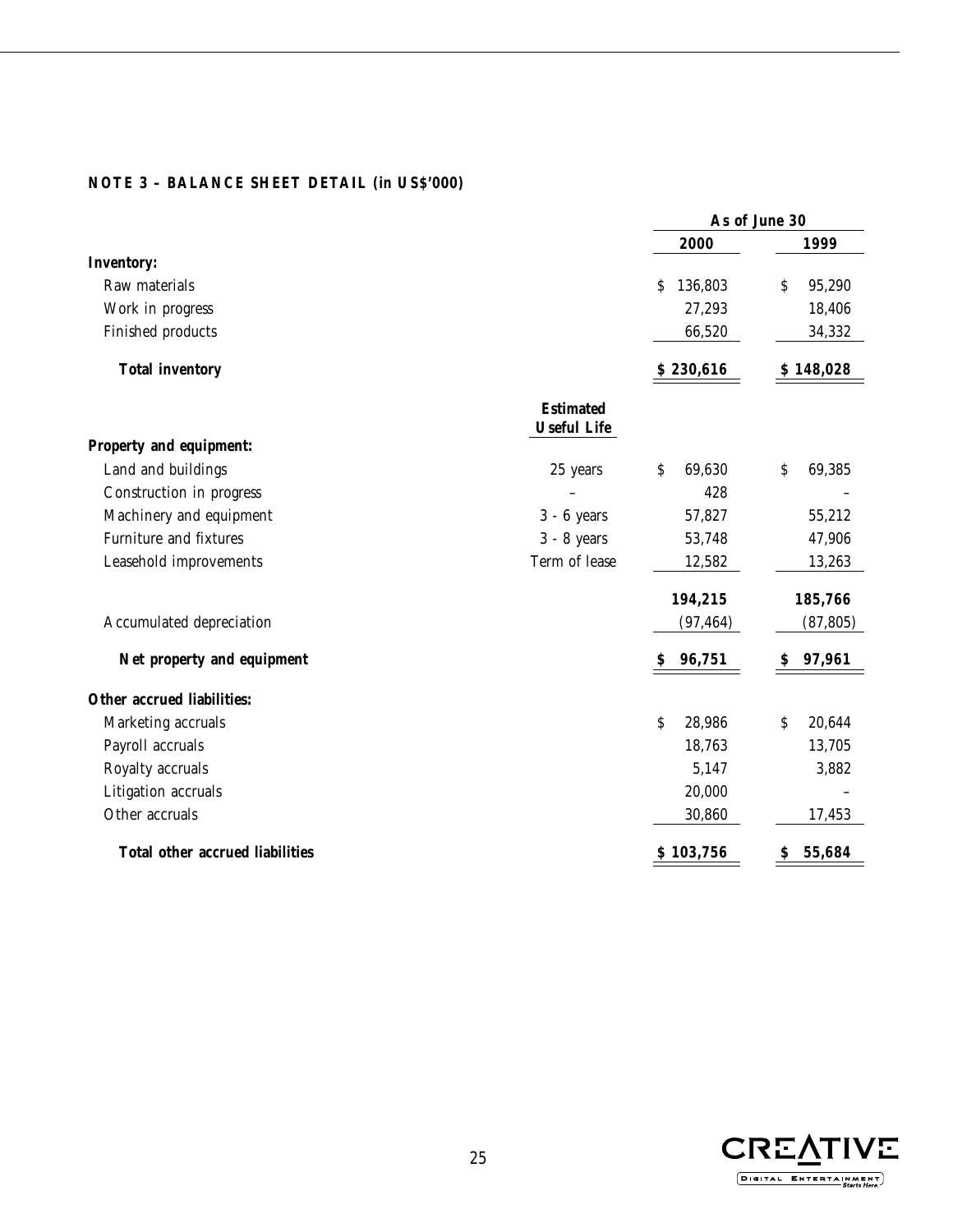**NOTE 3 – BALANCE SHEET DETAIL (in US$'000)**

| | | As of June 30 | |
|---|---|---|---|
| | | **2000** | **1999** |
| **Inventory:** | | | |
| Raw materials | | $ 136,803 | $ 95,290 |
| Work in progress | | 27,293 | 18,406 |
| Finished products | | 66,520 | 34,332 |
| **Total inventory** | | **$ 230,616** | **$ 148,028** |
| | **Estimated Useful Life** | | |
| **Property and equipment:** | | | |
| Land and buildings | 25 years | $ 69,630 | $ 69,385 |
| Construction in progress | – | 428 | – |
| Machinery and equipment | 3 - 6 years | 57,827 | 55,212 |
| Furniture and fixtures | 3 - 8 years | 53,748 | 47,906 |
| Leasehold improvements | Term of lease | 12,582 | 13,263 |
| | | **194,215** | **185,766** |
| Accumulated depreciation | | (97,464) | (87,805) |
| **Net property and equipment** | | **$ 96,751** | **$ 97,961** |
| **Other accrued liabilities:** | | | |
| Marketing accruals | | $ 28,986 | $ 20,644 |
| Payroll accruals | | 18,763 | 13,705 |
| Royalty accruals | | 5,147 | 3,882 |
| Litigation accruals | | 20,000 | – |
| Other accruals | | 30,860 | 17,453 |
| **Total other accrued liabilities** | | **$ 103,756** | **$ 55,684** |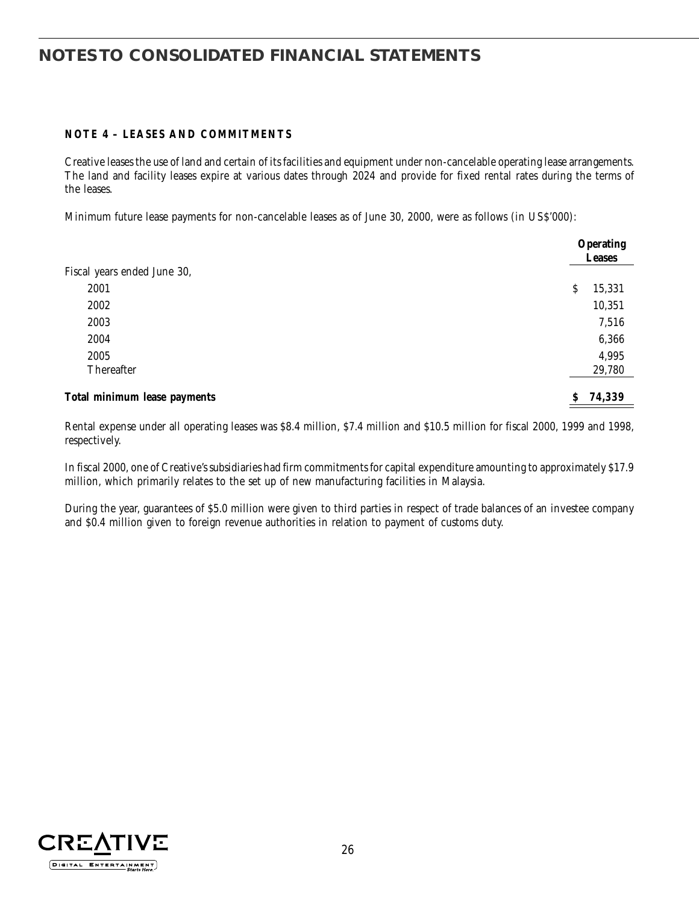# NOTES TO CONSOLIDATED FINANCIAL STATEMENTS

## NOTE 4 – LEASES AND COMMITMENTS

Creative leases the use of land and certain of its facilities and equipment under non-cancelable operating lease arrangements. The land and facility leases expire at various dates through 2024 and provide for fixed rental rates during the terms of the leases.

Minimum future lease payments for non-cancelable leases as of June 30, 2000, were as follows (in US$'000):

| | Operating Leases |
|---|---|
| Fiscal years ended June 30, | |
| 2001 | $ 15,331 |
| 2002 | 10,351 |
| 2003 | 7,516 |
| 2004 | 6,366 |
| 2005 | 4,995 |
| Thereafter | 29,780 |
| **Total minimum lease payments** | **$ 74,339** |

Rental expense under all operating leases was $8.4 million, $7.4 million and $10.5 million for fiscal 2000, 1999 and 1998, respectively.

In fiscal 2000, one of Creative's subsidiaries had firm commitments for capital expenditure amounting to approximately $17.9 million, which primarily relates to the set up of new manufacturing facilities in Malaysia.

During the year, guarantees of $5.0 million were given to third parties in respect of trade balances of an investee company and $0.4 million given to foreign revenue authorities in relation to payment of customs duty.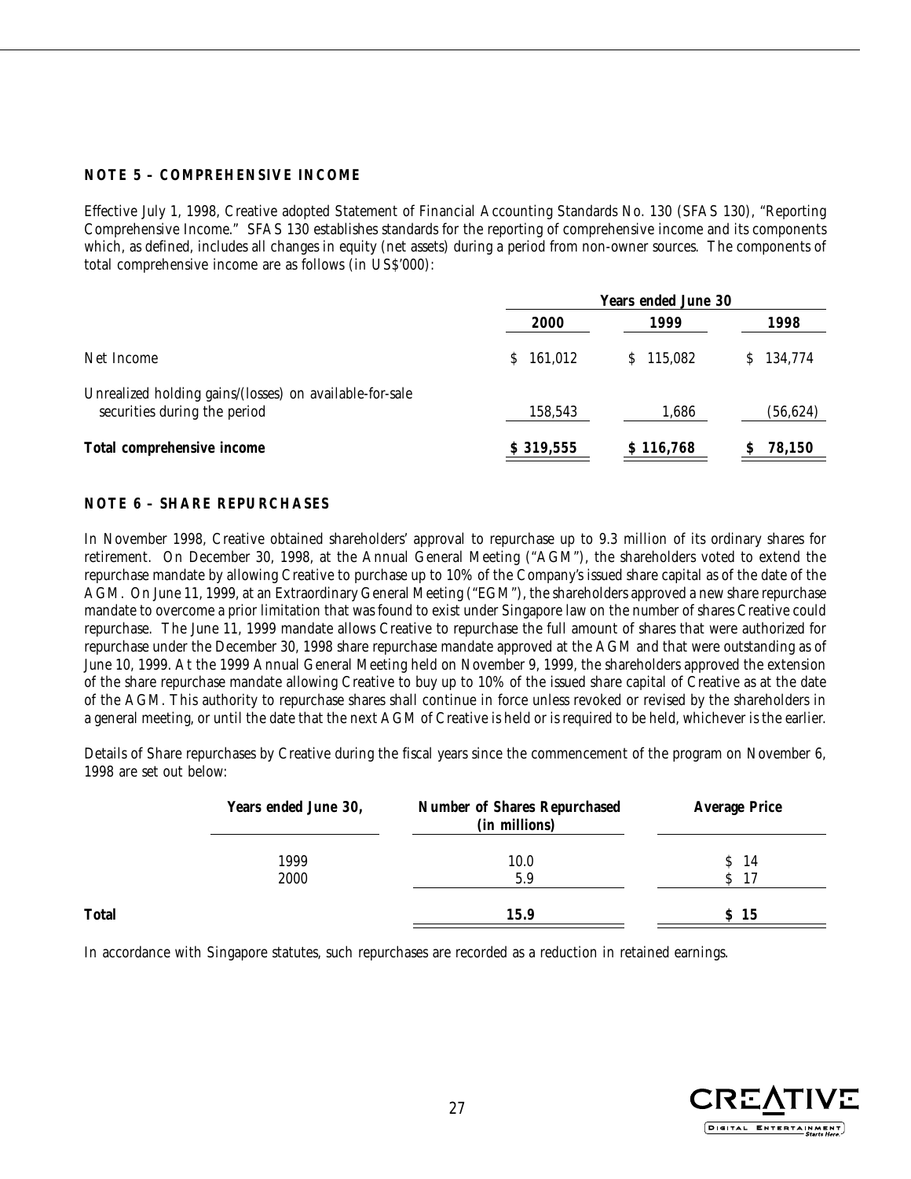## NOTE 5 – COMPREHENSIVE INCOME

Effective July 1, 1998, Creative adopted Statement of Financial Accounting Standards No. 130 (SFAS 130), "Reporting Comprehensive Income." SFAS 130 establishes standards for the reporting of comprehensive income and its components which, as defined, includes all changes in equity (net assets) during a period from non-owner sources. The components of total comprehensive income are as follows (in US$'000):

| | Years ended June 30 | | |
|---|---|---|---|
| | **2000** | **1999** | **1998** |
| Net Income | $ 161,012 | $ 115,082 | $ 134,774 |
| Unrealized holding gains/(losses) on available-for-sale securities during the period | 158,543 | 1,686 | (56,624) |
| **Total comprehensive income** | **$ 319,555** | **$ 116,768** | **$ 78,150** |

## NOTE 6 – SHARE REPURCHASES

In November 1998, Creative obtained shareholders' approval to repurchase up to 9.3 million of its ordinary shares for retirement. On December 30, 1998, at the Annual General Meeting ("AGM"), the shareholders voted to extend the repurchase mandate by allowing Creative to purchase up to 10% of the Company's issued share capital as of the date of the AGM. On June 11, 1999, at an Extraordinary General Meeting ("EGM"), the shareholders approved a new share repurchase mandate to overcome a prior limitation that was found to exist under Singapore law on the number of shares Creative could repurchase. The June 11, 1999 mandate allows Creative to repurchase the full amount of shares that were authorized for repurchase under the December 30, 1998 share repurchase mandate approved at the AGM and that were outstanding as of June 10, 1999. At the 1999 Annual General Meeting held on November 9, 1999, the shareholders approved the extension of the share repurchase mandate allowing Creative to buy up to 10% of the issued share capital of Creative as at the date of the AGM. This authority to repurchase shares shall continue in force unless revoked or revised by the shareholders in a general meeting, or until the date that the next AGM of Creative is held or is required to be held, whichever is the earlier.

Details of Share repurchases by Creative during the fiscal years since the commencement of the program on November 6, 1998 are set out below:

| | Years ended June 30, | Number of Shares Repurchased (in millions) | Average Price |
|---|---|---|---|
| | 1999 | 10.0 | $ 14 |
| | 2000 | 5.9 | $ 17 |
| **Total** | | **15.9** | **$ 15** |

In accordance with Singapore statutes, such repurchases are recorded as a reduction in retained earnings.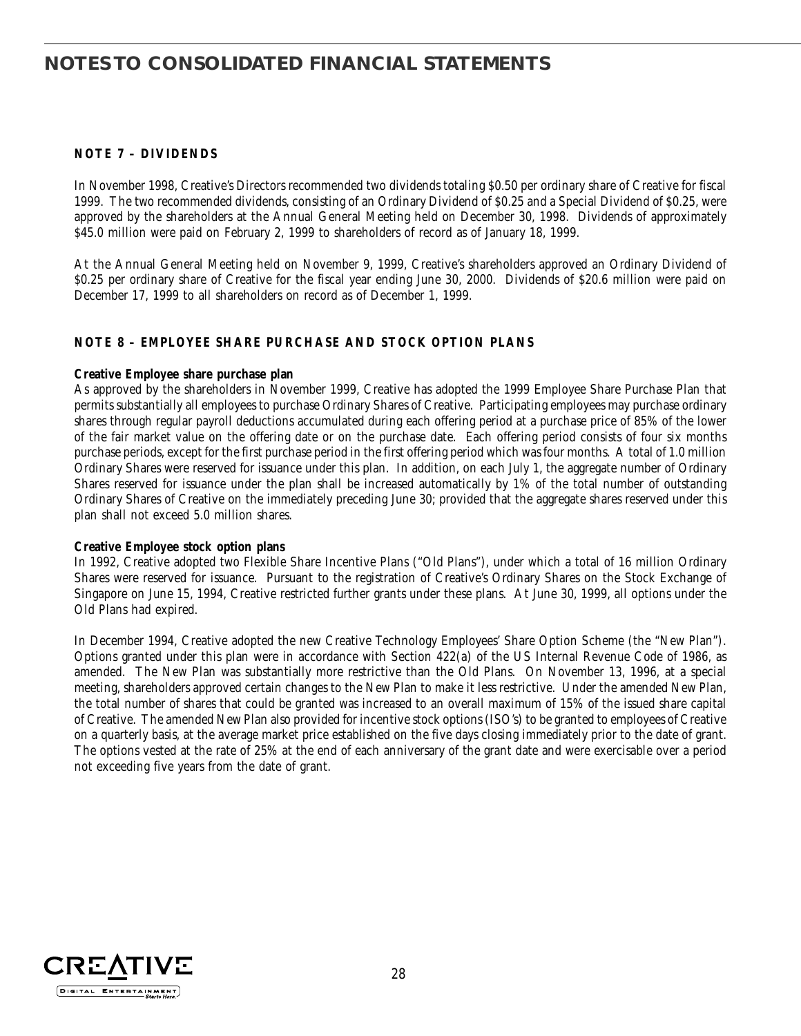# NOTES TO CONSOLIDATED FINANCIAL STATEMENTS

### NOTE 7 – DIVIDENDS

In November 1998, Creative's Directors recommended two dividends totaling $0.50 per ordinary share of Creative for fiscal 1999. The two recommended dividends, consisting of an Ordinary Dividend of $0.25 and a Special Dividend of $0.25, were approved by the shareholders at the Annual General Meeting held on December 30, 1998. Dividends of approximately $45.0 million were paid on February 2, 1999 to shareholders of record as of January 18, 1999.

At the Annual General Meeting held on November 9, 1999, Creative's shareholders approved an Ordinary Dividend of $0.25 per ordinary share of Creative for the fiscal year ending June 30, 2000. Dividends of $20.6 million were paid on December 17, 1999 to all shareholders on record as of December 1, 1999.

### NOTE 8 – EMPLOYEE SHARE PURCHASE AND STOCK OPTION PLANS

**Creative Employee share purchase plan**

As approved by the shareholders in November 1999, Creative has adopted the 1999 Employee Share Purchase Plan that permits substantially all employees to purchase Ordinary Shares of Creative. Participating employees may purchase ordinary shares through regular payroll deductions accumulated during each offering period at a purchase price of 85% of the lower of the fair market value on the offering date or on the purchase date. Each offering period consists of four six months purchase periods, except for the first purchase period in the first offering period which was four months. A total of 1.0 million Ordinary Shares were reserved for issuance under this plan. In addition, on each July 1, the aggregate number of Ordinary Shares reserved for issuance under the plan shall be increased automatically by 1% of the total number of outstanding Ordinary Shares of Creative on the immediately preceding June 30; provided that the aggregate shares reserved under this plan shall not exceed 5.0 million shares.

**Creative Employee stock option plans**

In 1992, Creative adopted two Flexible Share Incentive Plans ("Old Plans"), under which a total of 16 million Ordinary Shares were reserved for issuance. Pursuant to the registration of Creative's Ordinary Shares on the Stock Exchange of Singapore on June 15, 1994, Creative restricted further grants under these plans. At June 30, 1999, all options under the Old Plans had expired.

In December 1994, Creative adopted the new Creative Technology Employees' Share Option Scheme (the "New Plan"). Options granted under this plan were in accordance with Section 422(a) of the US Internal Revenue Code of 1986, as amended. The New Plan was substantially more restrictive than the Old Plans. On November 13, 1996, at a special meeting, shareholders approved certain changes to the New Plan to make it less restrictive. Under the amended New Plan, the total number of shares that could be granted was increased to an overall maximum of 15% of the issued share capital of Creative. The amended New Plan also provided for incentive stock options (ISO's) to be granted to employees of Creative on a quarterly basis, at the average market price established on the five days closing immediately prior to the date of grant. The options vested at the rate of 25% at the end of each anniversary of the grant date and were exercisable over a period not exceeding five years from the date of grant.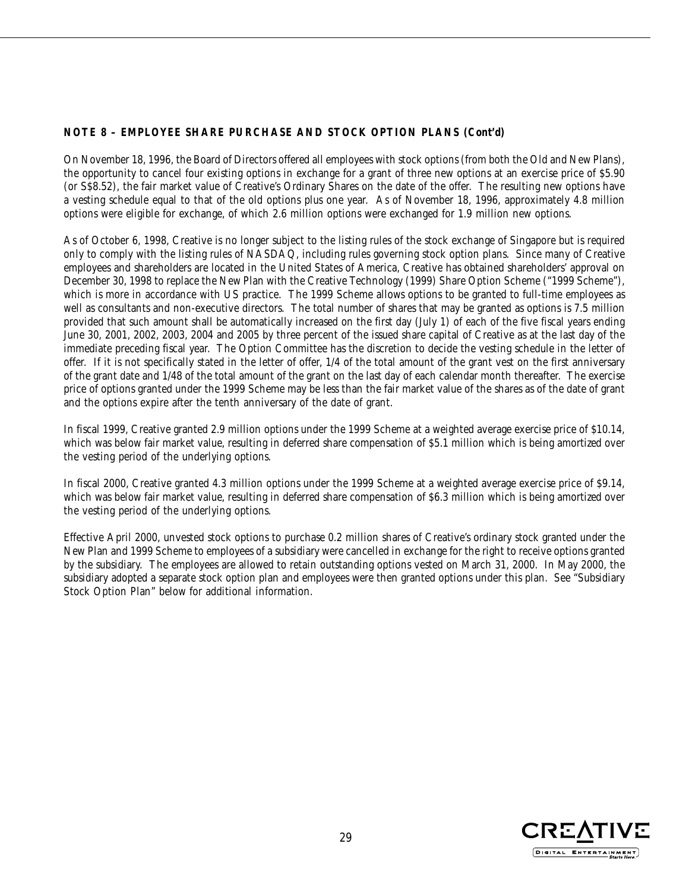**NOTE 8 – EMPLOYEE SHARE PURCHASE AND STOCK OPTION PLANS (Cont'd)**

On November 18, 1996, the Board of Directors offered all employees with stock options (from both the Old and New Plans), the opportunity to cancel four existing options in exchange for a grant of three new options at an exercise price of $5.90 (or S$8.52), the fair market value of Creative's Ordinary Shares on the date of the offer. The resulting new options have a vesting schedule equal to that of the old options plus one year. As of November 18, 1996, approximately 4.8 million options were eligible for exchange, of which 2.6 million options were exchanged for 1.9 million new options.

As of October 6, 1998, Creative is no longer subject to the listing rules of the stock exchange of Singapore but is required only to comply with the listing rules of NASDAQ, including rules governing stock option plans. Since many of Creative employees and shareholders are located in the United States of America, Creative has obtained shareholders' approval on December 30, 1998 to replace the New Plan with the Creative Technology (1999) Share Option Scheme ("1999 Scheme"), which is more in accordance with US practice. The 1999 Scheme allows options to be granted to full-time employees as well as consultants and non-executive directors. The total number of shares that may be granted as options is 7.5 million provided that such amount shall be automatically increased on the first day (July 1) of each of the five fiscal years ending June 30, 2001, 2002, 2003, 2004 and 2005 by three percent of the issued share capital of Creative as at the last day of the immediate preceding fiscal year. The Option Committee has the discretion to decide the vesting schedule in the letter of offer. If it is not specifically stated in the letter of offer, 1/4 of the total amount of the grant vest on the first anniversary of the grant date and 1/48 of the total amount of the grant on the last day of each calendar month thereafter. The exercise price of options granted under the 1999 Scheme may be less than the fair market value of the shares as of the date of grant and the options expire after the tenth anniversary of the date of grant.

In fiscal 1999, Creative granted 2.9 million options under the 1999 Scheme at a weighted average exercise price of $10.14, which was below fair market value, resulting in deferred share compensation of $5.1 million which is being amortized over the vesting period of the underlying options.

In fiscal 2000, Creative granted 4.3 million options under the 1999 Scheme at a weighted average exercise price of $9.14, which was below fair market value, resulting in deferred share compensation of $6.3 million which is being amortized over the vesting period of the underlying options.

Effective April 2000, unvested stock options to purchase 0.2 million shares of Creative's ordinary stock granted under the New Plan and 1999 Scheme to employees of a subsidiary were cancelled in exchange for the right to receive options granted by the subsidiary. The employees are allowed to retain outstanding options vested on March 31, 2000. In May 2000, the subsidiary adopted a separate stock option plan and employees were then granted options under this plan. See "Subsidiary Stock Option Plan" below for additional information.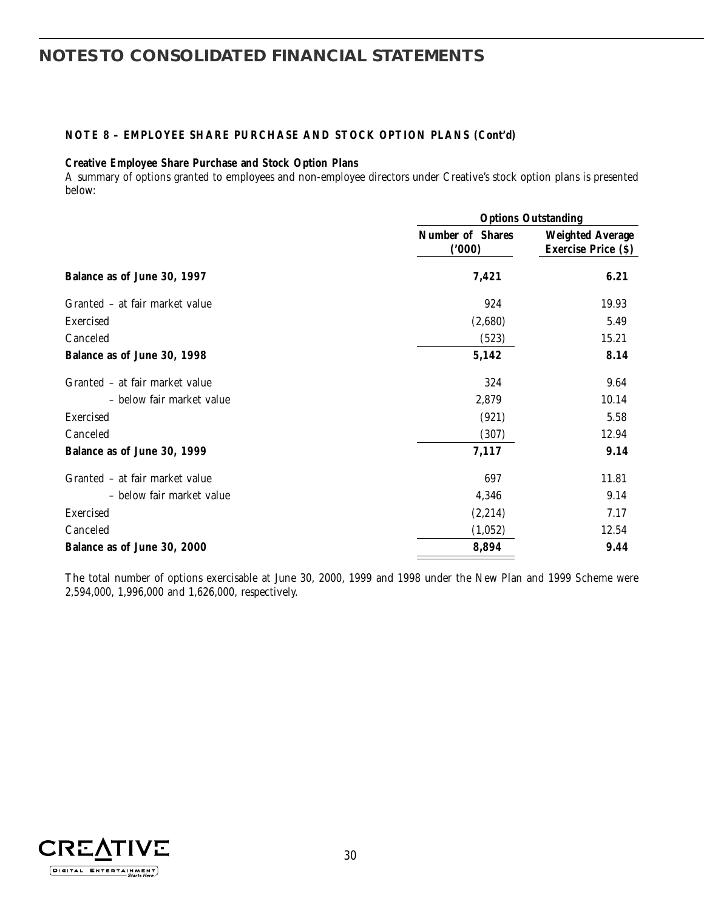# NOTES TO CONSOLIDATED FINANCIAL STATEMENTS

### NOTE 8 – EMPLOYEE SHARE PURCHASE AND STOCK OPTION PLANS (Cont'd)

**Creative Employee Share Purchase and Stock Option Plans**

A summary of options granted to employees and non-employee directors under Creative's stock option plans is presented below:

| | Options Outstanding | |
|---|---|---|
| | Number of Shares ('000) | Weighted Average Exercise Price ($) |
| **Balance as of June 30, 1997** | **7,421** | **6.21** |
| Granted – at fair market value | 924 | 19.93 |
| Exercised | (2,680) | 5.49 |
| Canceled | (523) | 15.21 |
| **Balance as of June 30, 1998** | **5,142** | **8.14** |
| Granted – at fair market value | 324 | 9.64 |
| – below fair market value | 2,879 | 10.14 |
| Exercised | (921) | 5.58 |
| Canceled | (307) | 12.94 |
| **Balance as of June 30, 1999** | **7,117** | **9.14** |
| Granted – at fair market value | 697 | 11.81 |
| – below fair market value | 4,346 | 9.14 |
| Exercised | (2,214) | 7.17 |
| Canceled | (1,052) | 12.54 |
| **Balance as of June 30, 2000** | **8,894** | **9.44** |

The total number of options exercisable at June 30, 2000, 1999 and 1998 under the New Plan and 1999 Scheme were 2,594,000, 1,996,000 and 1,626,000, respectively.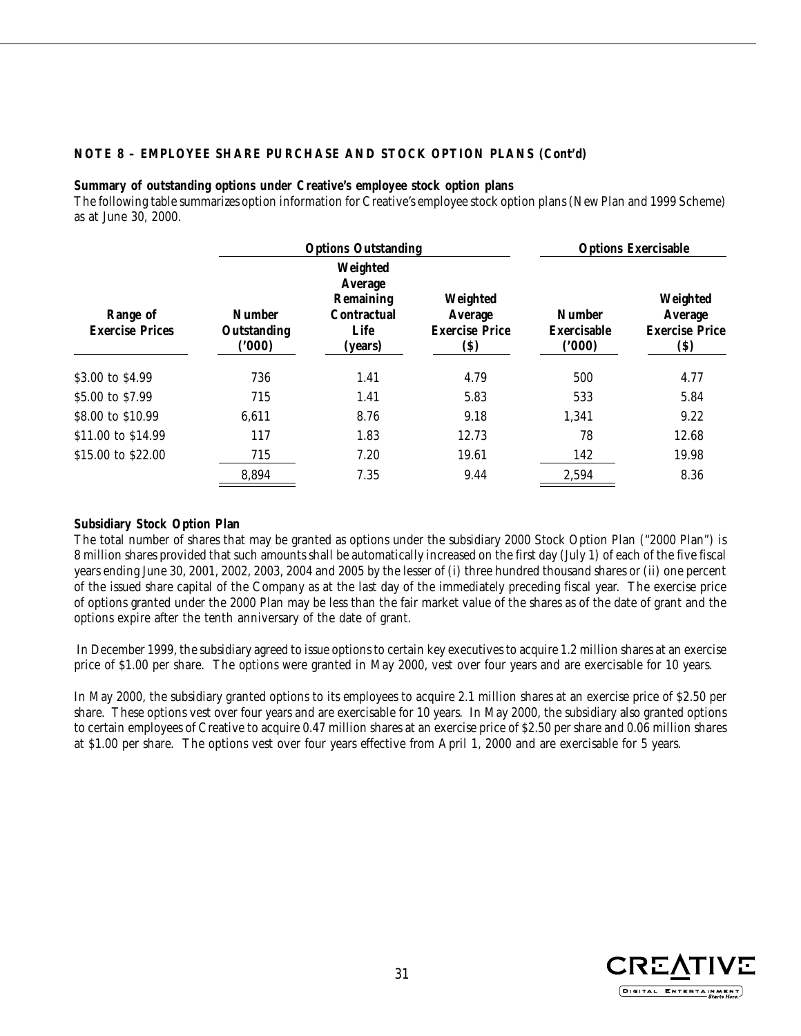**NOTE 8 – EMPLOYEE SHARE PURCHASE AND STOCK OPTION PLANS (Cont'd)**

**Summary of outstanding options under Creative's employee stock option plans**

The following table summarizes option information for Creative's employee stock option plans (New Plan and 1999 Scheme) as at June 30, 2000.

| | Options Outstanding | | | Options Exercisable | |
|---|---|---|---|---|---|
| **Range of Exercise Prices** | **Number Outstanding ('000)** | **Weighted Average Remaining Contractual Life (years)** | **Weighted Average Exercise Price ($)** | **Number Exercisable ('000)** | **Weighted Average Exercise Price ($)** |
| \$3.00 to \$4.99 | 736 | 1.41 | 4.79 | 500 | 4.77 |
| \$5.00 to \$7.99 | 715 | 1.41 | 5.83 | 533 | 5.84 |
| \$8.00 to \$10.99 | 6,611 | 8.76 | 9.18 | 1,341 | 9.22 |
| \$11.00 to \$14.99 | 117 | 1.83 | 12.73 | 78 | 12.68 |
| \$15.00 to \$22.00 | 715 | 7.20 | 19.61 | 142 | 19.98 |
| | 8,894 | 7.35 | 9.44 | 2,594 | 8.36 |

**Subsidiary Stock Option Plan**

The total number of shares that may be granted as options under the subsidiary 2000 Stock Option Plan ("2000 Plan") is 8 million shares provided that such amounts shall be automatically increased on the first day (July 1) of each of the five fiscal years ending June 30, 2001, 2002, 2003, 2004 and 2005 by the lesser of (i) three hundred thousand shares or (ii) one percent of the issued share capital of the Company as at the last day of the immediately preceding fiscal year. The exercise price of options granted under the 2000 Plan may be less than the fair market value of the shares as of the date of grant and the options expire after the tenth anniversary of the date of grant.

In December 1999, the subsidiary agreed to issue options to certain key executives to acquire 1.2 million shares at an exercise price of \$1.00 per share. The options were granted in May 2000, vest over four years and are exercisable for 10 years.

In May 2000, the subsidiary granted options to its employees to acquire 2.1 million shares at an exercise price of \$2.50 per share. These options vest over four years and are exercisable for 10 years. In May 2000, the subsidiary also granted options to certain employees of Creative to acquire 0.47 million shares at an exercise price of \$2.50 per share and 0.06 million shares at \$1.00 per share. The options vest over four years effective from April 1, 2000 and are exercisable for 5 years.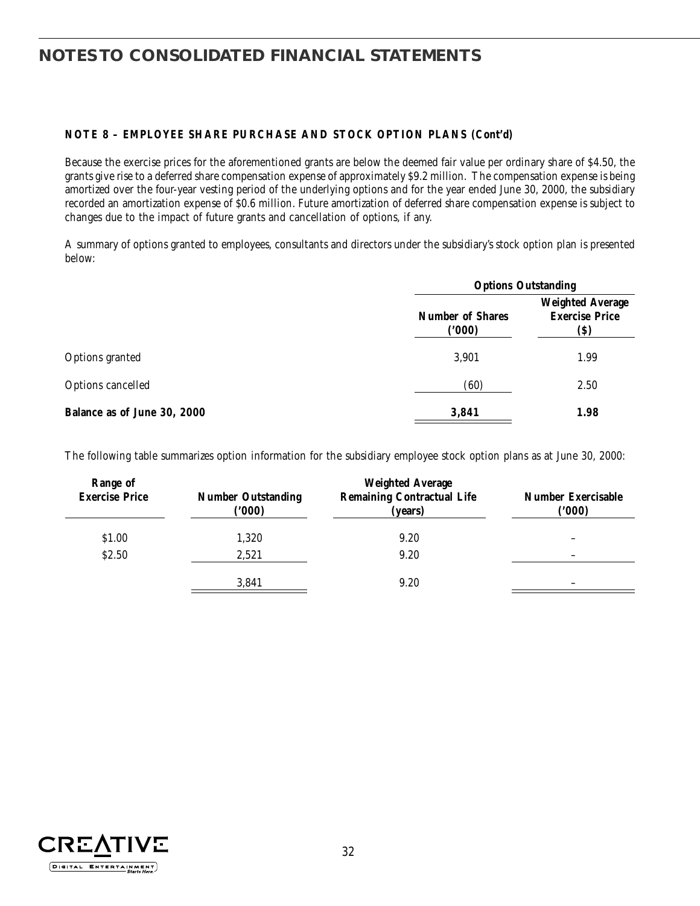# NOTES TO CONSOLIDATED FINANCIAL STATEMENTS

**NOTE 8 – EMPLOYEE SHARE PURCHASE AND STOCK OPTION PLANS (Cont'd)**

Because the exercise prices for the aforementioned grants are below the deemed fair value per ordinary share of $4.50, the grants give rise to a deferred share compensation expense of approximately $9.2 million. The compensation expense is being amortized over the four-year vesting period of the underlying options and for the year ended June 30, 2000, the subsidiary recorded an amortization expense of $0.6 million. Future amortization of deferred share compensation expense is subject to changes due to the impact of future grants and cancellation of options, if any.

A summary of options granted to employees, consultants and directors under the subsidiary's stock option plan is presented below:

| | Options Outstanding | |
|---|---|---|
| | Number of Shares ('000) | Weighted Average Exercise Price ($) |
| Options granted | 3,901 | 1.99 |
| Options cancelled | (60) | 2.50 |
| **Balance as of June 30, 2000** | **3,841** | **1.98** |

The following table summarizes option information for the subsidiary employee stock option plans as at June 30, 2000:

| Range of Exercise Price | Number Outstanding ('000) | Weighted Average Remaining Contractual Life (years) | Number Exercisable ('000) |
|---|---|---|---|
| $1.00 | 1,320 | 9.20 | – |
| $2.50 | 2,521 | 9.20 | – |
| | 3,841 | 9.20 | – |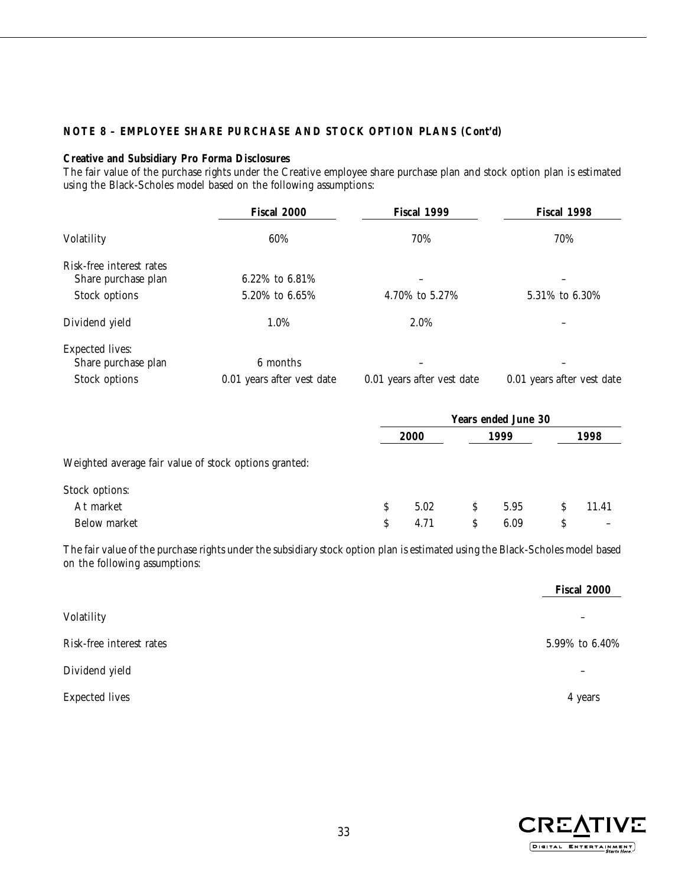**NOTE 8 – EMPLOYEE SHARE PURCHASE AND STOCK OPTION PLANS (Cont'd)**

**Creative and Subsidiary Pro Forma Disclosures**

The fair value of the purchase rights under the Creative employee share purchase plan and stock option plan is estimated using the Black-Scholes model based on the following assumptions:

| | Fiscal 2000 | Fiscal 1999 | Fiscal 1998 |
|---|---|---|---|
| Volatility | 60% | 70% | 70% |
| Risk-free interest rates | | | |
| Share purchase plan | 6.22% to 6.81% | – | – |
| Stock options | 5.20% to 6.65% | 4.70% to 5.27% | 5.31% to 6.30% |
| Dividend yield | 1.0% | 2.0% | – |
| Expected lives: | | | |
| Share purchase plan | 6 months | – | – |
| Stock options | 0.01 years after vest date | 0.01 years after vest date | 0.01 years after vest date |

| | Years ended June 30 | | |
|---|---|---|---|
| | 2000 | 1999 | 1998 |
| Weighted average fair value of stock options granted: | | | |
| Stock options: | | | |
| At market | $ 5.02 | $ 5.95 | $ 11.41 |
| Below market | $ 4.71 | $ 6.09 | $ – |

The fair value of the purchase rights under the subsidiary stock option plan is estimated using the Black-Scholes model based on the following assumptions:

| | Fiscal 2000 |
|---|---|
| Volatility | – |
| Risk-free interest rates | 5.99% to 6.40% |
| Dividend yield | – |
| Expected lives | 4 years |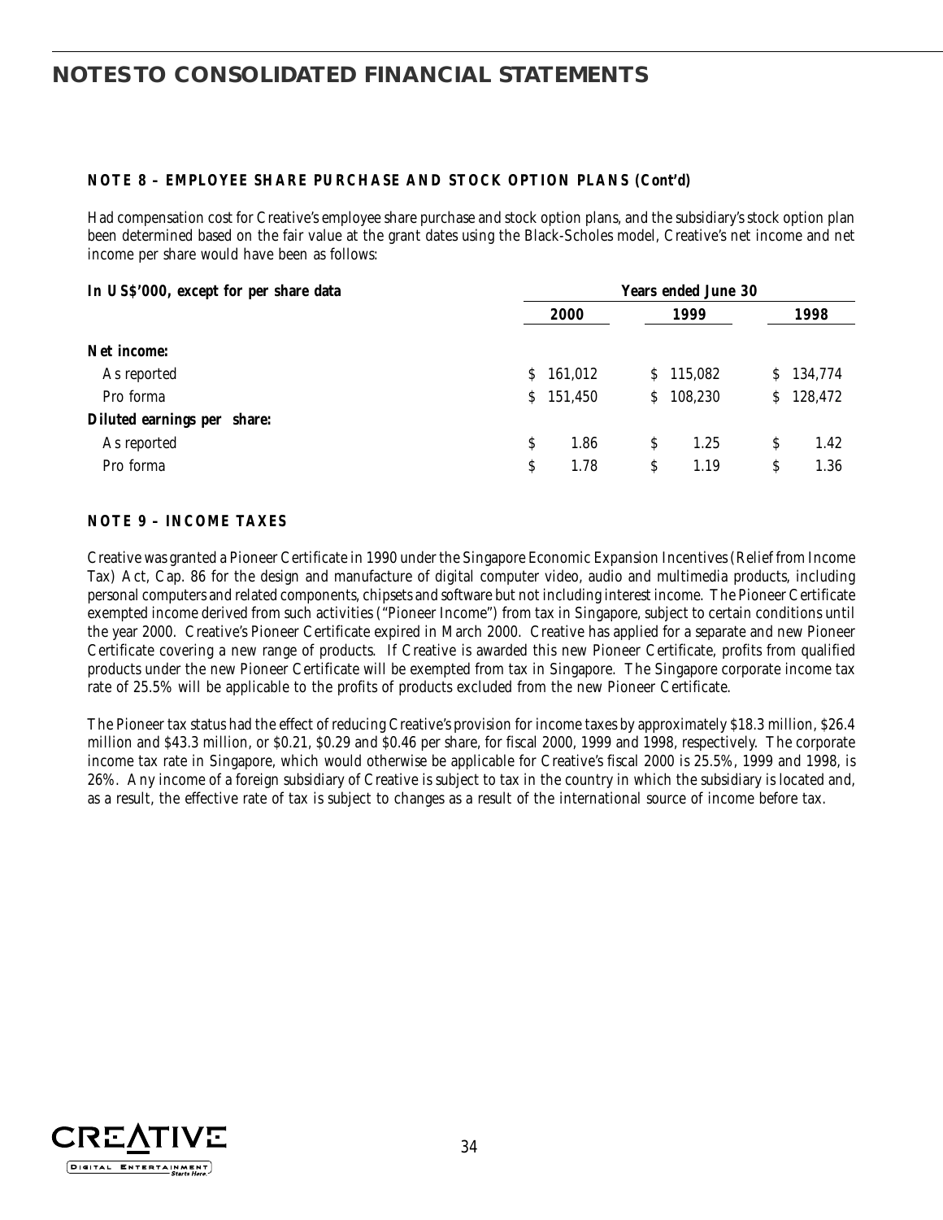# NOTES TO CONSOLIDATED FINANCIAL STATEMENTS

### NOTE 8 – EMPLOYEE SHARE PURCHASE AND STOCK OPTION PLANS (Cont'd)

Had compensation cost for Creative's employee share purchase and stock option plans, and the subsidiary's stock option plan been determined based on the fair value at the grant dates using the Black-Scholes model, Creative's net income and net income per share would have been as follows:

| In US$'000, except for per share data | Years ended June 30 | | |
|---|---|---|---|
| | 2000 | 1999 | 1998 |
| **Net income:** | | | |
| As reported | $ 161,012 | $ 115,082 | $ 134,774 |
| Pro forma | $ 151,450 | $ 108,230 | $ 128,472 |
| **Diluted earnings per share:** | | | |
| As reported | $ 1.86 | $ 1.25 | $ 1.42 |
| Pro forma | $ 1.78 | $ 1.19 | $ 1.36 |

### NOTE 9 – INCOME TAXES

Creative was granted a Pioneer Certificate in 1990 under the Singapore Economic Expansion Incentives (Relief from Income Tax) Act, Cap. 86 for the design and manufacture of digital computer video, audio and multimedia products, including personal computers and related components, chipsets and software but not including interest income. The Pioneer Certificate exempted income derived from such activities ("Pioneer Income") from tax in Singapore, subject to certain conditions until the year 2000. Creative's Pioneer Certificate expired in March 2000. Creative has applied for a separate and new Pioneer Certificate covering a new range of products. If Creative is awarded this new Pioneer Certificate, profits from qualified products under the new Pioneer Certificate will be exempted from tax in Singapore. The Singapore corporate income tax rate of 25.5% will be applicable to the profits of products excluded from the new Pioneer Certificate.

The Pioneer tax status had the effect of reducing Creative's provision for income taxes by approximately $18.3 million, $26.4 million and $43.3 million, or $0.21, $0.29 and $0.46 per share, for fiscal 2000, 1999 and 1998, respectively. The corporate income tax rate in Singapore, which would otherwise be applicable for Creative's fiscal 2000 is 25.5%, 1999 and 1998, is 26%. Any income of a foreign subsidiary of Creative is subject to tax in the country in which the subsidiary is located and, as a result, the effective rate of tax is subject to changes as a result of the international source of income before tax.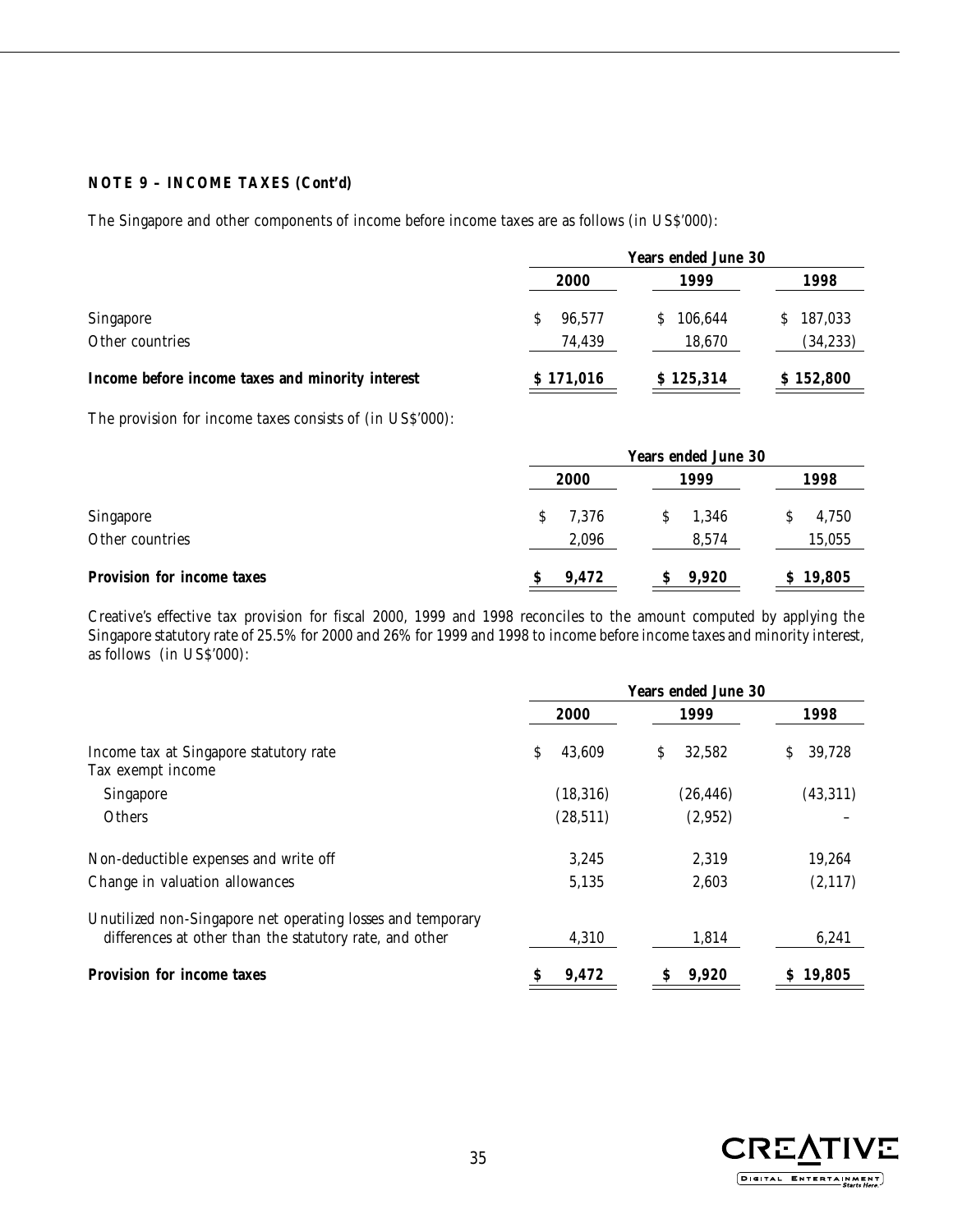**NOTE 9 – INCOME TAXES (Cont'd)**

The Singapore and other components of income before income taxes are as follows (in US$'000):

| | Years ended June 30 | | |
|---|---|---|---|
| | 2000 | 1999 | 1998 |
| Singapore | $ 96,577 | $ 106,644 | $ 187,033 |
| Other countries | 74,439 | 18,670 | (34,233) |
| **Income before income taxes and minority interest** | **$ 171,016** | **$ 125,314** | **$ 152,800** |

The provision for income taxes consists of (in US$'000):

| | Years ended June 30 | | |
|---|---|---|---|
| | 2000 | 1999 | 1998 |
| Singapore | $ 7,376 | $ 1,346 | $ 4,750 |
| Other countries | 2,096 | 8,574 | 15,055 |
| **Provision for income taxes** | **$ 9,472** | **$ 9,920** | **$ 19,805** |

Creative's effective tax provision for fiscal 2000, 1999 and 1998 reconciles to the amount computed by applying the Singapore statutory rate of 25.5% for 2000 and 26% for 1999 and 1998 to income before income taxes and minority interest, as follows (in US$'000):

| | Years ended June 30 | | |
|---|---|---|---|
| | 2000 | 1999 | 1998 |
| Income tax at Singapore statutory rate | $ 43,609 | $ 32,582 | $ 39,728 |
| Tax exempt income | | | |
| Singapore | (18,316) | (26,446) | (43,311) |
| Others | (28,511) | (2,952) | – |
| Non-deductible expenses and write off | 3,245 | 2,319 | 19,264 |
| Change in valuation allowances | 5,135 | 2,603 | (2,117) |
| Unutilized non-Singapore net operating losses and temporary differences at other than the statutory rate, and other | 4,310 | 1,814 | 6,241 |
| **Provision for income taxes** | **$ 9,472** | **$ 9,920** | **$ 19,805** |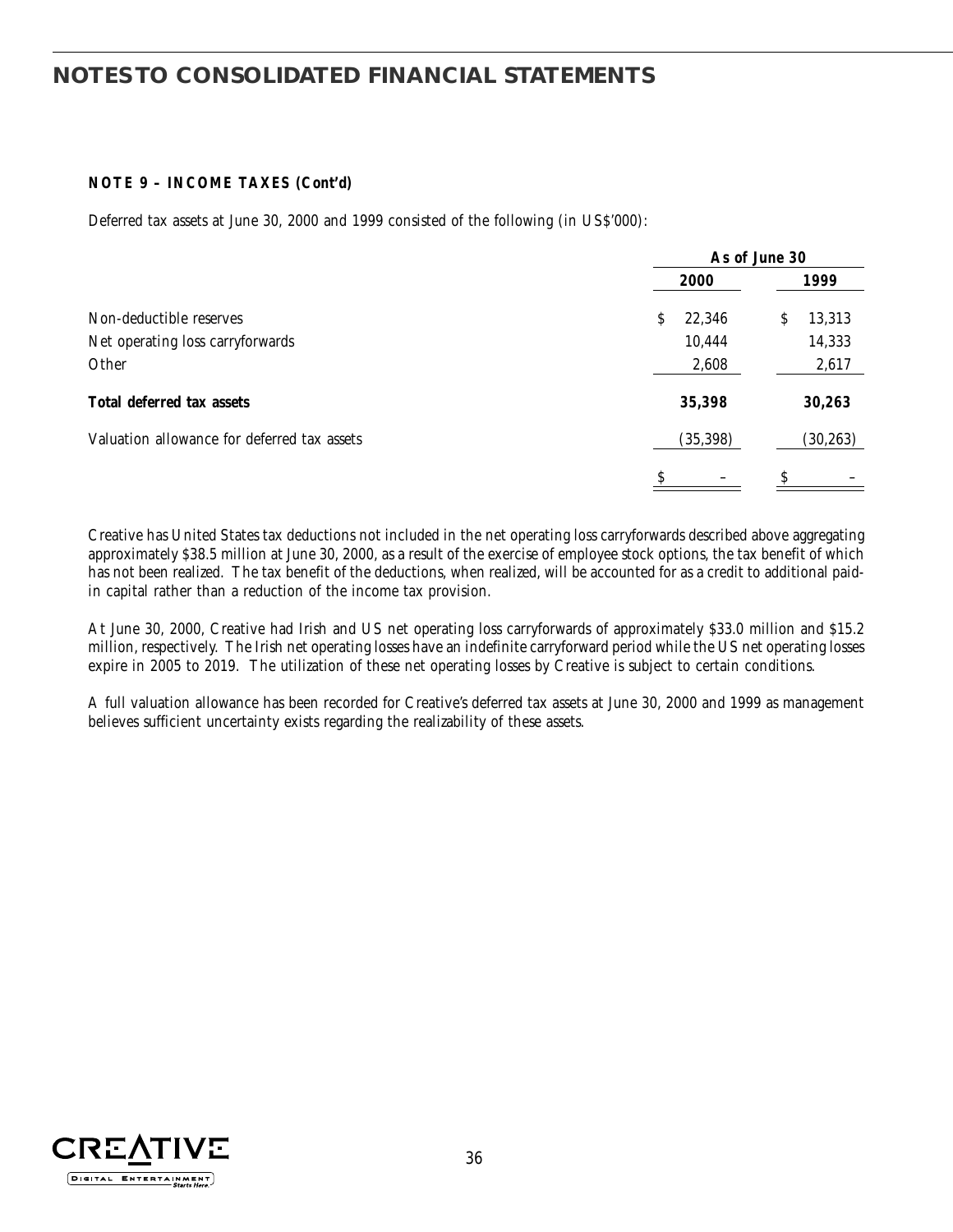# NOTES TO CONSOLIDATED FINANCIAL STATEMENTS

**NOTE 9 – INCOME TAXES (Cont'd)**

Deferred tax assets at June 30, 2000 and 1999 consisted of the following (in US$'000):

| | As of June 30 | |
|---|---|---|
| | 2000 | 1999 |
| Non-deductible reserves | $ 22,346 | $ 13,313 |
| Net operating loss carryforwards | 10,444 | 14,333 |
| Other | 2,608 | 2,617 |
| **Total deferred tax assets** | **35,398** | **30,263** |
| Valuation allowance for deferred tax assets | (35,398) | (30,263) |
| | $ – | $ – |

Creative has United States tax deductions not included in the net operating loss carryforwards described above aggregating approximately $38.5 million at June 30, 2000, as a result of the exercise of employee stock options, the tax benefit of which has not been realized. The tax benefit of the deductions, when realized, will be accounted for as a credit to additional paid-in capital rather than a reduction of the income tax provision.

At June 30, 2000, Creative had Irish and US net operating loss carryforwards of approximately $33.0 million and $15.2 million, respectively. The Irish net operating losses have an indefinite carryforward period while the US net operating losses expire in 2005 to 2019. The utilization of these net operating losses by Creative is subject to certain conditions.

A full valuation allowance has been recorded for Creative's deferred tax assets at June 30, 2000 and 1999 as management believes sufficient uncertainty exists regarding the realizability of these assets.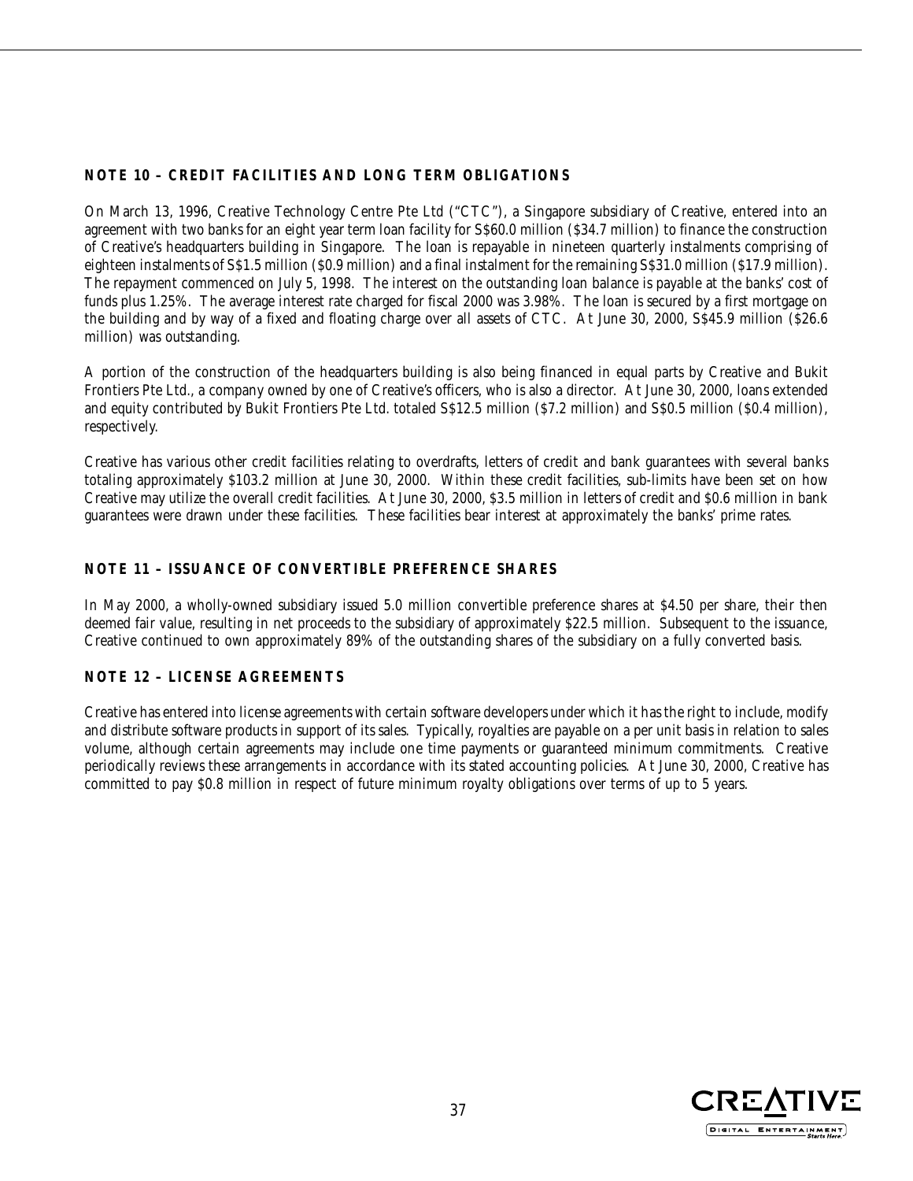## NOTE 10 – CREDIT FACILITIES AND LONG TERM OBLIGATIONS

On March 13, 1996, Creative Technology Centre Pte Ltd ("CTC"), a Singapore subsidiary of Creative, entered into an agreement with two banks for an eight year term loan facility for S$60.0 million ($34.7 million) to finance the construction of Creative's headquarters building in Singapore. The loan is repayable in nineteen quarterly instalments comprising of eighteen instalments of S$1.5 million ($0.9 million) and a final instalment for the remaining S$31.0 million ($17.9 million). The repayment commenced on July 5, 1998. The interest on the outstanding loan balance is payable at the banks' cost of funds plus 1.25%. The average interest rate charged for fiscal 2000 was 3.98%. The loan is secured by a first mortgage on the building and by way of a fixed and floating charge over all assets of CTC. At June 30, 2000, S$45.9 million ($26.6 million) was outstanding.

A portion of the construction of the headquarters building is also being financed in equal parts by Creative and Bukit Frontiers Pte Ltd., a company owned by one of Creative's officers, who is also a director. At June 30, 2000, loans extended and equity contributed by Bukit Frontiers Pte Ltd. totaled S$12.5 million ($7.2 million) and S$0.5 million ($0.4 million), respectively.

Creative has various other credit facilities relating to overdrafts, letters of credit and bank guarantees with several banks totaling approximately $103.2 million at June 30, 2000. Within these credit facilities, sub-limits have been set on how Creative may utilize the overall credit facilities. At June 30, 2000, $3.5 million in letters of credit and $0.6 million in bank guarantees were drawn under these facilities. These facilities bear interest at approximately the banks' prime rates.

## NOTE 11 – ISSUANCE OF CONVERTIBLE PREFERENCE SHARES

In May 2000, a wholly-owned subsidiary issued 5.0 million convertible preference shares at $4.50 per share, their then deemed fair value, resulting in net proceeds to the subsidiary of approximately $22.5 million. Subsequent to the issuance, Creative continued to own approximately 89% of the outstanding shares of the subsidiary on a fully converted basis.

## NOTE 12 – LICENSE AGREEMENTS

Creative has entered into license agreements with certain software developers under which it has the right to include, modify and distribute software products in support of its sales. Typically, royalties are payable on a per unit basis in relation to sales volume, although certain agreements may include one time payments or guaranteed minimum commitments. Creative periodically reviews these arrangements in accordance with its stated accounting policies. At June 30, 2000, Creative has committed to pay $0.8 million in respect of future minimum royalty obligations over terms of up to 5 years.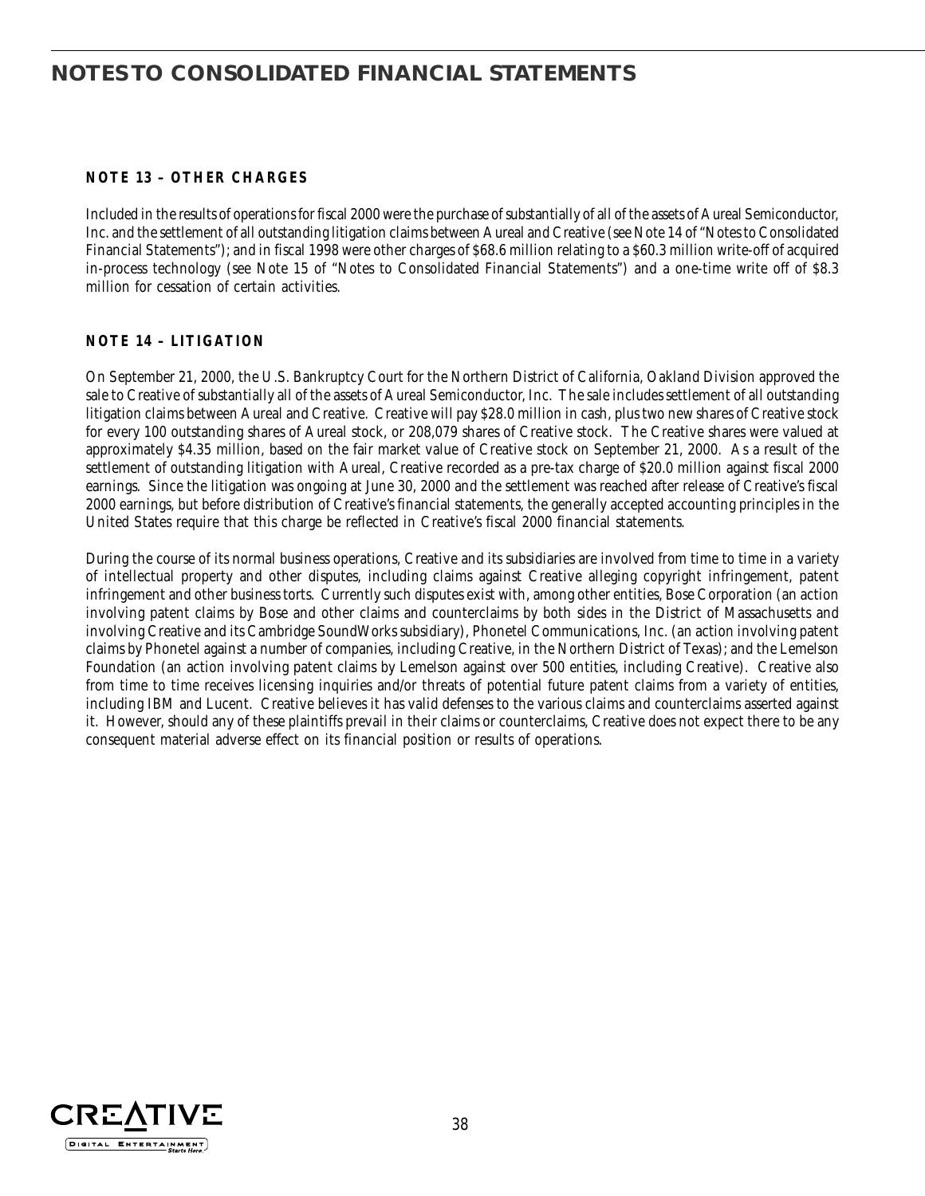# NOTES TO CONSOLIDATED FINANCIAL STATEMENTS

## NOTE 13 – OTHER CHARGES

Included in the results of operations for fiscal 2000 were the purchase of substantially of all of the assets of Aureal Semiconductor, Inc. and the settlement of all outstanding litigation claims between Aureal and Creative (see Note 14 of "Notes to Consolidated Financial Statements"); and in fiscal 1998 were other charges of $68.6 million relating to a $60.3 million write-off of acquired in-process technology (see Note 15 of "Notes to Consolidated Financial Statements") and a one-time write off of $8.3 million for cessation of certain activities.

## NOTE 14 – LITIGATION

On September 21, 2000, the U.S. Bankruptcy Court for the Northern District of California, Oakland Division approved the sale to Creative of substantially all of the assets of Aureal Semiconductor, Inc. The sale includes settlement of all outstanding litigation claims between Aureal and Creative. Creative will pay $28.0 million in cash, plus two new shares of Creative stock for every 100 outstanding shares of Aureal stock, or 208,079 shares of Creative stock. The Creative shares were valued at approximately $4.35 million, based on the fair market value of Creative stock on September 21, 2000. As a result of the settlement of outstanding litigation with Aureal, Creative recorded as a pre-tax charge of $20.0 million against fiscal 2000 earnings. Since the litigation was ongoing at June 30, 2000 and the settlement was reached after release of Creative's fiscal 2000 earnings, but before distribution of Creative's financial statements, the generally accepted accounting principles in the United States require that this charge be reflected in Creative's fiscal 2000 financial statements.

During the course of its normal business operations, Creative and its subsidiaries are involved from time to time in a variety of intellectual property and other disputes, including claims against Creative alleging copyright infringement, patent infringement and other business torts. Currently such disputes exist with, among other entities, Bose Corporation (an action involving patent claims by Bose and other claims and counterclaims by both sides in the District of Massachusetts and involving Creative and its Cambridge SoundWorks subsidiary), Phonetel Communications, Inc. (an action involving patent claims by Phonetel against a number of companies, including Creative, in the Northern District of Texas); and the Lemelson Foundation (an action involving patent claims by Lemelson against over 500 entities, including Creative). Creative also from time to time receives licensing inquiries and/or threats of potential future patent claims from a variety of entities, including IBM and Lucent. Creative believes it has valid defenses to the various claims and counterclaims asserted against it. However, should any of these plaintiffs prevail in their claims or counterclaims, Creative does not expect there to be any consequent material adverse effect on its financial position or results of operations.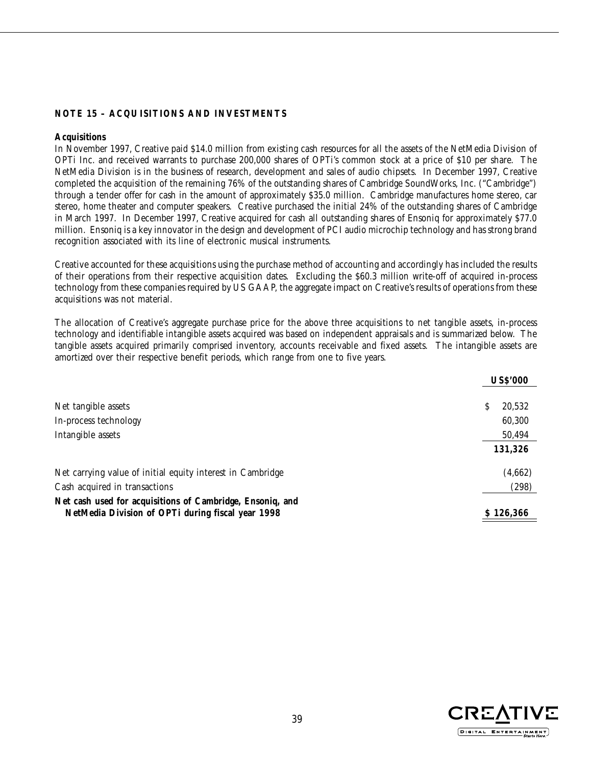## NOTE 15 – ACQUISITIONS AND INVESTMENTS

**Acquisitions**

In November 1997, Creative paid $14.0 million from existing cash resources for all the assets of the NetMedia Division of OPTi Inc. and received warrants to purchase 200,000 shares of OPTi's common stock at a price of $10 per share. The NetMedia Division is in the business of research, development and sales of audio chipsets. In December 1997, Creative completed the acquisition of the remaining 76% of the outstanding shares of Cambridge SoundWorks, Inc. ("Cambridge") through a tender offer for cash in the amount of approximately $35.0 million. Cambridge manufactures home stereo, car stereo, home theater and computer speakers. Creative purchased the initial 24% of the outstanding shares of Cambridge in March 1997. In December 1997, Creative acquired for cash all outstanding shares of Ensoniq for approximately $77.0 million. Ensoniq is a key innovator in the design and development of PCI audio microchip technology and has strong brand recognition associated with its line of electronic musical instruments.

Creative accounted for these acquisitions using the purchase method of accounting and accordingly has included the results of their operations from their respective acquisition dates. Excluding the $60.3 million write-off of acquired in-process technology from these companies required by US GAAP, the aggregate impact on Creative's results of operations from these acquisitions was not material.

The allocation of Creative's aggregate purchase price for the above three acquisitions to net tangible assets, in-process technology and identifiable intangible assets acquired was based on independent appraisals and is summarized below. The tangible assets acquired primarily comprised inventory, accounts receivable and fixed assets. The intangible assets are amortized over their respective benefit periods, which range from one to five years.

| | **US$'000** |
|---|---|
| Net tangible assets | $ 20,532 |
| In-process technology | 60,300 |
| Intangible assets | 50,494 |
| | **131,326** |
| Net carrying value of initial equity interest in Cambridge | (4,662) |
| Cash acquired in transactions | (298) |
| **Net cash used for acquisitions of Cambridge, Ensoniq, and NetMedia Division of OPTi during fiscal year 1998** | **$ 126,366** |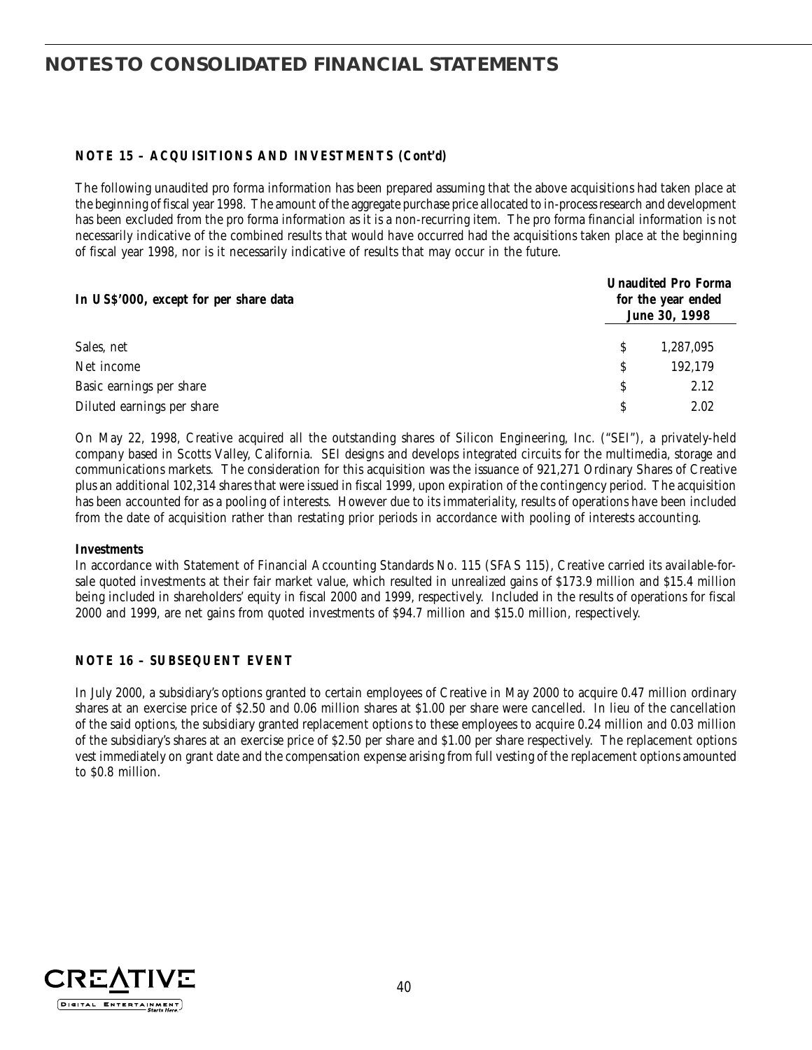# NOTES TO CONSOLIDATED FINANCIAL STATEMENTS

**NOTE 15 – ACQUISITIONS AND INVESTMENTS (Cont'd)**

The following unaudited pro forma information has been prepared assuming that the above acquisitions had taken place at the beginning of fiscal year 1998. The amount of the aggregate purchase price allocated to in-process research and development has been excluded from the pro forma information as it is a non-recurring item. The pro forma financial information is not necessarily indicative of the combined results that would have occurred had the acquisitions taken place at the beginning of fiscal year 1998, nor is it necessarily indicative of results that may occur in the future.

| In US$'000, except for per share data | Unaudited Pro Forma for the year ended June 30, 1998 |
|---|---|
| Sales, net | $ 1,287,095 |
| Net income | $ 192,179 |
| Basic earnings per share | $ 2.12 |
| Diluted earnings per share | $ 2.02 |

On May 22, 1998, Creative acquired all the outstanding shares of Silicon Engineering, Inc. ("SEI"), a privately-held company based in Scotts Valley, California. SEI designs and develops integrated circuits for the multimedia, storage and communications markets. The consideration for this acquisition was the issuance of 921,271 Ordinary Shares of Creative plus an additional 102,314 shares that were issued in fiscal 1999, upon expiration of the contingency period. The acquisition has been accounted for as a pooling of interests. However due to its immateriality, results of operations have been included from the date of acquisition rather than restating prior periods in accordance with pooling of interests accounting.

**Investments**

In accordance with Statement of Financial Accounting Standards No. 115 (SFAS 115), Creative carried its available-for-sale quoted investments at their fair market value, which resulted in unrealized gains of $173.9 million and $15.4 million being included in shareholders' equity in fiscal 2000 and 1999, respectively. Included in the results of operations for fiscal 2000 and 1999, are net gains from quoted investments of $94.7 million and $15.0 million, respectively.

**NOTE 16 – SUBSEQUENT EVENT**

In July 2000, a subsidiary's options granted to certain employees of Creative in May 2000 to acquire 0.47 million ordinary shares at an exercise price of $2.50 and 0.06 million shares at $1.00 per share were cancelled. In lieu of the cancellation of the said options, the subsidiary granted replacement options to these employees to acquire 0.24 million and 0.03 million of the subsidiary's shares at an exercise price of $2.50 per share and $1.00 per share respectively. The replacement options vest immediately on grant date and the compensation expense arising from full vesting of the replacement options amounted to $0.8 million.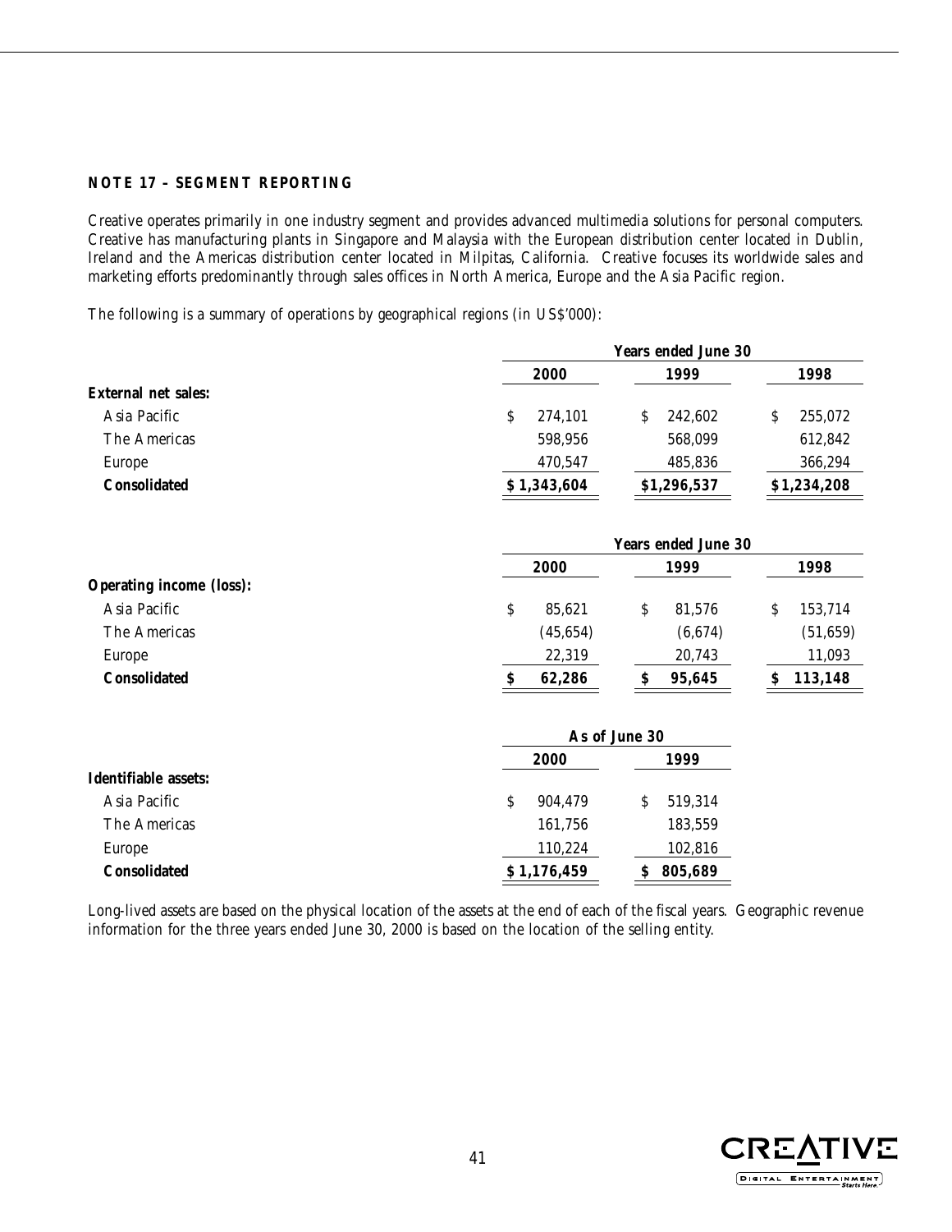**NOTE 17 – SEGMENT REPORTING**

Creative operates primarily in one industry segment and provides advanced multimedia solutions for personal computers. Creative has manufacturing plants in Singapore and Malaysia with the European distribution center located in Dublin, Ireland and the Americas distribution center located in Milpitas, California. Creative focuses its worldwide sales and marketing efforts predominantly through sales offices in North America, Europe and the Asia Pacific region.

The following is a summary of operations by geographical regions (in US$'000):

| | Years ended June 30 | | |
|---|---|---|---|
| | 2000 | 1999 | 1998 |
| **External net sales:** | | | |
| Asia Pacific | $ 274,101 | $ 242,602 | $ 255,072 |
| The Americas | 598,956 | 568,099 | 612,842 |
| Europe | 470,547 | 485,836 | 366,294 |
| **Consolidated** | **$ 1,343,604** | **$1,296,537** | **$1,234,208** |

| | Years ended June 30 | | |
|---|---|---|---|
| | 2000 | 1999 | 1998 |
| **Operating income (loss):** | | | |
| Asia Pacific | $ 85,621 | $ 81,576 | $ 153,714 |
| The Americas | (45,654) | (6,674) | (51,659) |
| Europe | 22,319 | 20,743 | 11,093 |
| **Consolidated** | **$ 62,286** | **$ 95,645** | **$ 113,148** |

| | As of June 30 | |
|---|---|---|
| | 2000 | 1999 |
| **Identifiable assets:** | | |
| Asia Pacific | $ 904,479 | $ 519,314 |
| The Americas | 161,756 | 183,559 |
| Europe | 110,224 | 102,816 |
| **Consolidated** | **$ 1,176,459** | **$ 805,689** |

Long-lived assets are based on the physical location of the assets at the end of each of the fiscal years. Geographic revenue information for the three years ended June 30, 2000 is based on the location of the selling entity.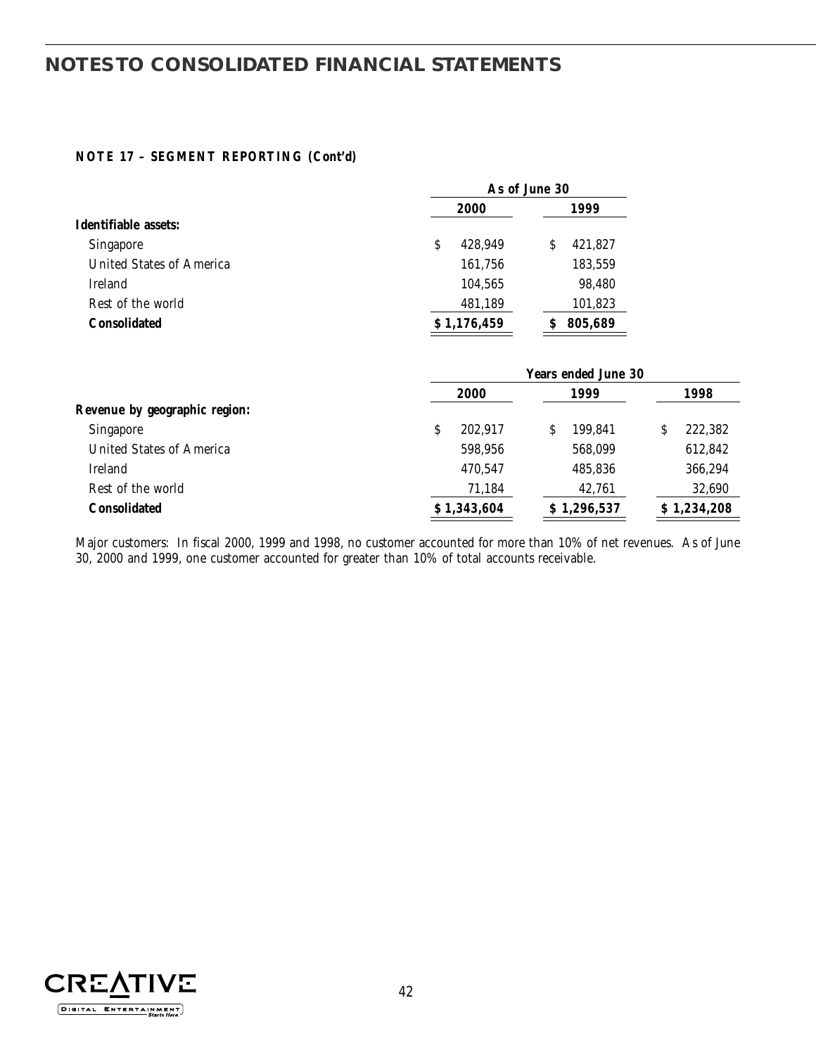# NOTES TO CONSOLIDATED FINANCIAL STATEMENTS

**NOTE 17 – SEGMENT REPORTING (Cont'd)**

| | As of June 30 | |
|---|---|---|
| | **2000** | **1999** |
| **Identifiable assets:** | | |
| Singapore | $ 428,949 | $ 421,827 |
| United States of America | 161,756 | 183,559 |
| Ireland | 104,565 | 98,480 |
| Rest of the world | 481,189 | 101,823 |
| **Consolidated** | **$ 1,176,459** | **$ 805,689** |

| | Years ended June 30 | | |
|---|---|---|---|
| | **2000** | **1999** | **1998** |
| **Revenue by geographic region:** | | | |
| Singapore | $ 202,917 | $ 199,841 | $ 222,382 |
| United States of America | 598,956 | 568,099 | 612,842 |
| Ireland | 470,547 | 485,836 | 366,294 |
| Rest of the world | 71,184 | 42,761 | 32,690 |
| **Consolidated** | **$ 1,343,604** | **$ 1,296,537** | **$ 1,234,208** |

Major customers: In fiscal 2000, 1999 and 1998, no customer accounted for more than 10% of net revenues. As of June 30, 2000 and 1999, one customer accounted for greater than 10% of total accounts receivable.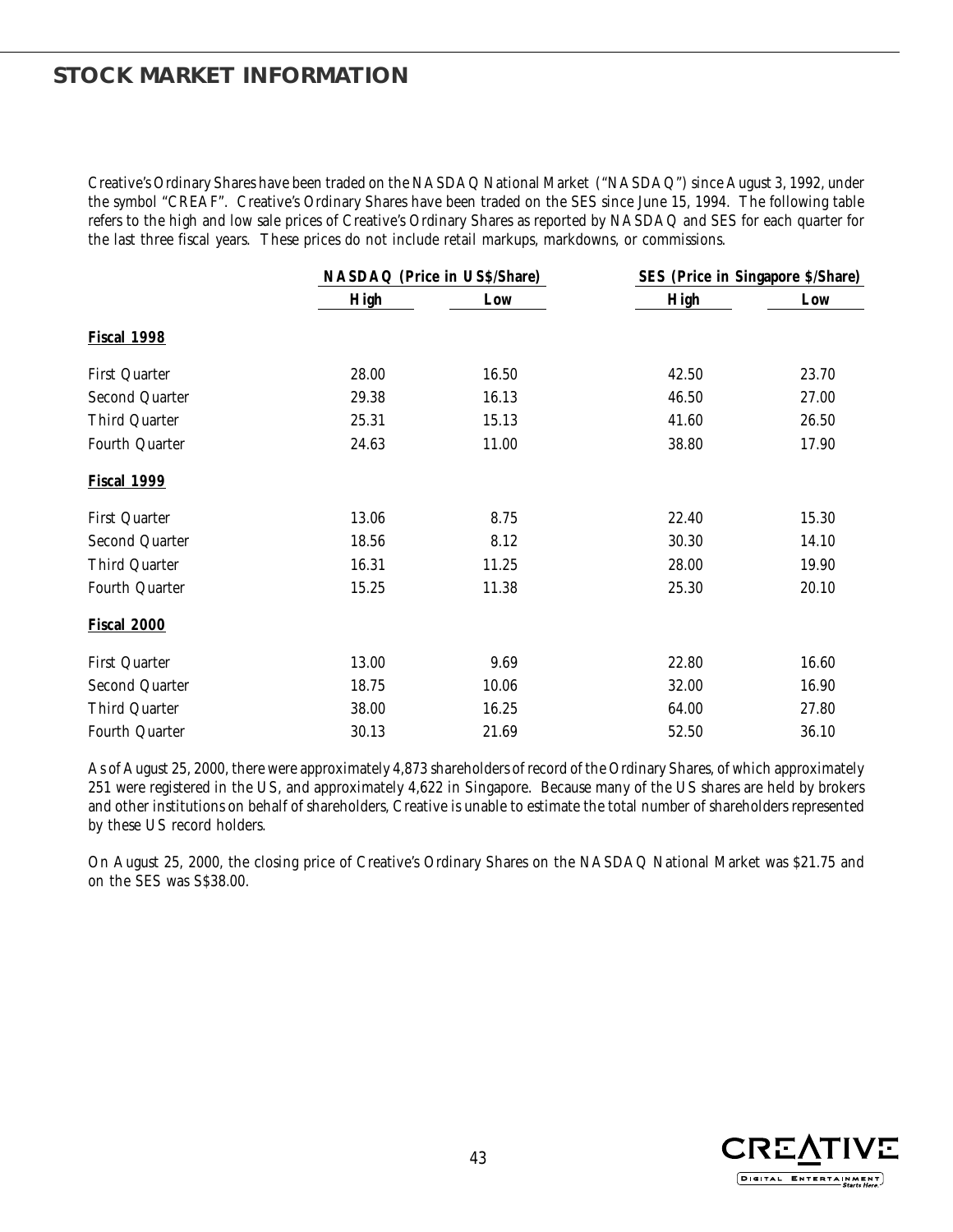# STOCK MARKET INFORMATION

Creative's Ordinary Shares have been traded on the NASDAQ National Market ("NASDAQ") since August 3, 1992, under the symbol "CREAF". Creative's Ordinary Shares have been traded on the SES since June 15, 1994. The following table refers to the high and low sale prices of Creative's Ordinary Shares as reported by NASDAQ and SES for each quarter for the last three fiscal years. These prices do not include retail markups, markdowns, or commissions.

| | NASDAQ (Price in US$/Share) | | SES (Price in Singapore $/Share) | |
|---|---|---|---|---|
| | **High** | **Low** | **High** | **Low** |
| **Fiscal 1998** | | | | |
| First Quarter | 28.00 | 16.50 | 42.50 | 23.70 |
| Second Quarter | 29.38 | 16.13 | 46.50 | 27.00 |
| Third Quarter | 25.31 | 15.13 | 41.60 | 26.50 |
| Fourth Quarter | 24.63 | 11.00 | 38.80 | 17.90 |
| **Fiscal 1999** | | | | |
| First Quarter | 13.06 | 8.75 | 22.40 | 15.30 |
| Second Quarter | 18.56 | 8.12 | 30.30 | 14.10 |
| Third Quarter | 16.31 | 11.25 | 28.00 | 19.90 |
| Fourth Quarter | 15.25 | 11.38 | 25.30 | 20.10 |
| **Fiscal 2000** | | | | |
| First Quarter | 13.00 | 9.69 | 22.80 | 16.60 |
| Second Quarter | 18.75 | 10.06 | 32.00 | 16.90 |
| Third Quarter | 38.00 | 16.25 | 64.00 | 27.80 |
| Fourth Quarter | 30.13 | 21.69 | 52.50 | 36.10 |

As of August 25, 2000, there were approximately 4,873 shareholders of record of the Ordinary Shares, of which approximately 251 were registered in the US, and approximately 4,622 in Singapore. Because many of the US shares are held by brokers and other institutions on behalf of shareholders, Creative is unable to estimate the total number of shareholders represented by these US record holders.

On August 25, 2000, the closing price of Creative's Ordinary Shares on the NASDAQ National Market was $21.75 and on the SES was S$38.00.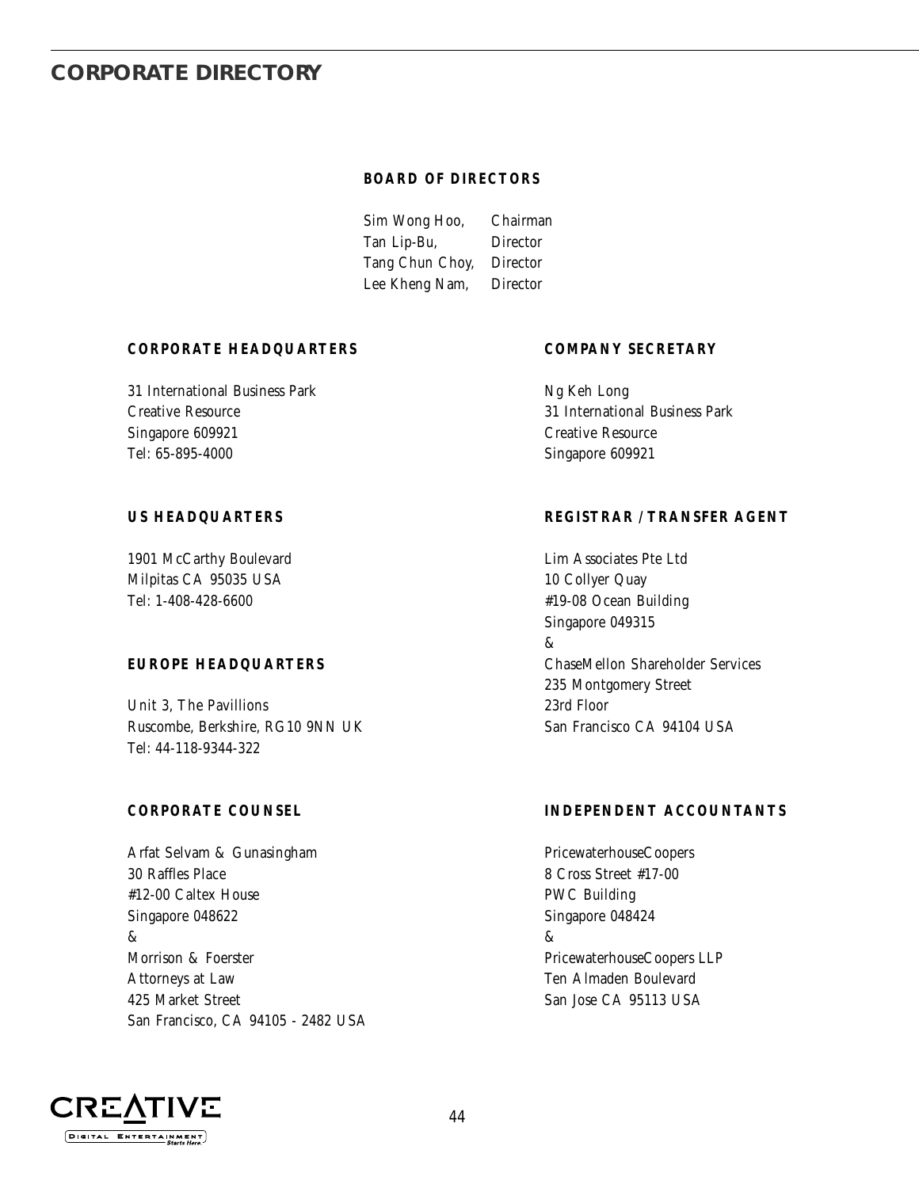# CORPORATE DIRECTORY

## BOARD OF DIRECTORS

Sim Wong Hoo, Chairman
Tan Lip-Bu, Director
Tang Chun Choy, Director
Lee Kheng Nam, Director

## CORPORATE HEADQUARTERS

31 International Business Park
Creative Resource
Singapore 609921
Tel: 65-895-4000

## US HEADQUARTERS

1901 McCarthy Boulevard
Milpitas CA 95035 USA
Tel: 1-408-428-6600

## EUROPE HEADQUARTERS

Unit 3, The Pavillions
Ruscombe, Berkshire, RG10 9NN UK
Tel: 44-118-9344-322

## CORPORATE COUNSEL

Arfat Selvam & Gunasingham
30 Raffles Place
#12-00 Caltex House
Singapore 048622
&
Morrison & Foerster
Attorneys at Law
425 Market Street
San Francisco, CA 94105 - 2482 USA

## COMPANY SECRETARY

Ng Keh Long
31 International Business Park
Creative Resource
Singapore 609921

## REGISTRAR / TRANSFER AGENT

Lim Associates Pte Ltd
10 Collyer Quay
#19-08 Ocean Building
Singapore 049315
&
ChaseMellon Shareholder Services
235 Montgomery Street
23rd Floor
San Francisco CA 94104 USA

## INDEPENDENT ACCOUNTANTS

PricewaterhouseCoopers
8 Cross Street #17-00
PWC Building
Singapore 048424
&
PricewaterhouseCoopers LLP
Ten Almaden Boulevard
San Jose CA 95113 USA

CREATIVE
DIGITAL ENTERTAINMENT Starts Here.